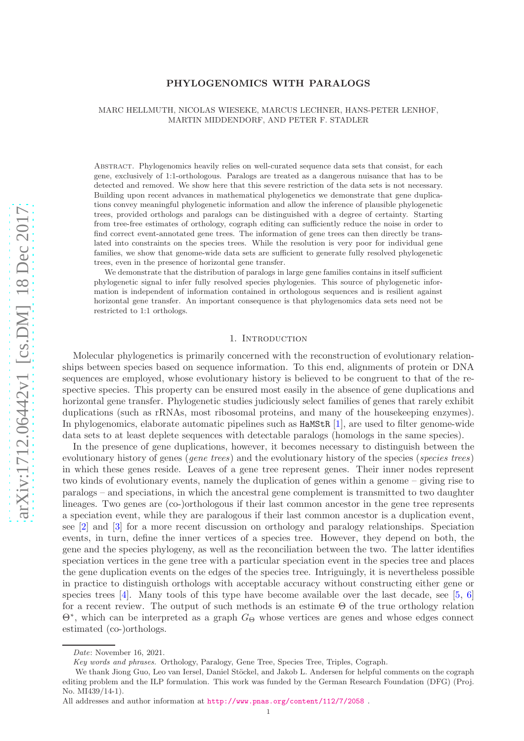# PHYLOGENOMICS WITH PARALOGS

MARC HELLMUTH, NICOLAS WIESEKE, MARCUS LECHNER, HANS-PETER LENHOF, MARTIN MIDDENDORF, AND PETER F. STADLER

Abstract. Phylogenomics heavily relies on well-curated sequence data sets that consist, for each gene, exclusively of 1:1-orthologous. Paralogs are treated as a dangerous nuisance that has to be detected and removed. We show here that this severe restriction of the data sets is not necessary. Building upon recent advances in mathematical phylogenetics we demonstrate that gene duplications convey meaningful phylogenetic information and allow the inference of plausible phylogenetic trees, provided orthologs and paralogs can be distinguished with a degree of certainty. Starting from tree-free estimates of orthology, cograph editing can sufficiently reduce the noise in order to find correct event-annotated gene trees. The information of gene trees can then directly be translated into constraints on the species trees. While the resolution is very poor for individual gene families, we show that genome-wide data sets are sufficient to generate fully resolved phylogenetic trees, even in the presence of horizontal gene transfer.

We demonstrate that the distribution of paralogs in large gene families contains in itself sufficient phylogenetic signal to infer fully resolved species phylogenies. This source of phylogenetic information is independent of information contained in orthologous sequences and is resilient against horizontal gene transfer. An important consequence is that phylogenomics data sets need not be restricted to 1:1 orthologs.

## 1. Introduction

Molecular phylogenetics is primarily concerned with the reconstruction of evolutionary relationships between species based on sequence information. To this end, alignments of protein or DNA sequences are employed, whose evolutionary history is believed to be congruent to that of the respective species. This property can be ensured most easily in the absence of gene duplications and horizontal gene transfer. Phylogenetic studies judiciously select families of genes that rarely exhibit duplications (such as rRNAs, most ribosomal proteins, and many of the housekeeping enzymes). In phylogenomics, elaborate automatic pipelines such as HaMStR [1], are used to filter genome-wide data sets to at least deplete sequences with detectable paralogs (homologs in the same species).

In the presence of gene duplications, however, it becomes necessary to distinguish between the evolutionary history of genes (*gene trees*) and the evolutionary history of the species (*species trees*) in which these genes reside. Leaves of a gene tree represent genes. Their inner nodes represent two kinds of evolutionary events, namely the duplication of genes within a genome – giving rise to paralogs – and speciations, in which the ancestral gene complement is transmitted to two daughter lineages. Two genes are (co-)orthologous if their last common ancestor in the gene tree represents a speciation event, while they are paralogous if their last common ancestor is a duplication event, see [2] and [3] for a more recent discussion on orthology and paralogy relationships. Speciation events, in turn, define the inner vertices of a species tree. However, they depend on both, the gene and the species phylogeny, as well as the reconciliation between the two. The latter identifies speciation vertices in the gene tree with a particular speciation event in the species tree and places the gene duplication events on the edges of the species tree. Intriguingly, it is nevertheless possible in practice to distinguish orthologs with acceptable accuracy without constructing either gene or species trees [4]. Many tools of this type have become available over the last decade, see [5, 6] for a recent review. The output of such methods is an estimate $\Theta$ of the true orthology relation $\Theta^*$, which can be interpreted as a graph $G_\Theta$ whose vertices are genes and whose edges connect estimated (co-)orthologs.

---

*Date*: November 16, 2021.

*Key words and phrases.* Orthology, Paralogy, Gene Tree, Species Tree, Triples, Cograph.

We thank Jiong Guo, Leo van Iersel, Daniel Stöckel, and Jakob L. Andersen for helpful comments on the cograph editing problem and the ILP formulation. This work was funded by the German Research Foundation (DFG) (Proj. No. MI439/14-1).

All addresses and author information at http://www.pnas.org/content/112/7/2058 .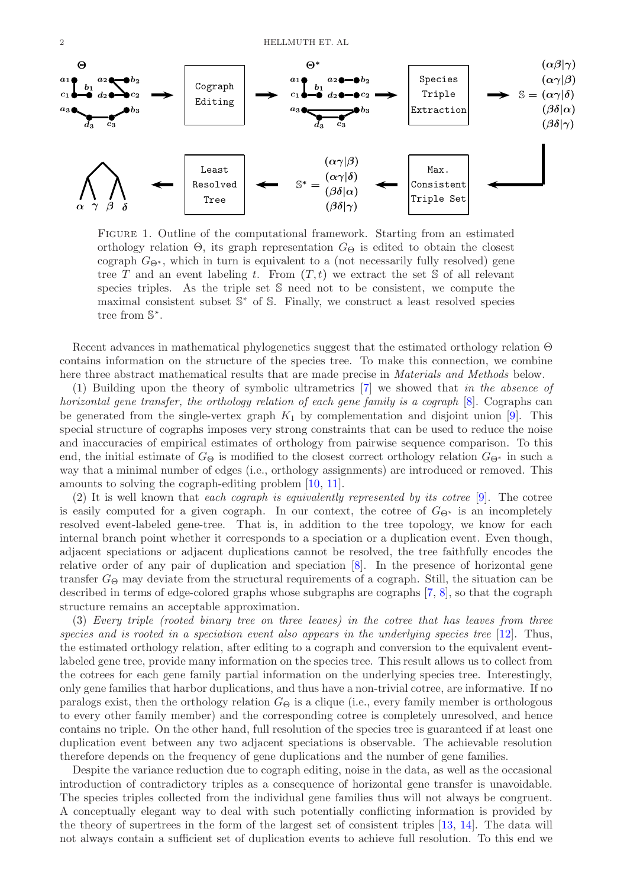FIGURE 1. Outline of the computational framework. Starting from an estimated orthology relation $\Theta$, its graph representation $G_\Theta$ is edited to obtain the closest cograph $G_{\Theta^*}$, which in turn is equivalent to a (not necessarily fully resolved) gene tree $T$ and an event labeling $t$. From $(T,t)$ we extract the set $\mathbb{S}$ of all relevant species triples. As the triple set $\mathbb{S}$ need not to be consistent, we compute the maximal consistent subset $\mathbb{S}^*$ of $\mathbb{S}$. Finally, we construct a least resolved species tree from $\mathbb{S}^*$.

Recent advances in mathematical phylogenetics suggest that the estimated orthology relation $\Theta$ contains information on the structure of the species tree. To make this connection, we combine here three abstract mathematical results that are made precise in *Materials and Methods* below.

(1) Building upon the theory of symbolic ultrametrics [7] we showed that *in the absence of horizontal gene transfer, the orthology relation of each gene family is a cograph* [8]. Cographs can be generated from the single-vertex graph $K_1$ by complementation and disjoint union [9]. This special structure of cographs imposes very strong constraints that can be used to reduce the noise and inaccuracies of empirical estimates of orthology from pairwise sequence comparison. To this end, the initial estimate of $G_\Theta$ is modified to the closest correct orthology relation $G_{\Theta^*}$ in such a way that a minimal number of edges (i.e., orthology assignments) are introduced or removed. This amounts to solving the cograph-editing problem [10, 11].

(2) It is well known that *each cograph is equivalently represented by its cotree* [9]. The cotree is easily computed for a given cograph. In our context, the cotree of $G_{\Theta^*}$ is an incompletely resolved event-labeled gene-tree. That is, in addition to the tree topology, we know for each internal branch point whether it corresponds to a speciation or a duplication event. Even though, adjacent speciations or adjacent duplications cannot be resolved, the tree faithfully encodes the relative order of any pair of duplication and speciation [8]. In the presence of horizontal gene transfer $G_\Theta$ may deviate from the structural requirements of a cograph. Still, the situation can be described in terms of edge-colored graphs whose subgraphs are cographs [7, 8], so that the cograph structure remains an acceptable approximation.

(3) *Every triple (rooted binary tree on three leaves) in the cotree that has leaves from three species and is rooted in a speciation event also appears in the underlying species tree* [12]. Thus, the estimated orthology relation, after editing to a cograph and conversion to the equivalent event-labeled gene tree, provide many information on the species tree. This result allows us to collect from the cotrees for each gene family partial information on the underlying species tree. Interestingly, only gene families that harbor duplications, and thus have a non-trivial cotree, are informative. If no paralogs exist, then the orthology relation $G_\Theta$ is a clique (i.e., every family member is orthologous to every other family member) and the corresponding cotree is completely unresolved, and hence contains no triple. On the other hand, full resolution of the species tree is guaranteed if at least one duplication event between any two adjacent speciations is observable. The achievable resolution therefore depends on the frequency of gene duplications and the number of gene families.

Despite the variance reduction due to cograph editing, noise in the data, as well as the occasional introduction of contradictory triples as a consequence of horizontal gene transfer is unavoidable. The species triples collected from the individual gene families thus will not always be congruent. A conceptually elegant way to deal with such potentially conflicting information is provided by the theory of supertrees in the form of the largest set of consistent triples [13, 14]. The data will not always contain a sufficient set of duplication events to achieve full resolution. To this end we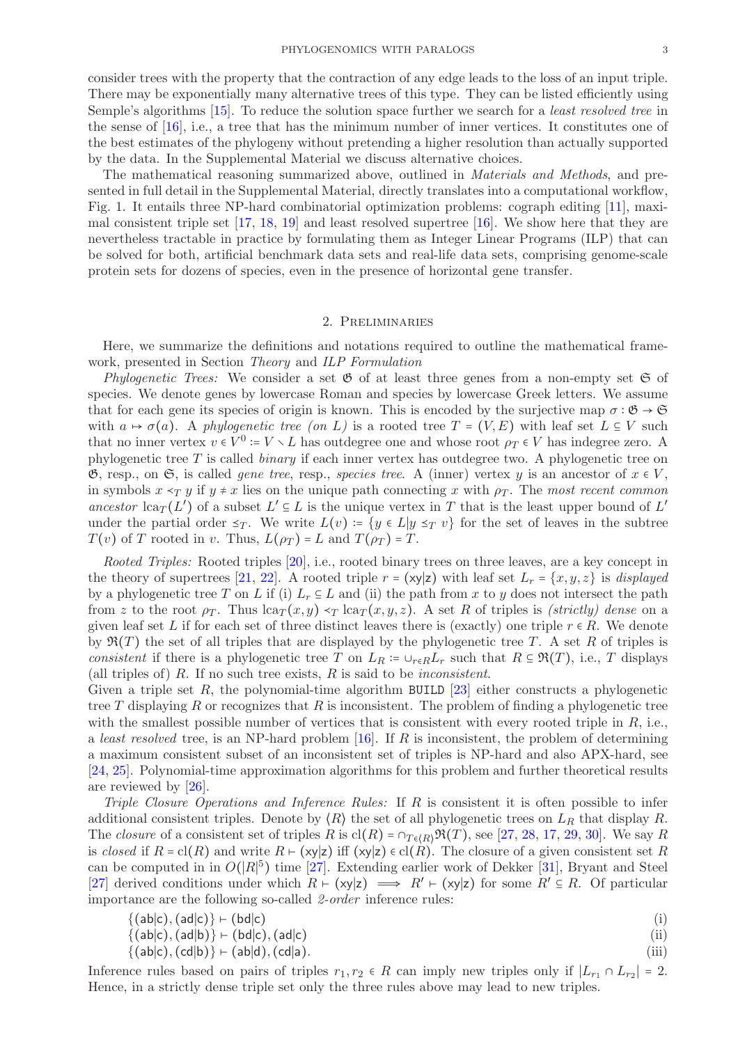consider trees with the property that the contraction of any edge leads to the loss of an input triple. There may be exponentially many alternative trees of this type. They can be listed efficiently using Semple's algorithms [15]. To reduce the solution space further we search for a *least resolved tree* in the sense of [16], i.e., a tree that has the minimum number of inner vertices. It constitutes one of the best estimates of the phylogeny without pretending a higher resolution than actually supported by the data. In the Supplemental Material we discuss alternative choices.

The mathematical reasoning summarized above, outlined in *Materials and Methods*, and presented in full detail in the Supplemental Material, directly translates into a computational workflow, Fig. 1. It entails three NP-hard combinatorial optimization problems: cograph editing [11], maximal consistent triple set [17, 18, 19] and least resolved supertree [16]. We show here that they are nevertheless tractable in practice by formulating them as Integer Linear Programs (ILP) that can be solved for both, artificial benchmark data sets and real-life data sets, comprising genome-scale protein sets for dozens of species, even in the presence of horizontal gene transfer.

## 2. Preliminaries

Here, we summarize the definitions and notations required to outline the mathematical framework, presented in Section *Theory* and *ILP Formulation*

*Phylogenetic Trees:* We consider a set $\mathfrak{G}$ of at least three genes from a non-empty set $\mathfrak{S}$ of species. We denote genes by lowercase Roman and species by lowercase Greek letters. We assume that for each gene its species of origin is known. This is encoded by the surjective map $\sigma : \mathfrak{G} \to \mathfrak{S}$ with $a \mapsto \sigma(a)$. A *phylogenetic tree (on $L$)* is a rooted tree $T = (V, E)$ with leaf set $L \subseteq V$ such that no inner vertex $v \in V^0 := V \setminus L$ has outdegree one and whose root $\rho_T \in V$ has indegree zero. A phylogenetic tree $T$ is called *binary* if each inner vertex has outdegree two. A phylogenetic tree on $\mathfrak{G}$, resp., on $\mathfrak{S}$, is called *gene tree*, resp., *species tree*. A (inner) vertex $y$ is an ancestor of $x \in V$, in symbols $x \prec_T y$ if $y \neq x$ lies on the unique path connecting $x$ with $\rho_T$. The *most recent common ancestor* $\operatorname{lca}_T(L')$ of a subset $L' \subseteq L$ is the unique vertex in $T$ that is the least upper bound of $L'$ under the partial order $\preceq_T$. We write $L(v) := \{y \in L | y \preceq_T v\}$ for the set of leaves in the subtree $T(v)$ of $T$ rooted in $v$. Thus, $L(\rho_T) = L$ and $T(\rho_T) = T$.

*Rooted Triples:* Rooted triples [20], i.e., rooted binary trees on three leaves, are a key concept in the theory of supertrees [21, 22]. A rooted triple $r = (\mathsf{xy}|\mathsf{z})$ with leaf set $L_r = \{x, y, z\}$ is *displayed* by a phylogenetic tree $T$ on $L$ if (i) $L_r \subseteq L$ and (ii) the path from $x$ to $y$ does not intersect the path from $z$ to the root $\rho_T$. Thus $\operatorname{lca}_T(x, y) \prec_T \operatorname{lca}_T(x, y, z)$. A set $R$ of triples is *(strictly) dense* on a given leaf set $L$ if for each set of three distinct leaves there is (exactly) one triple $r \in R$. We denote by $\mathfrak{R}(T)$ the set of all triples that are displayed by the phylogenetic tree $T$. A set $R$ of triples is *consistent* if there is a phylogenetic tree $T$ on $L_R := \cup_{r \in R} L_r$ such that $R \subseteq \mathfrak{R}(T)$, i.e., $T$ displays (all triples of) $R$. If no such tree exists, $R$ is said to be *inconsistent*.

Given a triple set $R$, the polynomial-time algorithm `BUILD` [23] either constructs a phylogenetic tree $T$ displaying $R$ or recognizes that $R$ is inconsistent. The problem of finding a phylogenetic tree with the smallest possible number of vertices that is consistent with every rooted triple in $R$, i.e., a *least resolved* tree, is an NP-hard problem [16]. If $R$ is inconsistent, the problem of determining a maximum consistent subset of an inconsistent set of triples is NP-hard and also APX-hard, see [24, 25]. Polynomial-time approximation algorithms for this problem and further theoretical results are reviewed by [26].

*Triple Closure Operations and Inference Rules:* If $R$ is consistent it is often possible to infer additional consistent triples. Denote by $\langle R \rangle$ the set of all phylogenetic trees on $L_R$ that display $R$. The *closure* of a consistent set of triples $R$ is $\operatorname{cl}(R) = \cap_{T \in \langle R \rangle} \mathfrak{R}(T)$, see [27, 28, 17, 29, 30]. We say $R$ is *closed* if $R = \operatorname{cl}(R)$ and write $R \vdash (\mathsf{xy}|\mathsf{z})$ iff $(\mathsf{xy}|\mathsf{z}) \in \operatorname{cl}(R)$. The closure of a given consistent set $R$ can be computed in in $O(|R|^5)$ time [27]. Extending earlier work of Dekker [31], Bryant and Steel [27] derived conditions under which $R \vdash (\mathsf{xy}|\mathsf{z}) \implies R' \vdash (\mathsf{xy}|\mathsf{z})$ for some $R' \subseteq R$. Of particular importance are the following so-called *2-order* inference rules:

$$\{(\mathsf{ab}|\mathsf{c}), (\mathsf{ad}|\mathsf{c})\} \vdash (\mathsf{bd}|\mathsf{c}) \tag{i}$$

$$\{(\mathsf{ab}|\mathsf{c}), (\mathsf{ad}|\mathsf{b})\} \vdash (\mathsf{bd}|\mathsf{c}), (\mathsf{ad}|\mathsf{c}) \tag{ii}$$

$$\{(\mathsf{ab}|\mathsf{c}), (\mathsf{cd}|\mathsf{b})\} \vdash (\mathsf{ab}|\mathsf{d}), (\mathsf{cd}|\mathsf{a}). \tag{iii}$$

Inference rules based on pairs of triples $r_1, r_2 \in R$ can imply new triples only if $|L_{r_1} \cap L_{r_2}| = 2$. Hence, in a strictly dense triple set only the three rules above may lead to new triples.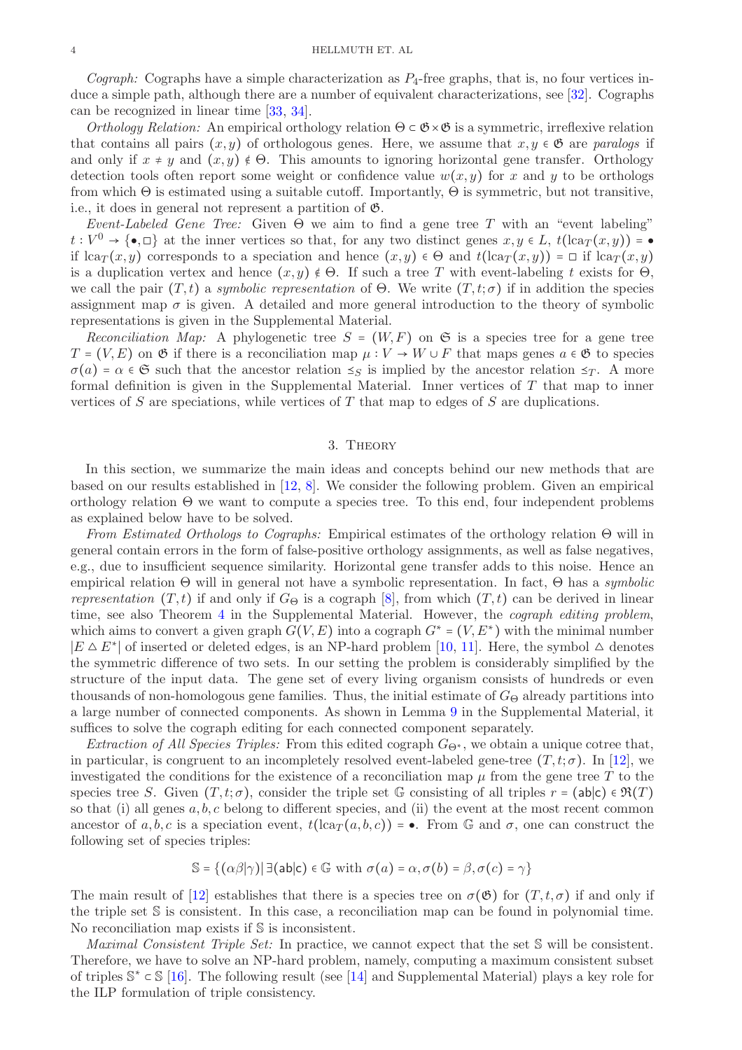*Cograph:* Cographs have a simple characterization as $P_4$-free graphs, that is, no four vertices induce a simple path, although there are a number of equivalent characterizations, see [32]. Cographs can be recognized in linear time [33, 34].

*Orthology Relation:* An empirical orthology relation $\Theta \subset \mathfrak{G} \times \mathfrak{G}$ is a symmetric, irreflexive relation that contains all pairs $(x, y)$ of orthologous genes. Here, we assume that $x, y \in \mathfrak{G}$ are *paralogs* if and only if $x \neq y$ and $(x, y) \notin \Theta$. This amounts to ignoring horizontal gene transfer. Orthology detection tools often report some weight or confidence value $w(x, y)$ for $x$ and $y$ to be orthologs from which $\Theta$ is estimated using a suitable cutoff. Importantly, $\Theta$ is symmetric, but not transitive, i.e., it does in general not represent a partition of $\mathfrak{G}$.

*Event-Labeled Gene Tree:* Given $\Theta$ we aim to find a gene tree $T$ with an "event labeling" $t : V^0 \to \{\bullet, \square\}$ at the inner vertices so that, for any two distinct genes $x, y \in L$, $t(\text{lca}_T(x, y)) = \bullet$ if $\text{lca}_T(x, y)$ corresponds to a speciation and hence $(x, y) \in \Theta$ and $t(\text{lca}_T(x, y)) = \square$ if $\text{lca}_T(x, y)$ is a duplication vertex and hence $(x, y) \notin \Theta$. If such a tree $T$ with event-labeling $t$ exists for $\Theta$, we call the pair $(T, t)$ a *symbolic representation* of $\Theta$. We write $(T, t; \sigma)$ if in addition the species assignment map $\sigma$ is given. A detailed and more general introduction to the theory of symbolic representations is given in the Supplemental Material.

*Reconciliation Map:* A phylogenetic tree $S = (W, F)$ on $\mathfrak{S}$ is a species tree for a gene tree $T = (V, E)$ on $\mathfrak{G}$ if there is a reconciliation map $\mu : V \to W \cup F$ that maps genes $a \in \mathfrak{G}$ to species $\sigma(a) = \alpha \in \mathfrak{S}$ such that the ancestor relation $\preceq_S$ is implied by the ancestor relation $\preceq_T$. A more formal definition is given in the Supplemental Material. Inner vertices of $T$ that map to inner vertices of $S$ are speciations, while vertices of $T$ that map to edges of $S$ are duplications.

## 3. Theory

In this section, we summarize the main ideas and concepts behind our new methods that are based on our results established in [12, 8]. We consider the following problem. Given an empirical orthology relation $\Theta$ we want to compute a species tree. To this end, four independent problems as explained below have to be solved.

*From Estimated Orthologs to Cographs:* Empirical estimates of the orthology relation $\Theta$ will in general contain errors in the form of false-positive orthology assignments, as well as false negatives, e.g., due to insufficient sequence similarity. Horizontal gene transfer adds to this noise. Hence an empirical relation $\Theta$ will in general not have a symbolic representation. In fact, $\Theta$ has a *symbolic representation* $(T, t)$ if and only if $G_\Theta$ is a cograph [8], from which $(T, t)$ can be derived in linear time, see also Theorem 4 in the Supplemental Material. However, the *cograph editing problem*, which aims to convert a given graph $G(V, E)$ into a cograph $G^* = (V, E^*)$ with the minimal number $|E \triangle E^*|$ of inserted or deleted edges, is an NP-hard problem [10, 11]. Here, the symbol $\triangle$ denotes the symmetric difference of two sets. In our setting the problem is considerably simplified by the structure of the input data. The gene set of every living organism consists of hundreds or even thousands of non-homologous gene families. Thus, the initial estimate of $G_\Theta$ already partitions into a large number of connected components. As shown in Lemma 9 in the Supplemental Material, it suffices to solve the cograph editing for each connected component separately.

*Extraction of All Species Triples:* From this edited cograph $G_{\Theta^*}$, we obtain a unique cotree that, in particular, is congruent to an incompletely resolved event-labeled gene-tree $(T, t; \sigma)$. In [12], we investigated the conditions for the existence of a reconciliation map $\mu$ from the gene tree $T$ to the species tree $S$. Given $(T, t; \sigma)$, consider the triple set $\mathbb{G}$ consisting of all triples $r = (\mathsf{ab}|\mathsf{c}) \in \mathfrak{R}(T)$ so that (i) all genes $a, b, c$ belong to different species, and (ii) the event at the most recent common ancestor of $a, b, c$ is a speciation event, $t(\text{lca}_T(a, b, c)) = \bullet$. From $\mathbb{G}$ and $\sigma$, one can construct the following set of species triples:

$$\mathbb{S} = \{(\alpha\beta|\gamma) | \exists (\mathsf{ab}|\mathsf{c}) \in \mathbb{G} \text{ with } \sigma(a) = \alpha, \sigma(b) = \beta, \sigma(c) = \gamma\}$$

The main result of [12] establishes that there is a species tree on $\sigma(\mathfrak{G})$ for $(T, t, \sigma)$ if and only if the triple set $\mathbb{S}$ is consistent. In this case, a reconciliation map can be found in polynomial time. No reconciliation map exists if $\mathbb{S}$ is inconsistent.

*Maximal Consistent Triple Set:* In practice, we cannot expect that the set $\mathbb{S}$ will be consistent. Therefore, we have to solve an NP-hard problem, namely, computing a maximum consistent subset of triples $\mathbb{S}^* \subset \mathbb{S}$ [16]. The following result (see [14] and Supplemental Material) plays a key role for the ILP formulation of triple consistency.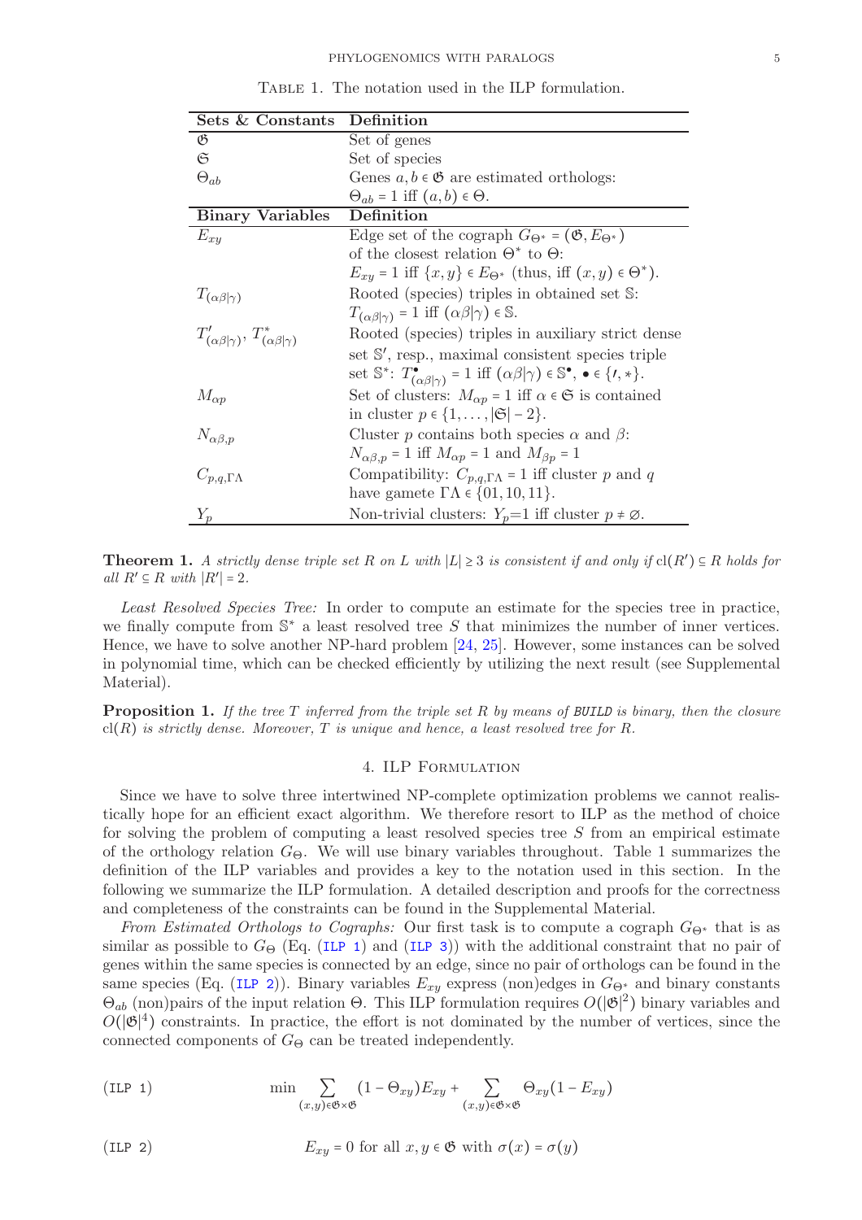Table 1. The notation used in the ILP formulation.

| Sets & Constants | Definition |
|---|---|
| $\mathfrak{G}$ | Set of genes |
| $\mathfrak{S}$ | Set of species |
| $\Theta_{ab}$ | Genes $a, b \in \mathfrak{G}$ are estimated orthologs: $\Theta_{ab} = 1$ iff $(a,b) \in \Theta$. |
| **Binary Variables** | **Definition** |
| $E_{xy}$ | Edge set of the cograph $G_{\Theta^*} = (\mathfrak{G}, E_{\Theta^*})$ of the closest relation $\Theta^*$ to $\Theta$: $E_{xy} = 1$ iff $\{x,y\} \in E_{\Theta^*}$ (thus, iff $(x,y) \in \Theta^*$). |
| $T_{(\alpha\beta\|\gamma)}$ | Rooted (species) triples in obtained set $\mathbb{S}$: $T_{(\alpha\beta\|\gamma)} = 1$ iff $(\alpha\beta\|\gamma) \in \mathbb{S}$. |
| $T'_{(\alpha\beta\|\gamma)}$, $T^*_{(\alpha\beta\|\gamma)}$ | Rooted (species) triples in auxiliary strict dense set $\mathbb{S}'$, resp., maximal consistent species triple set $\mathbb{S}^*$: $T^\bullet_{(\alpha\beta\|\gamma)} = 1$ iff $(\alpha\beta\|\gamma) \in \mathbb{S}^\bullet$, $\bullet \in \{\prime, *\}$. |
| $M_{\alpha p}$ | Set of clusters: $M_{\alpha p} = 1$ iff $\alpha \in \mathfrak{S}$ is contained in cluster $p \in \{1, \dots, \|\mathfrak{S}\| - 2\}$. |
| $N_{\alpha\beta,p}$ | Cluster $p$ contains both species $\alpha$ and $\beta$: $N_{\alpha\beta,p} = 1$ iff $M_{\alpha p} = 1$ and $M_{\beta p} = 1$ |
| $C_{p,q,\Gamma\Lambda}$ | Compatibility: $C_{p,q,\Gamma\Lambda} = 1$ iff cluster $p$ and $q$ have gamete $\Gamma\Lambda \in \{01, 10, 11\}$. |
| $Y_p$ | Non-trivial clusters: $Y_p$=1 iff cluster $p \neq \varnothing$. |

**Theorem 1.** *A strictly dense triple set $R$ on $L$ with $|L| \geq 3$ is consistent if and only if $\mathrm{cl}(R') \subseteq R$ holds for all $R' \subseteq R$ with $|R'| = 2$.*

*Least Resolved Species Tree:* In order to compute an estimate for the species tree in practice, we finally compute from $\mathbb{S}^*$ a least resolved tree $S$ that minimizes the number of inner vertices. Hence, we have to solve another NP-hard problem [24, 25]. However, some instances can be solved in polynomial time, which can be checked efficiently by utilizing the next result (see Supplemental Material).

**Proposition 1.** *If the tree $T$ inferred from the triple set $R$ by means of BUILD is binary, then the closure $\mathrm{cl}(R)$ is strictly dense. Moreover, $T$ is unique and hence, a least resolved tree for $R$.*

## 4. ILP Formulation

Since we have to solve three intertwined NP-complete optimization problems we cannot realistically hope for an efficient exact algorithm. We therefore resort to ILP as the method of choice for solving the problem of computing a least resolved species tree $S$ from an empirical estimate of the orthology relation $G_\Theta$. We will use binary variables throughout. Table 1 summarizes the definition of the ILP variables and provides a key to the notation used in this section. In the following we summarize the ILP formulation. A detailed description and proofs for the correctness and completeness of the constraints can be found in the Supplemental Material.

*From Estimated Orthologs to Cographs:* Our first task is to compute a cograph $G_{\Theta^*}$ that is as similar as possible to $G_\Theta$ (Eq. (ILP 1) and (ILP 3)) with the additional constraint that no pair of genes within the same species is connected by an edge, since no pair of orthologs can be found in the same species (Eq. (ILP 2)). Binary variables $E_{xy}$ express (non)edges in $G_{\Theta^*}$ and binary constants $\Theta_{ab}$ (non)pairs of the input relation $\Theta$. This ILP formulation requires $O(|\mathfrak{G}|^2)$ binary variables and $O(|\mathfrak{G}|^4)$ constraints. In practice, the effort is not dominated by the number of vertices, since the connected components of $G_\Theta$ can be treated independently.

(ILP 1)
$$\min \sum_{(x,y)\in\mathfrak{G}\times\mathfrak{G}} (1-\Theta_{xy})E_{xy} + \sum_{(x,y)\in\mathfrak{G}\times\mathfrak{G}} \Theta_{xy}(1-E_{xy})$$

(ILP 2)
$$E_{xy} = 0 \text{ for all } x,y \in \mathfrak{G} \text{ with } \sigma(x) = \sigma(y)$$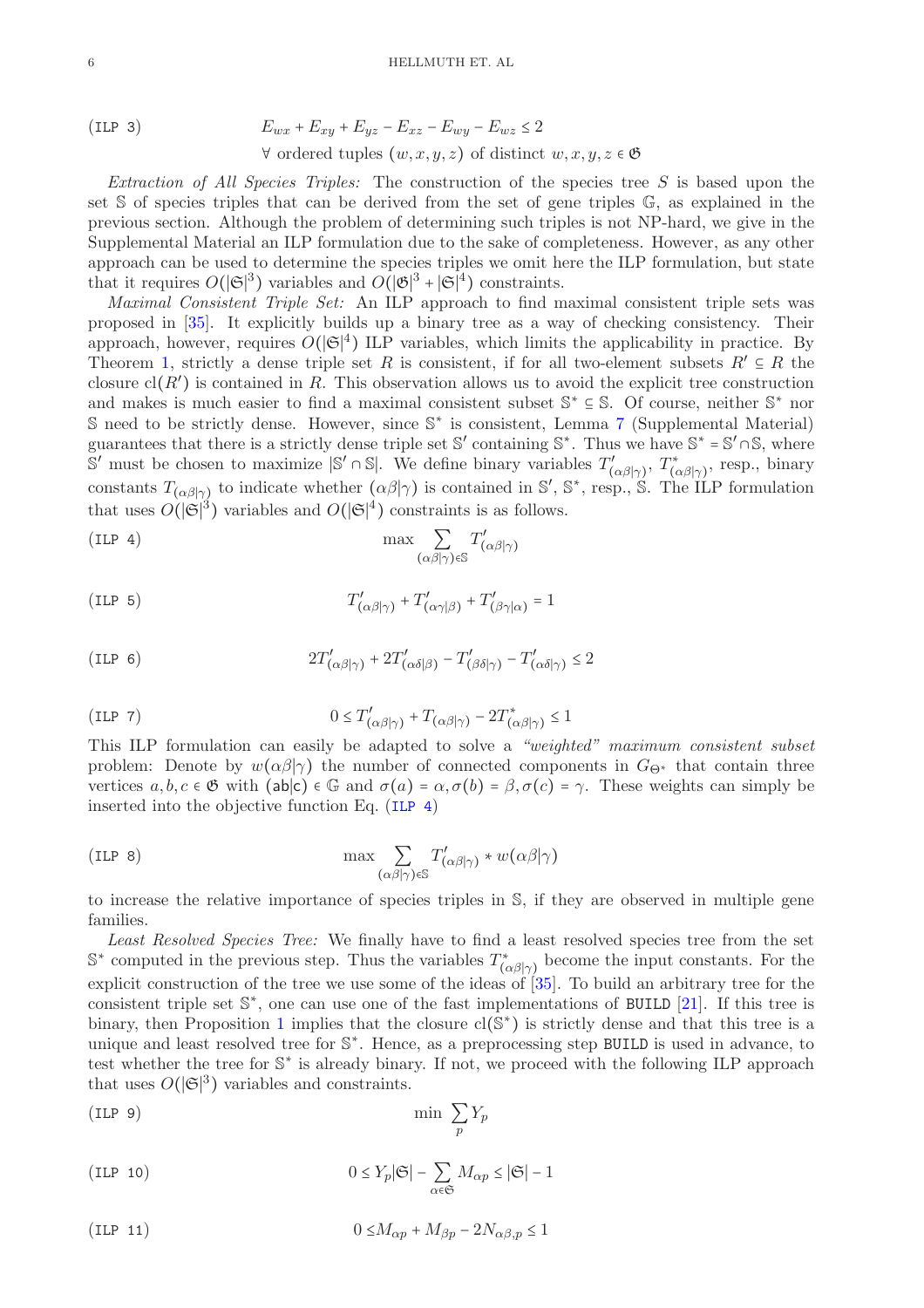$$E_{wx} + E_{xy} + E_{yz} - E_{xz} - E_{wy} - E_{wz} \leq 2 \tag{ILP 3}$$
$$\forall \text{ ordered tuples } (w,x,y,z) \text{ of distinct } w,x,y,z \in \mathfrak{G}$$

*Extraction of All Species Triples:* The construction of the species tree $S$ is based upon the set $\mathbb{S}$ of species triples that can be derived from the set of gene triples $\mathbb{G}$, as explained in the previous section. Although the problem of determining such triples is not NP-hard, we give in the Supplemental Material an ILP formulation due to the sake of completeness. However, as any other approach can be used to determine the species triples we omit here the ILP formulation, but state that it requires $O(|\mathfrak{S}|^3)$ variables and $O(|\mathfrak{G}|^3 + |\mathfrak{S}|^4)$ constraints.

*Maximal Consistent Triple Set:* An ILP approach to find maximal consistent triple sets was proposed in [35]. It explicitly builds up a binary tree as a way of checking consistency. Their approach, however, requires $O(|\mathfrak{S}|^4)$ ILP variables, which limits the applicability in practice. By Theorem 1, strictly a dense triple set $R$ is consistent, if for all two-element subsets $R' \subseteq R$ the closure $\mathrm{cl}(R')$ is contained in $R$. This observation allows us to avoid the explicit tree construction and makes is much easier to find a maximal consistent subset $\mathbb{S}^* \subseteq \mathbb{S}$. Of course, neither $\mathbb{S}^*$ nor $\mathbb{S}$ need to be strictly dense. However, since $\mathbb{S}^*$ is consistent, Lemma 7 (Supplemental Material) guarantees that there is a strictly dense triple set $\mathbb{S}'$ containing $\mathbb{S}^*$. Thus we have $\mathbb{S}^* = \mathbb{S}' \cap \mathbb{S}$, where $\mathbb{S}'$ must be chosen to maximize $|\mathbb{S}' \cap \mathbb{S}|$. We define binary variables $T'_{(\alpha\beta|\gamma)}$, $T^*_{(\alpha\beta|\gamma)}$, resp., binary constants $T_{(\alpha\beta|\gamma)}$ to indicate whether $(\alpha\beta|\gamma)$ is contained in $\mathbb{S}'$, $\mathbb{S}^*$, resp., $\mathbb{S}$. The ILP formulation that uses $O(|\mathfrak{S}|^3)$ variables and $O(|\mathfrak{S}|^4)$ constraints is as follows.

$$\max \sum_{(\alpha\beta|\gamma)\in\mathbb{S}} T'_{(\alpha\beta|\gamma)} \tag{ILP 4}$$

$$T'_{(\alpha\beta|\gamma)} + T'_{(\alpha\gamma|\beta)} + T'_{(\beta\gamma|\alpha)} = 1 \tag{ILP 5}$$

$$2T'_{(\alpha\beta|\gamma)} + 2T'_{(\alpha\delta|\beta)} - T'_{(\beta\delta|\gamma)} - T'_{(\alpha\delta|\gamma)} \leq 2 \tag{ILP 6}$$

$$0 \leq T'_{(\alpha\beta|\gamma)} + T_{(\alpha\beta|\gamma)} - 2T^*_{(\alpha\beta|\gamma)} \leq 1 \tag{ILP 7}$$

This ILP formulation can easily be adapted to solve a *"weighted" maximum consistent subset* problem: Denote by $w(\alpha\beta|\gamma)$ the number of connected components in $G_{\Theta^*}$ that contain three vertices $a,b,c \in \mathfrak{G}$ with $(\mathsf{ab}|\mathsf{c}) \in \mathbb{G}$ and $\sigma(a) = \alpha, \sigma(b) = \beta, \sigma(c) = \gamma$. These weights can simply be inserted into the objective function Eq. (ILP 4)

$$\max \sum_{(\alpha\beta|\gamma)\in\mathbb{S}} T'_{(\alpha\beta|\gamma)} * w(\alpha\beta|\gamma) \tag{ILP 8}$$

to increase the relative importance of species triples in $\mathbb{S}$, if they are observed in multiple gene families.

*Least Resolved Species Tree:* We finally have to find a least resolved species tree from the set $\mathbb{S}^*$ computed in the previous step. Thus the variables $T^*_{(\alpha\beta|\gamma)}$ become the input constants. For the explicit construction of the tree we use some of the ideas of [35]. To build an arbitrary tree for the consistent triple set $\mathbb{S}^*$, one can use one of the fast implementations of `BUILD` [21]. If this tree is binary, then Proposition 1 implies that the closure $\mathrm{cl}(\mathbb{S}^*)$ is strictly dense and that this tree is a unique and least resolved tree for $\mathbb{S}^*$. Hence, as a preprocessing step `BUILD` is used in advance, to test whether the tree for $\mathbb{S}^*$ is already binary. If not, we proceed with the following ILP approach that uses $O(|\mathfrak{S}|^3)$ variables and constraints.

$$\min \sum_{p} Y_p \tag{ILP 9}$$

$$0 \leq Y_p|\mathfrak{S}| - \sum_{\alpha\in\mathfrak{S}} M_{\alpha p} \leq |\mathfrak{S}| - 1 \tag{ILP 10}$$

$$0 \leq M_{\alpha p} + M_{\beta p} - 2N_{\alpha\beta,p} \leq 1 \tag{ILP 11}$$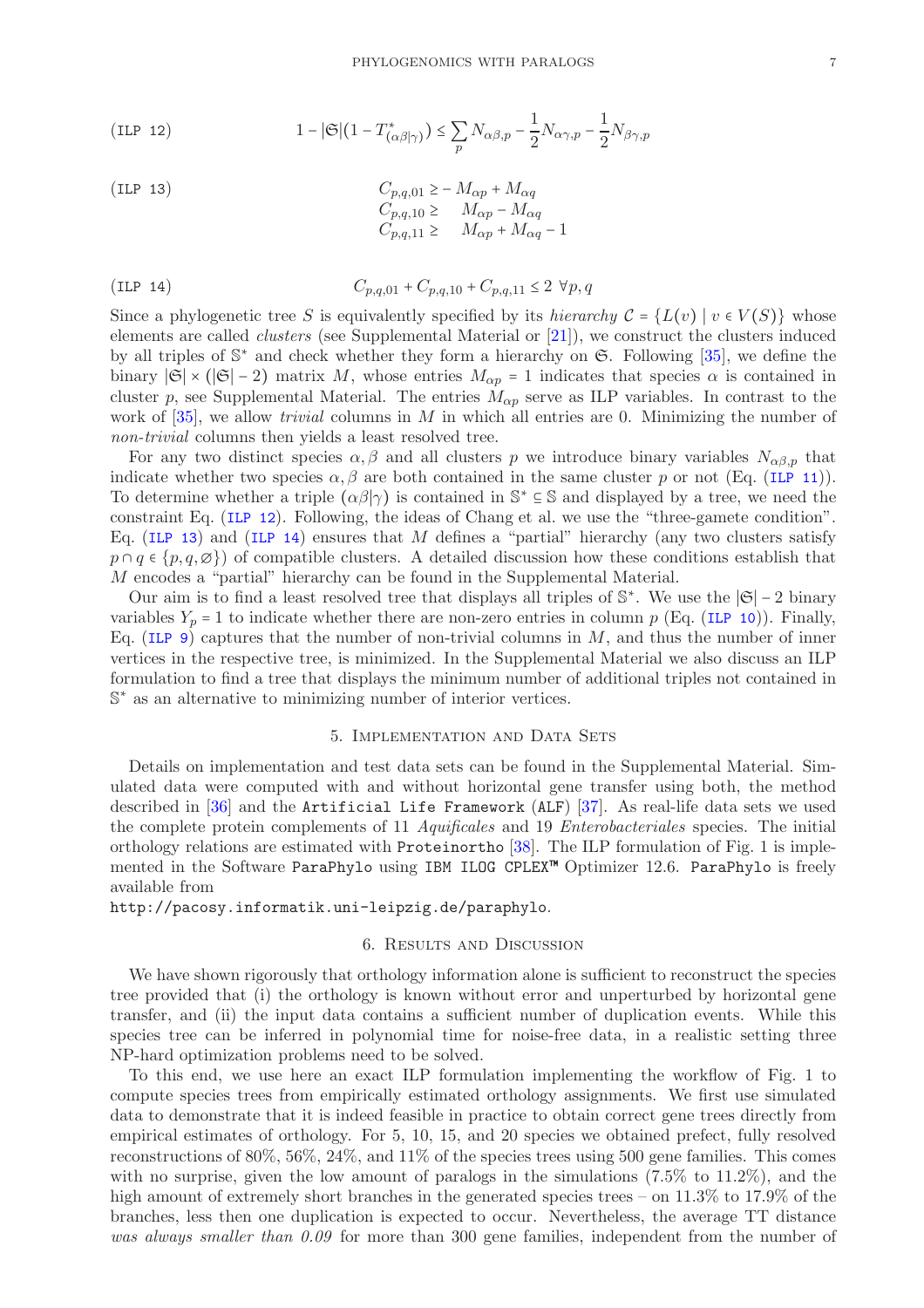$$\text{(ILP 12)} \qquad 1 - |\mathfrak{S}|(1 - T^*_{(\alpha\beta|\gamma)}) \leq \sum_p N_{\alpha\beta,p} - \frac{1}{2}N_{\alpha\gamma,p} - \frac{1}{2}N_{\beta\gamma,p}$$

$$\text{(ILP 13)} \qquad \begin{aligned} C_{p,q,01} &\geq -M_{\alpha p} + M_{\alpha q} \\ C_{p,q,10} &\geq \quad M_{\alpha p} - M_{\alpha q} \\ C_{p,q,11} &\geq \quad M_{\alpha p} + M_{\alpha q} - 1 \end{aligned}$$

$$\text{(ILP 14)} \qquad C_{p,q,01} + C_{p,q,10} + C_{p,q,11} \leq 2 \ \forall p, q$$

Since a phylogenetic tree $S$ is equivalently specified by its *hierarchy* $\mathcal{C} = \{L(v) \mid v \in V(S)\}$ whose elements are called *clusters* (see Supplemental Material or [21]), we construct the clusters induced by all triples of $\mathbb{S}^*$ and check whether they form a hierarchy on $\mathfrak{S}$. Following [35], we define the binary $|\mathfrak{S}| \times (|\mathfrak{S}| - 2)$ matrix $M$, whose entries $M_{\alpha p} = 1$ indicates that species $\alpha$ is contained in cluster $p$, see Supplemental Material. The entries $M_{\alpha p}$ serve as ILP variables. In contrast to the work of [35], we allow *trivial* columns in $M$ in which all entries are 0. Minimizing the number of *non-trivial* columns then yields a least resolved tree.

For any two distinct species $\alpha, \beta$ and all clusters $p$ we introduce binary variables $N_{\alpha\beta,p}$ that indicate whether two species $\alpha, \beta$ are both contained in the same cluster $p$ or not (Eq. (ILP 11)). To determine whether a triple $(\alpha\beta|\gamma)$ is contained in $\mathbb{S}^* \subseteq \mathbb{S}$ and displayed by a tree, we need the constraint Eq. (ILP 12). Following, the ideas of Chang et al. we use the "three-gamete condition". Eq. (ILP 13) and (ILP 14) ensures that $M$ defines a "partial" hierarchy (any two clusters satisfy $p \cap q \in \{p, q, \varnothing\}$) of compatible clusters. A detailed discussion how these conditions establish that $M$ encodes a "partial" hierarchy can be found in the Supplemental Material.

Our aim is to find a least resolved tree that displays all triples of $\mathbb{S}^*$. We use the $|\mathfrak{S}| - 2$ binary variables $Y_p = 1$ to indicate whether there are non-zero entries in column $p$ (Eq. (ILP 10)). Finally, Eq. (ILP 9) captures that the number of non-trivial columns in $M$, and thus the number of inner vertices in the respective tree, is minimized. In the Supplemental Material we also discuss an ILP formulation to find a tree that displays the minimum number of additional triples not contained in $\mathbb{S}^*$ as an alternative to minimizing number of interior vertices.

## 5. Implementation and Data Sets

Details on implementation and test data sets can be found in the Supplemental Material. Simulated data were computed with and without horizontal gene transfer using both, the method described in [36] and the `Artificial Life Framework` (`ALF`) [37]. As real-life data sets we used the complete protein complements of 11 *Aquificales* and 19 *Enterobacteriales* species. The initial orthology relations are estimated with `Proteinortho` [38]. The ILP formulation of Fig. 1 is implemented in the Software `ParaPhylo` using `IBM ILOG CPLEX™` Optimizer 12.6. `ParaPhylo` is freely available from

`http://pacosy.informatik.uni-leipzig.de/paraphylo`.

## 6. Results and Discussion

We have shown rigorously that orthology information alone is sufficient to reconstruct the species tree provided that (i) the orthology is known without error and unperturbed by horizontal gene transfer, and (ii) the input data contains a sufficient number of duplication events. While this species tree can be inferred in polynomial time for noise-free data, in a realistic setting three NP-hard optimization problems need to be solved.

To this end, we use here an exact ILP formulation implementing the workflow of Fig. 1 to compute species trees from empirically estimated orthology assignments. We first use simulated data to demonstrate that it is indeed feasible in practice to obtain correct gene trees directly from empirical estimates of orthology. For 5, 10, 15, and 20 species we obtained prefect, fully resolved reconstructions of 80%, 56%, 24%, and 11% of the species trees using 500 gene families. This comes with no surprise, given the low amount of paralogs in the simulations (7.5% to 11.2%), and the high amount of extremely short branches in the generated species trees – on 11.3% to 17.9% of the branches, less then one duplication is expected to occur. Nevertheless, the average TT distance *was always smaller than 0.09* for more than 300 gene families, independent from the number of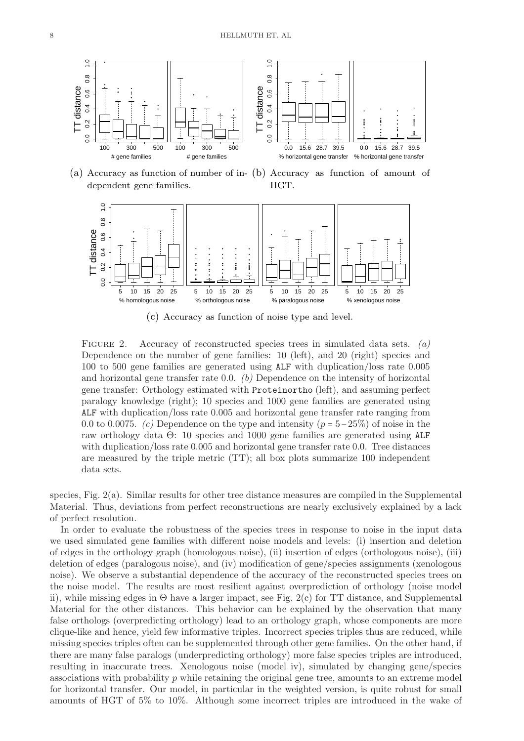(a) Accuracy as function of number of independent gene families.

(b) Accuracy as function of amount of HGT.

(c) Accuracy as function of noise type and level.

Figure 2. Accuracy of reconstructed species trees in simulated data sets. *(a)* Dependence on the number of gene families: 10 (left), and 20 (right) species and 100 to 500 gene families are generated using `ALF` with duplication/loss rate 0.005 and horizontal gene transfer rate 0.0. *(b)* Dependence on the intensity of horizontal gene transfer: Orthology estimated with `Proteinortho` (left), and assuming perfect paralogy knowledge (right); 10 species and 1000 gene families are generated using `ALF` with duplication/loss rate 0.005 and horizontal gene transfer rate ranging from 0.0 to 0.0075. *(c)* Dependence on the type and intensity ($p = 5-25\%$) of noise in the raw orthology data $\Theta$: 10 species and 1000 gene families are generated using `ALF` with duplication/loss rate 0.005 and horizontal gene transfer rate 0.0. Tree distances are measured by the triple metric (TT); all box plots summarize 100 independent data sets.

species, Fig. 2(a). Similar results for other tree distance measures are compiled in the Supplemental Material. Thus, deviations from perfect reconstructions are nearly exclusively explained by a lack of perfect resolution.

In order to evaluate the robustness of the species trees in response to noise in the input data we used simulated gene families with different noise models and levels: (i) insertion and deletion of edges in the orthology graph (homologous noise), (ii) insertion of edges (orthologous noise), (iii) deletion of edges (paralogous noise), and (iv) modification of gene/species assignments (xenologous noise). We observe a substantial dependence of the accuracy of the reconstructed species trees on the noise model. The results are most resilient against overprediction of orthology (noise model ii), while missing edges in $\Theta$ have a larger impact, see Fig. 2(c) for TT distance, and Supplemental Material for the other distances. This behavior can be explained by the observation that many false orthologs (overpredicting orthology) lead to an orthology graph, whose components are more clique-like and hence, yield few informative triples. Incorrect species triples thus are reduced, while missing species triples often can be supplemented through other gene families. On the other hand, if there are many false paralogs (underpredicting orthology) more false species triples are introduced, resulting in inaccurate trees. Xenologous noise (model iv), simulated by changing gene/species associations with probability $p$ while retaining the original gene tree, amounts to an extreme model for horizontal transfer. Our model, in particular in the weighted version, is quite robust for small amounts of HGT of 5% to 10%. Although some incorrect triples are introduced in the wake of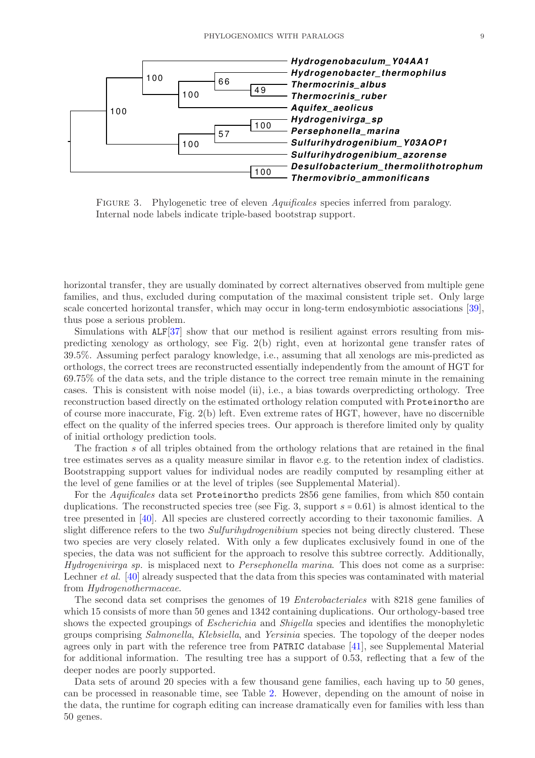FIGURE 3. Phylogenetic tree of eleven *Aquificales* species inferred from paralogy. Internal node labels indicate triple-based bootstrap support.

horizontal transfer, they are usually dominated by correct alternatives observed from multiple gene families, and thus, excluded during computation of the maximal consistent triple set. Only large scale concerted horizontal transfer, which may occur in long-term endosymbiotic associations [39], thus pose a serious problem.

Simulations with `ALF`[37] show that our method is resilient against errors resulting from mis-predicting xenology as orthology, see Fig. 2(b) right, even at horizontal gene transfer rates of 39.5%. Assuming perfect paralogy knowledge, i.e., assuming that all xenologs are mis-predicted as orthologs, the correct trees are reconstructed essentially independently from the amount of HGT for 69.75% of the data sets, and the triple distance to the correct tree remain minute in the remaining cases. This is consistent with noise model (ii), i.e., a bias towards overpredicting orthology. Tree reconstruction based directly on the estimated orthology relation computed with `Proteinortho` are of course more inaccurate, Fig. 2(b) left. Even extreme rates of HGT, however, have no discernible effect on the quality of the inferred species trees. Our approach is therefore limited only by quality of initial orthology prediction tools.

The fraction $s$ of all triples obtained from the orthology relations that are retained in the final tree estimates serves as a quality measure similar in flavor e.g. to the retention index of cladistics. Bootstrapping support values for individual nodes are readily computed by resampling either at the level of gene families or at the level of triples (see Supplemental Material).

For the *Aquificales* data set `Proteinortho` predicts 2856 gene families, from which 850 contain duplications. The reconstructed species tree (see Fig. 3, support $s = 0.61$) is almost identical to the tree presented in [40]. All species are clustered correctly according to their taxonomic families. A slight difference refers to the two *Sulfurihydrogenibium* species not being directly clustered. These two species are very closely related. With only a few duplicates exclusively found in one of the species, the data was not sufficient for the approach to resolve this subtree correctly. Additionally, *Hydrogenivirga sp.* is misplaced next to *Persephonella marina*. This does not come as a surprise: Lechner *et al.* [40] already suspected that the data from this species was contaminated with material from *Hydrogenothermaceae*.

The second data set comprises the genomes of 19 *Enterobacteriales* with 8218 gene families of which 15 consists of more than 50 genes and 1342 containing duplications. Our orthology-based tree shows the expected groupings of *Escherichia* and *Shigella* species and identifies the monophyletic groups comprising *Salmonella*, *Klebsiella*, and *Yersinia* species. The topology of the deeper nodes agrees only in part with the reference tree from `PATRIC` database [41], see Supplemental Material for additional information. The resulting tree has a support of 0.53, reflecting that a few of the deeper nodes are poorly supported.

Data sets of around 20 species with a few thousand gene families, each having up to 50 genes, can be processed in reasonable time, see Table 2. However, depending on the amount of noise in the data, the runtime for cograph editing can increase dramatically even for families with less than 50 genes.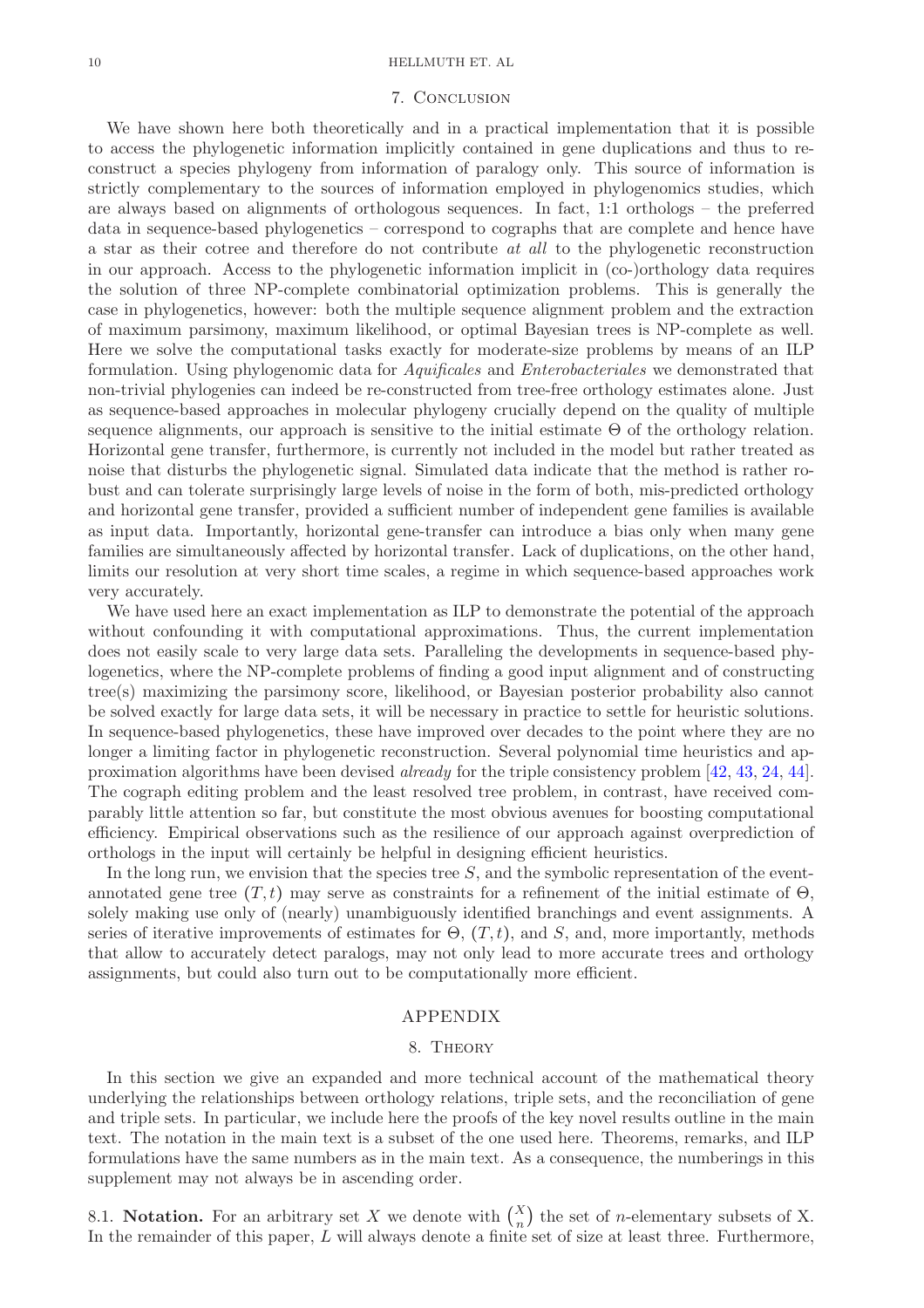## 7. Conclusion

We have shown here both theoretically and in a practical implementation that it is possible to access the phylogenetic information implicitly contained in gene duplications and thus to reconstruct a species phylogeny from information of paralogy only. This source of information is strictly complementary to the sources of information employed in phylogenomics studies, which are always based on alignments of orthologous sequences. In fact, 1:1 orthologs – the preferred data in sequence-based phylogenetics – correspond to cographs that are complete and hence have a star as their cotree and therefore do not contribute *at all* to the phylogenetic reconstruction in our approach. Access to the phylogenetic information implicit in (co-)orthology data requires the solution of three NP-complete combinatorial optimization problems. This is generally the case in phylogenetics, however: both the multiple sequence alignment problem and the extraction of maximum parsimony, maximum likelihood, or optimal Bayesian trees is NP-complete as well. Here we solve the computational tasks exactly for moderate-size problems by means of an ILP formulation. Using phylogenomic data for *Aquificales* and *Enterobacteriales* we demonstrated that non-trivial phylogenies can indeed be re-constructed from tree-free orthology estimates alone. Just as sequence-based approaches in molecular phylogeny crucially depend on the quality of multiple sequence alignments, our approach is sensitive to the initial estimate $\Theta$ of the orthology relation. Horizontal gene transfer, furthermore, is currently not included in the model but rather treated as noise that disturbs the phylogenetic signal. Simulated data indicate that the method is rather robust and can tolerate surprisingly large levels of noise in the form of both, mis-predicted orthology and horizontal gene transfer, provided a sufficient number of independent gene families is available as input data. Importantly, horizontal gene-transfer can introduce a bias only when many gene families are simultaneously affected by horizontal transfer. Lack of duplications, on the other hand, limits our resolution at very short time scales, a regime in which sequence-based approaches work very accurately.

We have used here an exact implementation as ILP to demonstrate the potential of the approach without confounding it with computational approximations. Thus, the current implementation does not easily scale to very large data sets. Paralleling the developments in sequence-based phylogenetics, where the NP-complete problems of finding a good input alignment and of constructing tree(s) maximizing the parsimony score, likelihood, or Bayesian posterior probability also cannot be solved exactly for large data sets, it will be necessary in practice to settle for heuristic solutions. In sequence-based phylogenetics, these have improved over decades to the point where they are no longer a limiting factor in phylogenetic reconstruction. Several polynomial time heuristics and approximation algorithms have been devised *already* for the triple consistency problem [42, 43, 24, 44]. The cograph editing problem and the least resolved tree problem, in contrast, have received comparably little attention so far, but constitute the most obvious avenues for boosting computational efficiency. Empirical observations such as the resilience of our approach against overprediction of orthologs in the input will certainly be helpful in designing efficient heuristics.

In the long run, we envision that the species tree $S$, and the symbolic representation of the event-annotated gene tree $(T, t)$ may serve as constraints for a refinement of the initial estimate of $\Theta$, solely making use only of (nearly) unambiguously identified branchings and event assignments. A series of iterative improvements of estimates for $\Theta$, $(T, t)$, and $S$, and, more importantly, methods that allow to accurately detect paralogs, may not only lead to more accurate trees and orthology assignments, but could also turn out to be computationally more efficient.

# Appendix

## 8. Theory

In this section we give an expanded and more technical account of the mathematical theory underlying the relationships between orthology relations, triple sets, and the reconciliation of gene and triple sets. In particular, we include here the proofs of the key novel results outline in the main text. The notation in the main text is a subset of the one used here. Theorems, remarks, and ILP formulations have the same numbers as in the main text. As a consequence, the numberings in this supplement may not always be in ascending order.

### 8.1. Notation.

For an arbitrary set $X$ we denote with $\binom{X}{n}$ the set of $n$-elementary subsets of X. In the remainder of this paper, $L$ will always denote a finite set of size at least three. Furthermore,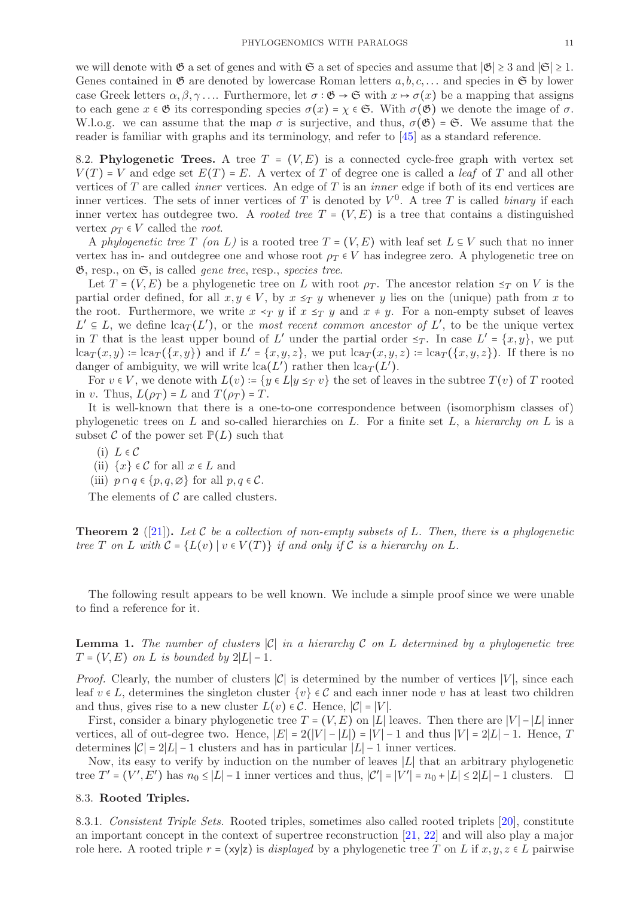we will denote with $\mathfrak{G}$ a set of genes and with $\mathfrak{S}$ a set of species and assume that $|\mathfrak{G}| \geq 3$ and $|\mathfrak{S}| \geq 1$. Genes contained in $\mathfrak{G}$ are denoted by lowercase Roman letters $a, b, c, \dots$ and species in $\mathfrak{S}$ by lower case Greek letters $\alpha, \beta, \gamma \dots$. Furthermore, let $\sigma : \mathfrak{G} \to \mathfrak{S}$ with $x \mapsto \sigma(x)$ be a mapping that assigns to each gene $x \in \mathfrak{G}$ its corresponding species $\sigma(x) = \chi \in \mathfrak{S}$. With $\sigma(\mathfrak{G})$ we denote the image of $\sigma$. W.l.o.g. we can assume that the map $\sigma$ is surjective, and thus, $\sigma(\mathfrak{G}) = \mathfrak{S}$. We assume that the reader is familiar with graphs and its terminology, and refer to [45] as a standard reference.

8.2. **Phylogenetic Trees.** A tree $T = (V, E)$ is a connected cycle-free graph with vertex set $V(T) = V$ and edge set $E(T) = E$. A vertex of $T$ of degree one is called a *leaf* of $T$ and all other vertices of $T$ are called *inner* vertices. An edge of $T$ is an *inner* edge if both of its end vertices are inner vertices. The sets of inner vertices of $T$ is denoted by $V^0$. A tree $T$ is called *binary* if each inner vertex has outdegree two. A *rooted tree* $T = (V, E)$ is a tree that contains a distinguished vertex $\rho_T \in V$ called the *root*.

A *phylogenetic tree $T$ (on $L$)* is a rooted tree $T = (V, E)$ with leaf set $L \subseteq V$ such that no inner vertex has in- and outdegree one and whose root $\rho_T \in V$ has indegree zero. A phylogenetic tree on $\mathfrak{G}$, resp., on $\mathfrak{S}$, is called *gene tree*, resp., *species tree*.

Let $T = (V, E)$ be a phylogenetic tree on $L$ with root $\rho_T$. The ancestor relation $\preceq_T$ on $V$ is the partial order defined, for all $x, y \in V$, by $x \preceq_T y$ whenever $y$ lies on the (unique) path from $x$ to the root. Furthermore, we write $x \prec_T y$ if $x \preceq_T y$ and $x \neq y$. For a non-empty subset of leaves $L' \subseteq L$, we define $\operatorname{lca}_T(L')$, or the *most recent common ancestor of* $L'$, to be the unique vertex in $T$ that is the least upper bound of $L'$ under the partial order $\preceq_T$. In case $L' = \{x, y\}$, we put $\operatorname{lca}_T(x, y) := \operatorname{lca}_T(\{x, y\})$ and if $L' = \{x, y, z\}$, we put $\operatorname{lca}_T(x, y, z) := \operatorname{lca}_T(\{x, y, z\})$. If there is no danger of ambiguity, we will write $\operatorname{lca}(L')$ rather then $\operatorname{lca}_T(L')$.

For $v \in V$, we denote with $L(v) := \{y \in L | y \preceq_T v\}$ the set of leaves in the subtree $T(v)$ of $T$ rooted in $v$. Thus, $L(\rho_T) = L$ and $T(\rho_T) = T$.

It is well-known that there is a one-to-one correspondence between (isomorphism classes of) phylogenetic trees on $L$ and so-called hierarchies on $L$. For a finite set $L$, a *hierarchy on* $L$ is a subset $\mathcal{C}$ of the power set $\mathbb{P}(L)$ such that

(i) $L \in \mathcal{C}$
(ii) $\{x\} \in \mathcal{C}$ for all $x \in L$ and
(iii) $p \cap q \in \{p, q, \emptyset\}$ for all $p, q \in \mathcal{C}$.

The elements of $\mathcal{C}$ are called clusters.

**Theorem 2** ([21]). *Let $\mathcal{C}$ be a collection of non-empty subsets of $L$. Then, there is a phylogenetic tree $T$ on $L$ with $\mathcal{C} = \{L(v) \mid v \in V(T)\}$ if and only if $\mathcal{C}$ is a hierarchy on $L$.*

The following result appears to be well known. We include a simple proof since we were unable to find a reference for it.

**Lemma 1.** *The number of clusters $|\mathcal{C}|$ in a hierarchy $\mathcal{C}$ on $L$ determined by a phylogenetic tree $T = (V, E)$ on $L$ is bounded by $2|L| - 1$.*

*Proof.* Clearly, the number of clusters $|\mathcal{C}|$ is determined by the number of vertices $|V|$, since each leaf $v \in L$, determines the singleton cluster $\{v\} \in \mathcal{C}$ and each inner node $v$ has at least two children and thus, gives rise to a new cluster $L(v) \in \mathcal{C}$. Hence, $|\mathcal{C}| = |V|$.

First, consider a binary phylogenetic tree $T = (V, E)$ on $|L|$ leaves. Then there are $|V| - |L|$ inner vertices, all of out-degree two. Hence, $|E| = 2(|V| - |L|) = |V| - 1$ and thus $|V| = 2|L| - 1$. Hence, $T$ determines $|\mathcal{C}| = 2|L| - 1$ clusters and has in particular $|L| - 1$ inner vertices.

Now, its easy to verify by induction on the number of leaves $|L|$ that an arbitrary phylogenetic tree $T' = (V', E')$ has $n_0 \leq |L| - 1$ inner vertices and thus, $|\mathcal{C}'| = |V'| = n_0 + |L| \leq 2|L| - 1$ clusters. ☐

8.3. **Rooted Triples.**

8.3.1. *Consistent Triple Sets.* Rooted triples, sometimes also called rooted triplets [20], constitute an important concept in the context of supertree reconstruction [21, 22] and will also play a major role here. A rooted triple $r = (\mathsf{xy}|\mathsf{z})$ is *displayed* by a phylogenetic tree $T$ on $L$ if $x, y, z \in L$ pairwise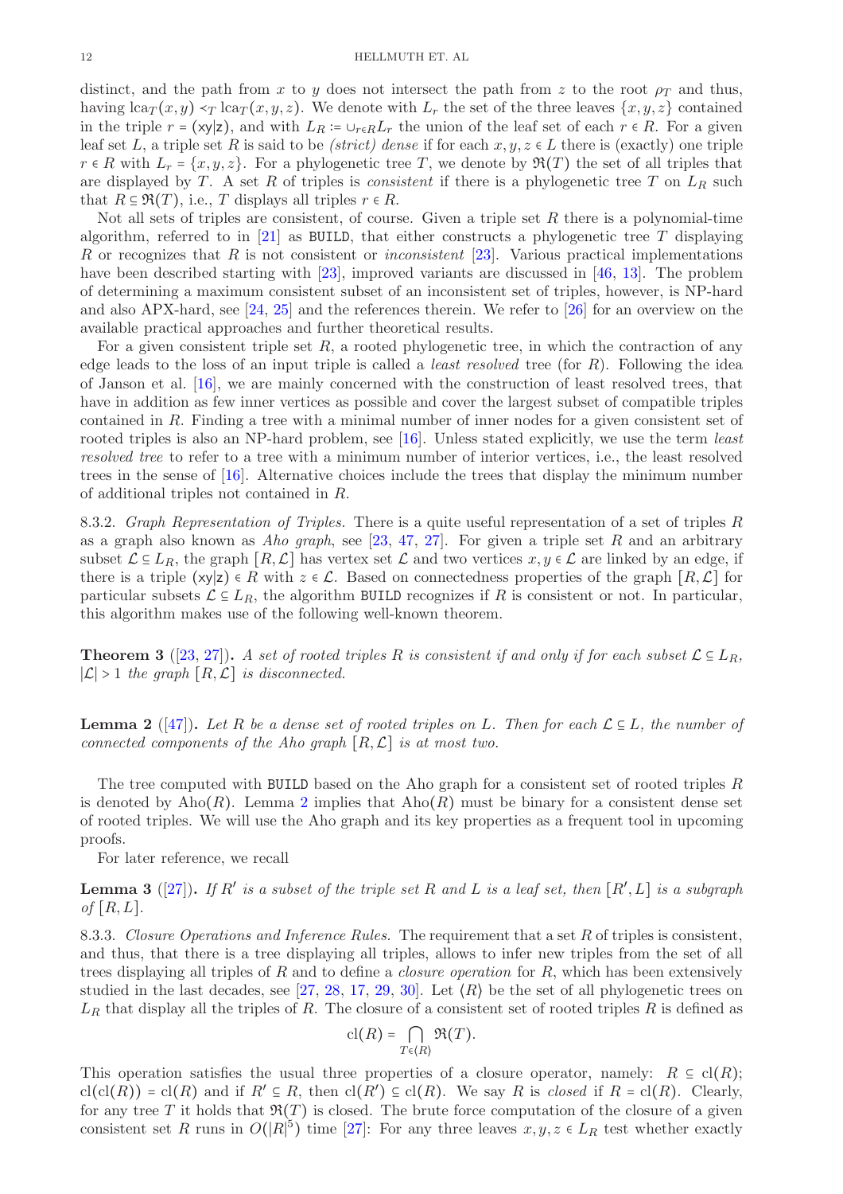distinct, and the path from $x$ to $y$ does not intersect the path from $z$ to the root $\rho_T$ and thus, having $\operatorname{lca}_T(x,y) \prec_T \operatorname{lca}_T(x,y,z)$. We denote with $L_r$ the set of the three leaves $\{x,y,z\}$ contained in the triple $r = (\mathsf{xy}|\mathsf{z})$, and with $L_R := \cup_{r\in R} L_r$ the union of the leaf set of each $r \in R$. For a given leaf set $L$, a triple set $R$ is said to be *(strict) dense* if for each $x,y,z \in L$ there is (exactly) one triple $r \in R$ with $L_r = \{x,y,z\}$. For a phylogenetic tree $T$, we denote by $\mathfrak{R}(T)$ the set of all triples that are displayed by $T$. A set $R$ of triples is *consistent* if there is a phylogenetic tree $T$ on $L_R$ such that $R \subseteq \mathfrak{R}(T)$, i.e., $T$ displays all triples $r \in R$.

Not all sets of triples are consistent, of course. Given a triple set $R$ there is a polynomial-time algorithm, referred to in [21] as `BUILD`, that either constructs a phylogenetic tree $T$ displaying $R$ or recognizes that $R$ is not consistent or *inconsistent* [23]. Various practical implementations have been described starting with [23], improved variants are discussed in [46, 13]. The problem of determining a maximum consistent subset of an inconsistent set of triples, however, is NP-hard and also APX-hard, see [24, 25] and the references therein. We refer to [26] for an overview on the available practical approaches and further theoretical results.

For a given consistent triple set $R$, a rooted phylogenetic tree, in which the contraction of any edge leads to the loss of an input triple is called a *least resolved* tree (for $R$). Following the idea of Janson et al. [16], we are mainly concerned with the construction of least resolved trees, that have in addition as few inner vertices as possible and cover the largest subset of compatible triples contained in $R$. Finding a tree with a minimal number of inner nodes for a given consistent set of rooted triples is also an NP-hard problem, see [16]. Unless stated explicitly, we use the term *least resolved tree* to refer to a tree with a minimum number of interior vertices, i.e., the least resolved trees in the sense of [16]. Alternative choices include the trees that display the minimum number of additional triples not contained in $R$.

8.3.2. *Graph Representation of Triples.* There is a quite useful representation of a set of triples $R$ as a graph also known as *Aho graph*, see [23, 47, 27]. For given a triple set $R$ and an arbitrary subset $\mathcal{L} \subseteq L_R$, the graph $[R,\mathcal{L}]$ has vertex set $\mathcal{L}$ and two vertices $x,y \in \mathcal{L}$ are linked by an edge, if there is a triple $(\mathsf{xy}|\mathsf{z}) \in R$ with $z \in \mathcal{L}$. Based on connectedness properties of the graph $[R,\mathcal{L}]$ for particular subsets $\mathcal{L} \subseteq L_R$, the algorithm `BUILD` recognizes if $R$ is consistent or not. In particular, this algorithm makes use of the following well-known theorem.

**Theorem 3** ([23, 27])**.** *A set of rooted triples $R$ is consistent if and only if for each subset $\mathcal{L} \subseteq L_R$, $|\mathcal{L}| > 1$ the graph $[R,\mathcal{L}]$ is disconnected.*

**Lemma 2** ([47])**.** *Let $R$ be a dense set of rooted triples on $L$. Then for each $\mathcal{L} \subseteq L$, the number of connected components of the Aho graph $[R,\mathcal{L}]$ is at most two.*

The tree computed with `BUILD` based on the Aho graph for a consistent set of rooted triples $R$ is denoted by $\operatorname{Aho}(R)$. Lemma 2 implies that $\operatorname{Aho}(R)$ must be binary for a consistent dense set of rooted triples. We will use the Aho graph and its key properties as a frequent tool in upcoming proofs.

For later reference, we recall

**Lemma 3** ([27])**.** *If $R'$ is a subset of the triple set $R$ and $L$ is a leaf set, then $[R',L]$ is a subgraph of $[R,L]$.*

8.3.3. *Closure Operations and Inference Rules.* The requirement that a set $R$ of triples is consistent, and thus, that there is a tree displaying all triples, allows to infer new triples from the set of all trees displaying all triples of $R$ and to define a *closure operation* for $R$, which has been extensively studied in the last decades, see [27, 28, 17, 29, 30]. Let $\langle R\rangle$ be the set of all phylogenetic trees on $L_R$ that display all the triples of $R$. The closure of a consistent set of rooted triples $R$ is defined as

$$\operatorname{cl}(R) = \bigcap_{T\in\langle R\rangle} \mathfrak{R}(T).$$

This operation satisfies the usual three properties of a closure operator, namely: $R \subseteq \operatorname{cl}(R)$; $\operatorname{cl}(\operatorname{cl}(R)) = \operatorname{cl}(R)$ and if $R' \subseteq R$, then $\operatorname{cl}(R') \subseteq \operatorname{cl}(R)$. We say $R$ is *closed* if $R = \operatorname{cl}(R)$. Clearly, for any tree $T$ it holds that $\mathfrak{R}(T)$ is closed. The brute force computation of the closure of a given consistent set $R$ runs in $O(|R|^5)$ time [27]: For any three leaves $x,y,z \in L_R$ test whether exactly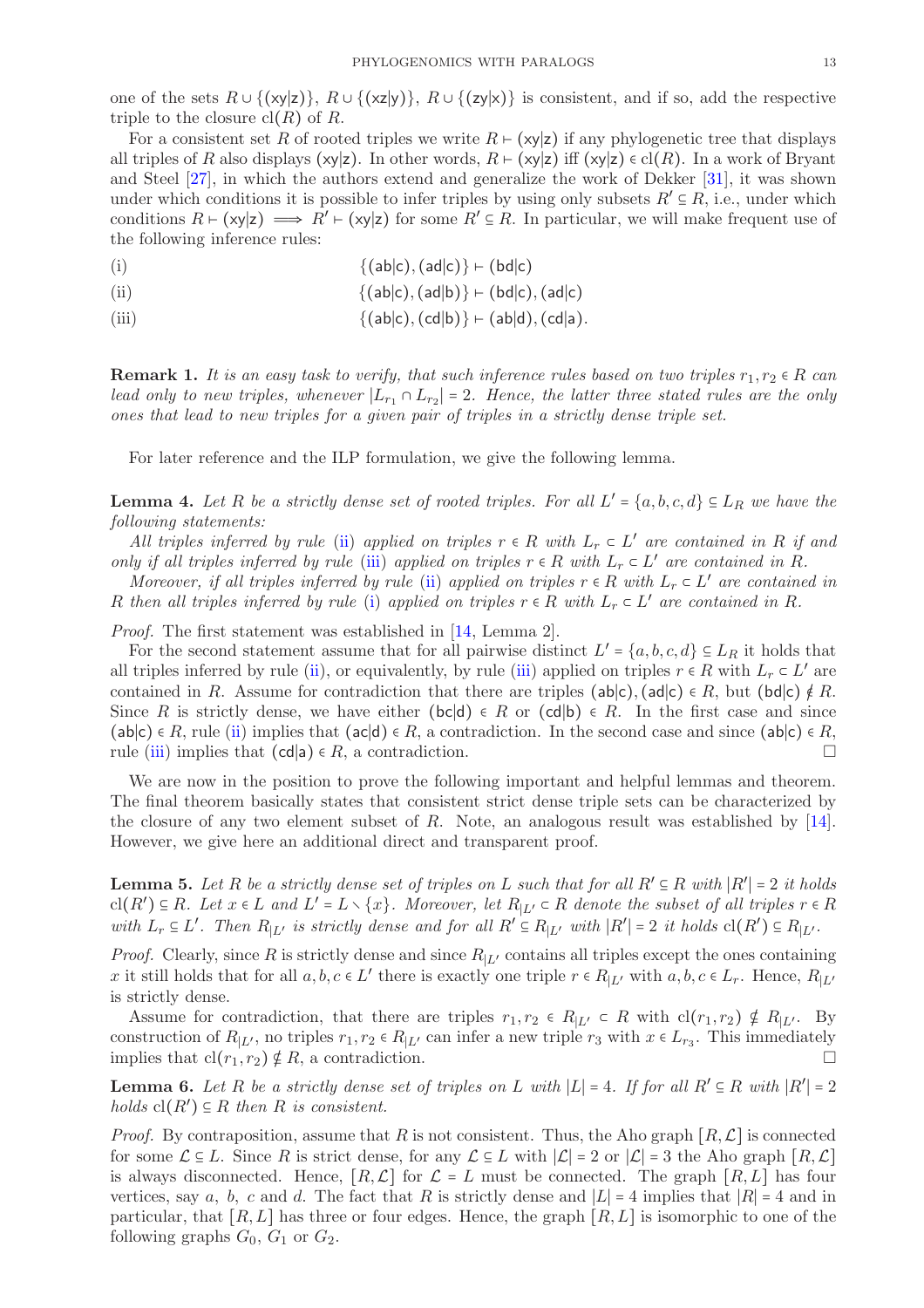one of the sets $R \cup \{(\mathsf{xy|z})\}$, $R \cup \{(\mathsf{xz|y})\}$, $R \cup \{(\mathsf{zy|x})\}$ is consistent, and if so, add the respective triple to the closure $\mathrm{cl}(R)$ of $R$.

For a consistent set $R$ of rooted triples we write $R \vdash (\mathsf{xy|z})$ if any phylogenetic tree that displays all triples of $R$ also displays $(\mathsf{xy|z})$. In other words, $R \vdash (\mathsf{xy|z})$ iff $(\mathsf{xy|z}) \in \mathrm{cl}(R)$. In a work of Bryant and Steel [27], in which the authors extend and generalize the work of Dekker [31], it was shown under which conditions it is possible to infer triples by using only subsets $R' \subseteq R$, i.e., under which conditions $R \vdash (\mathsf{xy|z}) \implies R' \vdash (\mathsf{xy|z})$ for some $R' \subseteq R$. In particular, we will make frequent use of the following inference rules:

(i) $$\{(\mathsf{ab|c}), (\mathsf{ad|c})\} \vdash (\mathsf{bd|c})$$

(ii) $$\{(\mathsf{ab|c}), (\mathsf{ad|b})\} \vdash (\mathsf{bd|c}), (\mathsf{ad|c})$$

(iii) $$\{(\mathsf{ab|c}), (\mathsf{cd|b})\} \vdash (\mathsf{ab|d}), (\mathsf{cd|a}).$$

**Remark 1.** *It is an easy task to verify, that such inference rules based on two triples $r_1, r_2 \in R$ can lead only to new triples, whenever $|L_{r_1} \cap L_{r_2}| = 2$. Hence, the latter three stated rules are the only ones that lead to new triples for a given pair of triples in a strictly dense triple set.*

For later reference and the ILP formulation, we give the following lemma.

**Lemma 4.** *Let $R$ be a strictly dense set of rooted triples. For all $L' = \{a, b, c, d\} \subseteq L_R$ we have the following statements:*

*All triples inferred by rule (ii) applied on triples $r \in R$ with $L_r \subset L'$ are contained in $R$ if and only if all triples inferred by rule (iii) applied on triples $r \in R$ with $L_r \subset L'$ are contained in $R$.*

*Moreover, if all triples inferred by rule (ii) applied on triples $r \in R$ with $L_r \subset L'$ are contained in $R$ then all triples inferred by rule (i) applied on triples $r \in R$ with $L_r \subset L'$ are contained in $R$.*

*Proof.* The first statement was established in [14, Lemma 2].

For the second statement assume that for all pairwise distinct $L' = \{a, b, c, d\} \subseteq L_R$ it holds that all triples inferred by rule (ii), or equivalently, by rule (iii) applied on triples $r \in R$ with $L_r \subset L'$ are contained in $R$. Assume for contradiction that there are triples $(\mathsf{ab|c}), (\mathsf{ad|c}) \in R$, but $(\mathsf{bd|c}) \notin R$. Since $R$ is strictly dense, we have either $(\mathsf{bc|d}) \in R$ or $(\mathsf{cd|b}) \in R$. In the first case and since $(\mathsf{ab|c}) \in R$, rule (ii) implies that $(\mathsf{ac|d}) \in R$, a contradiction. In the second case and since $(\mathsf{ab|c}) \in R$, rule (iii) implies that $(\mathsf{cd|a}) \in R$, a contradiction. □

We are now in the position to prove the following important and helpful lemmas and theorem. The final theorem basically states that consistent strict dense triple sets can be characterized by the closure of any two element subset of $R$. Note, an analogous result was established by [14]. However, we give here an additional direct and transparent proof.

**Lemma 5.** *Let $R$ be a strictly dense set of triples on $L$ such that for all $R' \subseteq R$ with $|R'| = 2$ it holds $\mathrm{cl}(R') \subseteq R$. Let $x \in L$ and $L' = L \setminus \{x\}$. Moreover, let $R_{|L'} \subset R$ denote the subset of all triples $r \in R$ with $L_r \subseteq L'$. Then $R_{|L'}$ is strictly dense and for all $R' \subseteq R_{|L'}$ with $|R'| = 2$ it holds $\mathrm{cl}(R') \subseteq R_{|L'}$.*

*Proof.* Clearly, since $R$ is strictly dense and since $R_{|L'}$ contains all triples except the ones containing $x$ it still holds that for all $a, b, c \in L'$ there is exactly one triple $r \in R_{|L'}$ with $a, b, c \in L_r$. Hence, $R_{|L'}$ is strictly dense.

Assume for contradiction, that there are triples $r_1, r_2 \in R_{|L'} \subset R$ with $\mathrm{cl}(r_1, r_2) \notin R_{|L'}$. By construction of $R_{|L'}$, no triples $r_1, r_2 \in R_{|L'}$ can infer a new triple $r_3$ with $x \in L_{r_3}$. This immediately implies that $\mathrm{cl}(r_1, r_2) \notin R$, a contradiction. □

**Lemma 6.** *Let $R$ be a strictly dense set of triples on $L$ with $|L| = 4$. If for all $R' \subseteq R$ with $|R'| = 2$ holds $\mathrm{cl}(R') \subseteq R$ then $R$ is consistent.*

*Proof.* By contraposition, assume that $R$ is not consistent. Thus, the Aho graph $[R, \mathcal{L}]$ is connected for some $\mathcal{L} \subseteq L$. Since $R$ is strict dense, for any $\mathcal{L} \subseteq L$ with $|\mathcal{L}| = 2$ or $|\mathcal{L}| = 3$ the Aho graph $[R, \mathcal{L}]$ is always disconnected. Hence, $[R, \mathcal{L}]$ for $\mathcal{L} = L$ must be connected. The graph $[R, L]$ has four vertices, say $a$, $b$, $c$ and $d$. The fact that $R$ is strictly dense and $|L| = 4$ implies that $|R| = 4$ and in particular, that $[R, L]$ has three or four edges. Hence, the graph $[R, L]$ is isomorphic to one of the following graphs $G_0$, $G_1$ or $G_2$.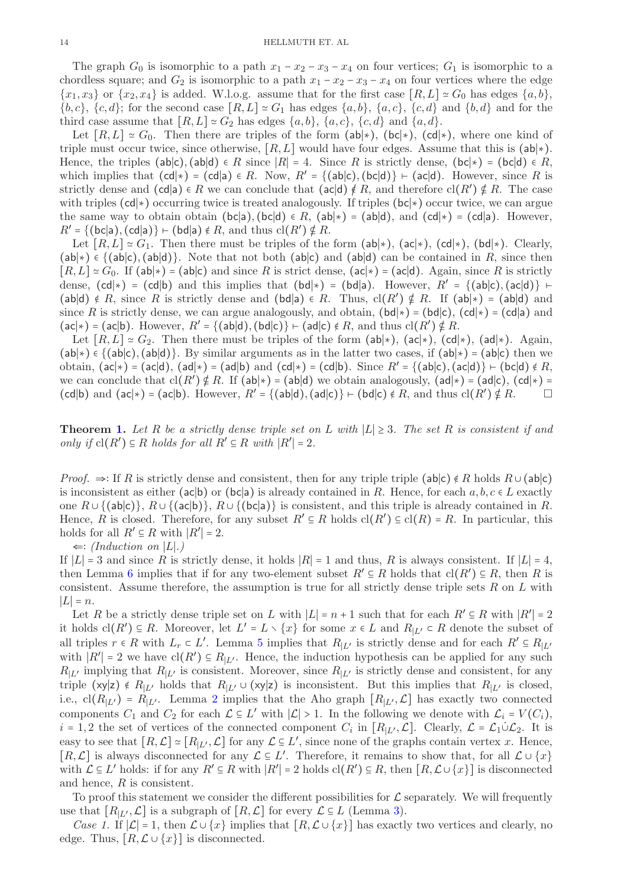The graph $G_0$ is isomorphic to a path $x_1 - x_2 - x_3 - x_4$ on four vertices; $G_1$ is isomorphic to a chordless square; and $G_2$ is isomorphic to a path $x_1 - x_2 - x_3 - x_4$ on four vertices where the edge $\{x_1, x_3\}$ or $\{x_2, x_4\}$ is added. W.l.o.g. assume that for the first case $[R, L] \simeq G_0$ has edges $\{a, b\}$, $\{b, c\}$, $\{c, d\}$; for the second case $[R, L] \simeq G_1$ has edges $\{a, b\}$, $\{a, c\}$, $\{c, d\}$ and $\{b, d\}$ and for the third case assume that $[R, L] \simeq G_2$ has edges $\{a, b\}$, $\{a, c\}$, $\{c, d\}$ and $\{a, d\}$.

Let $[R, L] \simeq G_0$. Then there are triples of the form $(\mathsf{ab}|*)$, $(\mathsf{bc}|*)$, $(\mathsf{cd}|*)$, where one kind of triple must occur twice, since otherwise, $[R, L]$ would have four edges. Assume that this is $(\mathsf{ab}|*)$. Hence, the triples $(\mathsf{ab}|\mathsf{c}), (\mathsf{ab}|\mathsf{d}) \in R$ since $|R| = 4$. Since $R$ is strictly dense, $(\mathsf{bc}|*) = (\mathsf{bc}|\mathsf{d}) \in R$, which implies that $(\mathsf{cd}|*) = (\mathsf{cd}|\mathsf{a}) \in R$. Now, $R' = \{(\mathsf{ab}|\mathsf{c}), (\mathsf{bc}|\mathsf{d})\} \vdash (\mathsf{ac}|\mathsf{d})$. However, since $R$ is strictly dense and $(\mathsf{cd}|\mathsf{a}) \in R$ we can conclude that $(\mathsf{ac}|\mathsf{d}) \notin R$, and therefore $\mathrm{cl}(R') \notin R$. The case with triples $(\mathsf{cd}|*)$ occurring twice is treated analogously. If triples $(\mathsf{bc}|*)$ occur twice, we can argue the same way to obtain obtain $(\mathsf{bc}|\mathsf{a}), (\mathsf{bc}|\mathsf{d}) \in R$, $(\mathsf{ab}|*) = (\mathsf{ab}|\mathsf{d})$, and $(\mathsf{cd}|*) = (\mathsf{cd}|\mathsf{a})$. However, $R' = \{(\mathsf{bc}|\mathsf{a}), (\mathsf{cd}|\mathsf{a})\} \vdash (\mathsf{bd}|\mathsf{a}) \notin R$, and thus $\mathrm{cl}(R') \notin R$.

Let $[R, L] \simeq G_1$. Then there must be triples of the form $(\mathsf{ab}|*)$, $(\mathsf{ac}|*)$, $(\mathsf{cd}|*)$, $(\mathsf{bd}|*)$. Clearly, $(\mathsf{ab}|*) \in \{(\mathsf{ab}|\mathsf{c}), (\mathsf{ab}|\mathsf{d})\}$. Note that not both $(\mathsf{ab}|\mathsf{c})$ and $(\mathsf{ab}|\mathsf{d})$ can be contained in $R$, since then $[R, L] \simeq G_0$. If $(\mathsf{ab}|*) = (\mathsf{ab}|\mathsf{c})$ and since $R$ is strict dense, $(\mathsf{ac}|*) = (\mathsf{ac}|\mathsf{d})$. Again, since $R$ is strictly dense, $(\mathsf{cd}|*) = (\mathsf{cd}|\mathsf{b})$ and this implies that $(\mathsf{bd}|*) = (\mathsf{bd}|\mathsf{a})$. However, $R' = \{(\mathsf{ab}|\mathsf{c}), (\mathsf{ac}|\mathsf{d})\} \vdash (\mathsf{ab}|\mathsf{d}) \notin R$, since $R$ is strictly dense and $(\mathsf{bd}|\mathsf{a}) \in R$. Thus, $\mathrm{cl}(R') \notin R$. If $(\mathsf{ab}|*) = (\mathsf{ab}|\mathsf{d})$ and since $R$ is strictly dense, we can argue analogously, and obtain, $(\mathsf{bd}|*) = (\mathsf{bd}|\mathsf{c})$, $(\mathsf{cd}|*) = (\mathsf{cd}|\mathsf{a})$ and $(\mathsf{ac}|*) = (\mathsf{ac}|\mathsf{b})$. However, $R' = \{(\mathsf{ab}|\mathsf{d}), (\mathsf{bd}|\mathsf{c})\} \vdash (\mathsf{ad}|\mathsf{c}) \notin R$, and thus $\mathrm{cl}(R') \notin R$.

Let $[R, L] \simeq G_2$. Then there must be triples of the form $(\mathsf{ab}|*)$, $(\mathsf{ac}|*)$, $(\mathsf{cd}|*)$, $(\mathsf{ad}|*)$. Again, $(\mathsf{ab}|*) \in \{(\mathsf{ab}|\mathsf{c}), (\mathsf{ab}|\mathsf{d})\}$. By similar arguments as in the latter two cases, if $(\mathsf{ab}|*) = (\mathsf{ab}|\mathsf{c})$ then we obtain, $(\mathsf{ac}|*) = (\mathsf{ac}|\mathsf{d})$, $(\mathsf{ad}|*) = (\mathsf{ad}|\mathsf{b})$ and $(\mathsf{cd}|*) = (\mathsf{cd}|\mathsf{b})$. Since $R' = \{(\mathsf{ab}|\mathsf{c}), (\mathsf{ac}|\mathsf{d})\} \vdash (\mathsf{bc}|\mathsf{d}) \notin R$, we can conclude that $\mathrm{cl}(R') \notin R$. If $(\mathsf{ab}|*) = (\mathsf{ab}|\mathsf{d})$ we obtain analogously, $(\mathsf{ad}|*) = (\mathsf{ad}|\mathsf{c})$, $(\mathsf{cd}|*) = (\mathsf{cd}|\mathsf{b})$ and $(\mathsf{ac}|*) = (\mathsf{ac}|\mathsf{b})$. However, $R' = \{(\mathsf{ab}|\mathsf{d}), (\mathsf{ad}|\mathsf{c})\} \vdash (\mathsf{bd}|\mathsf{c}) \notin R$, and thus $\mathrm{cl}(R') \notin R$. $\square$

**Theorem 1.** *Let $R$ be a strictly dense triple set on $L$ with $|L| \geq 3$. The set $R$ is consistent if and only if $\mathrm{cl}(R') \subseteq R$ holds for all $R' \subseteq R$ with $|R'| = 2$.*

*Proof.* $\Rightarrow$: If $R$ is strictly dense and consistent, then for any triple triple $(\mathsf{ab}|\mathsf{c}) \notin R$ holds $R \cup (\mathsf{ab}|\mathsf{c})$ is inconsistent as either $(\mathsf{ac}|\mathsf{b})$ or $(\mathsf{bc}|\mathsf{a})$ is already contained in $R$. Hence, for each $a, b, c \in L$ exactly one $R \cup \{(\mathsf{ab}|\mathsf{c})\}$, $R \cup \{(\mathsf{ac}|\mathsf{b})\}$, $R \cup \{(\mathsf{bc}|\mathsf{a})\}$ is consistent, and this triple is already contained in $R$. Hence, $R$ is closed. Therefore, for any subset $R' \subseteq R$ holds $\mathrm{cl}(R') \subseteq \mathrm{cl}(R) = R$. In particular, this holds for all $R' \subseteq R$ with $|R'| = 2$.

$\Leftarrow$: *(Induction on $|L|$.)*
If $|L| = 3$ and since $R$ is strictly dense, it holds $|R| = 1$ and thus, $R$ is always consistent. If $|L| = 4$, then Lemma 6 implies that if for any two-element subset $R' \subseteq R$ holds that $\mathrm{cl}(R') \subseteq R$, then $R$ is consistent. Assume therefore, the assumption is true for all strictly dense triple sets $R$ on $L$ with $|L| = n$.

Let $R$ be a strictly dense triple set on $L$ with $|L| = n + 1$ such that for each $R' \subseteq R$ with $|R'| = 2$ it holds $\mathrm{cl}(R') \subseteq R$. Moreover, let $L' = L \setminus \{x\}$ for some $x \in L$ and $R_{|L'} \subset R$ denote the subset of all triples $r \in R$ with $L_r \subset L'$. Lemma 5 implies that $R_{|L'}$ is strictly dense and for each $R' \subseteq R_{|L'}$ with $|R'| = 2$ we have $\mathrm{cl}(R') \subseteq R_{|L'}$. Hence, the induction hypothesis can be applied for any such $R_{|L'}$ implying that $R_{|L'}$ is consistent. Moreover, since $R_{|L'}$ is strictly dense and consistent, for any triple $(\mathsf{xy}|\mathsf{z}) \notin R_{|L'}$ holds that $R_{|L'} \cup (\mathsf{xy}|\mathsf{z})$ is inconsistent. But this implies that $R_{|L'}$ is closed, i.e., $\mathrm{cl}(R_{|L'}) = R_{|L'}$. Lemma 2 implies that the Aho graph $[R_{|L'}, \mathcal{L}]$ has exactly two connected components $C_1$ and $C_2$ for each $\mathcal{L} \subseteq L'$ with $|\mathcal{L}| > 1$. In the following we denote with $\mathcal{L}_i = V(C_i)$, $i = 1, 2$ the set of vertices of the connected component $C_i$ in $[R_{|L'}, \mathcal{L}]$. Clearly, $\mathcal{L} = \mathcal{L}_1 \dot\cup \mathcal{L}_2$. It is easy to see that $[R, \mathcal{L}] \simeq [R_{|L'}, \mathcal{L}]$ for any $\mathcal{L} \subseteq L'$, since none of the graphs contain vertex $x$. Hence, $[R, \mathcal{L}]$ is always disconnected for any $\mathcal{L} \subseteq L'$. Therefore, it remains to show that, for all $\mathcal{L} \cup \{x\}$ with $\mathcal{L} \subseteq L'$ holds: if for any $R' \subseteq R$ with $|R'| = 2$ holds $\mathrm{cl}(R') \subseteq R$, then $[R, \mathcal{L} \cup \{x\}]$ is disconnected and hence, $R$ is consistent.

To proof this statement we consider the different possibilities for $\mathcal{L}$ separately. We will frequently use that $[R_{|L'}, \mathcal{L}]$ is a subgraph of $[R, \mathcal{L}]$ for every $\mathcal{L} \subseteq L$ (Lemma 3).

*Case 1.* If $|\mathcal{L}| = 1$, then $\mathcal{L} \cup \{x\}$ implies that $[R, \mathcal{L} \cup \{x\}]$ has exactly two vertices and clearly, no edge. Thus, $[R, \mathcal{L} \cup \{x\}]$ is disconnected.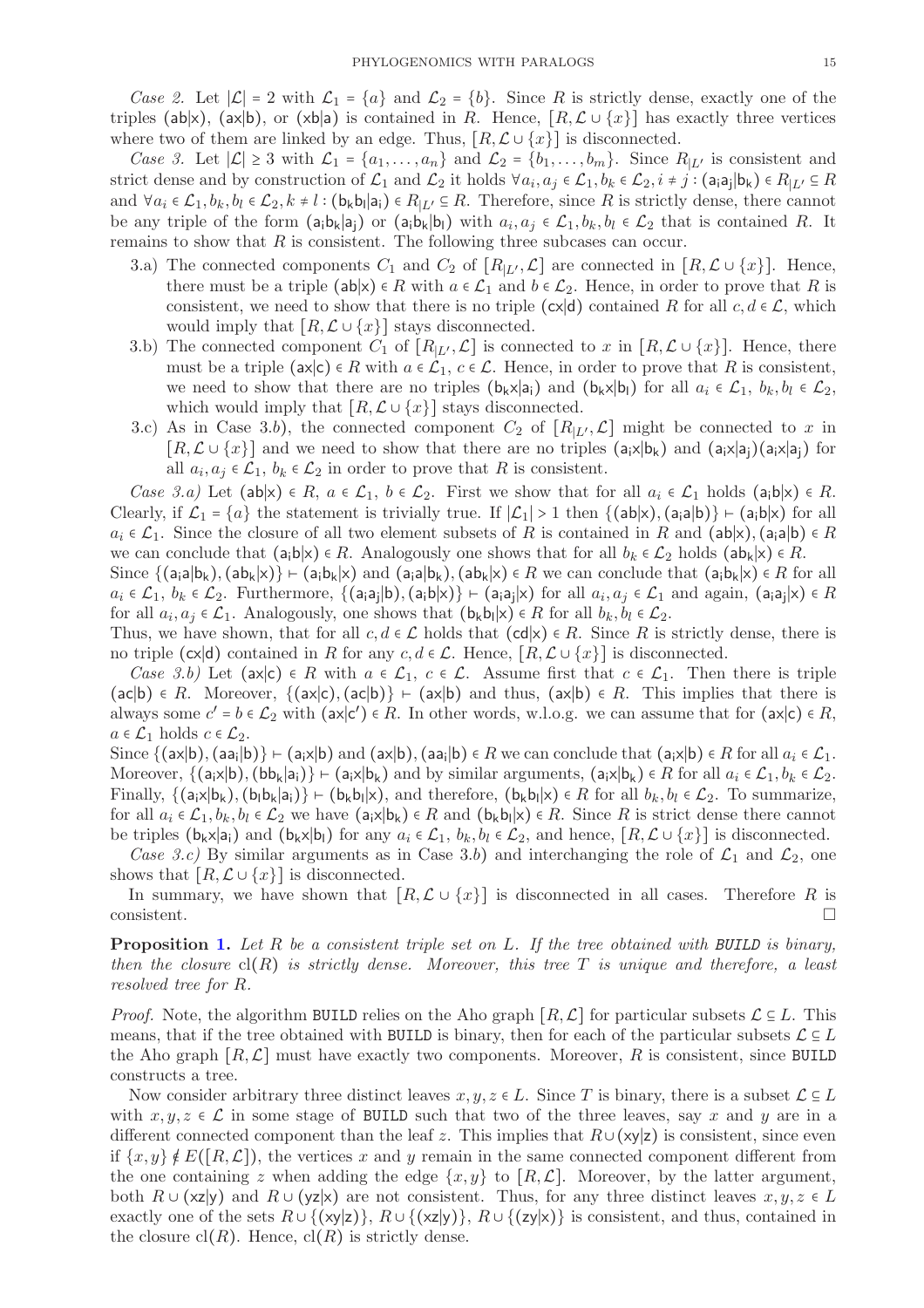*Case 2.* Let $|\mathcal{L}| = 2$ with $\mathcal{L}_1 = \{a\}$ and $\mathcal{L}_2 = \{b\}$. Since $R$ is strictly dense, exactly one of the triples $(\mathsf{ab}|\mathsf{x})$, $(\mathsf{ax}|\mathsf{b})$, or $(\mathsf{xb}|\mathsf{a})$ is contained in $R$. Hence, $[R, \mathcal{L} \cup \{x\}]$ has exactly three vertices where two of them are linked by an edge. Thus, $[R, \mathcal{L} \cup \{x\}]$ is disconnected.

*Case 3.* Let $|\mathcal{L}| \geq 3$ with $\mathcal{L}_1 = \{a_1, \ldots, a_n\}$ and $\mathcal{L}_2 = \{b_1, \ldots, b_m\}$. Since $R_{|L'}$ is consistent and strict dense and by construction of $\mathcal{L}_1$ and $\mathcal{L}_2$ it holds $\forall a_i, a_j \in \mathcal{L}_1, b_k \in \mathcal{L}_2, i \neq j : (\mathsf{a_i a_j}|\mathsf{b_k}) \in R_{|L'} \subseteq R$ and $\forall a_i \in \mathcal{L}_1, b_k, b_l \in \mathcal{L}_2, k \neq l : (\mathsf{b_k b_l}|\mathsf{a_i}) \in R_{|L'} \subseteq R$. Therefore, since $R$ is strictly dense, there cannot be any triple of the form $(\mathsf{a_i b_k}|\mathsf{a_j})$ or $(\mathsf{a_i b_k}|\mathsf{b_l})$ with $a_i, a_j \in \mathcal{L}_1, b_k, b_l \in \mathcal{L}_2$ that is contained $R$. It remains to show that $R$ is consistent. The following three subcases can occur.

3.a) The connected components $C_1$ and $C_2$ of $[R_{|L'}, \mathcal{L}]$ are connected in $[R, \mathcal{L} \cup \{x\}]$. Hence, there must be a triple $(\mathsf{ab}|\mathsf{x}) \in R$ with $a \in \mathcal{L}_1$ and $b \in \mathcal{L}_2$. Hence, in order to prove that $R$ is consistent, we need to show that there is no triple $(\mathsf{cx}|\mathsf{d})$ contained $R$ for all $c, d \in \mathcal{L}$, which would imply that $[R, \mathcal{L} \cup \{x\}]$ stays disconnected.

3.b) The connected component $C_1$ of $[R_{|L'}, \mathcal{L}]$ is connected to $x$ in $[R, \mathcal{L} \cup \{x\}]$. Hence, there must be a triple $(\mathsf{ax}|\mathsf{c}) \in R$ with $a \in \mathcal{L}_1$, $c \in \mathcal{L}$. Hence, in order to prove that $R$ is consistent, we need to show that there are no triples $(\mathsf{b_k x}|\mathsf{a_i})$ and $(\mathsf{b_k x}|\mathsf{b_l})$ for all $a_i \in \mathcal{L}_1$, $b_k, b_l \in \mathcal{L}_2$, which would imply that $[R, \mathcal{L} \cup \{x\}]$ stays disconnected.

3.c) As in Case 3.$b$), the connected component $C_2$ of $[R_{|L'}, \mathcal{L}]$ might be connected to $x$ in $[R, \mathcal{L} \cup \{x\}]$ and we need to show that there are no triples $(\mathsf{a_i x}|\mathsf{b_k})$ and $(\mathsf{a_i x}|\mathsf{a_j})(\mathsf{a_i x}|\mathsf{a_j})$ for all $a_i, a_j \in \mathcal{L}_1$, $b_k \in \mathcal{L}_2$ in order to prove that $R$ is consistent.

*Case 3.a)* Let $(\mathsf{ab}|\mathsf{x}) \in R$, $a \in \mathcal{L}_1$, $b \in \mathcal{L}_2$. First we show that for all $a_i \in \mathcal{L}_1$ holds $(\mathsf{a_i b}|\mathsf{x}) \in R$. Clearly, if $\mathcal{L}_1 = \{a\}$ the statement is trivially true. If $|\mathcal{L}_1| > 1$ then $\{(\mathsf{ab}|\mathsf{x}), (\mathsf{a_i a}|\mathsf{b})\} \vdash (\mathsf{a_i b}|\mathsf{x})$ for all $a_i \in \mathcal{L}_1$. Since the closure of all two element subsets of $R$ is contained in $R$ and $(\mathsf{ab}|\mathsf{x}), (\mathsf{a_i a}|\mathsf{b}) \in R$ we can conclude that $(\mathsf{a_i b}|\mathsf{x}) \in R$. Analogously one shows that for all $b_k \in \mathcal{L}_2$ holds $(\mathsf{ab_k}|\mathsf{x}) \in R$.
Since $\{(\mathsf{a_i a}|\mathsf{b_k}), (\mathsf{ab_k}|\mathsf{x})\} \vdash (\mathsf{a_i b_k}|\mathsf{x})$ and $(\mathsf{a_i a}|\mathsf{b_k}), (\mathsf{ab_k}|\mathsf{x}) \in R$ we can conclude that $(\mathsf{a_i b_k}|\mathsf{x}) \in R$ for all $a_i \in \mathcal{L}_1$, $b_k \in \mathcal{L}_2$. Furthermore, $\{(\mathsf{a_i a_j}|\mathsf{b}), (\mathsf{a_i b}|\mathsf{x})\} \vdash (\mathsf{a_i a_j}|\mathsf{x})$ for all $a_i, a_j \in \mathcal{L}_1$ and again, $(\mathsf{a_i a_j}|\mathsf{x}) \in R$ for all $a_i, a_j \in \mathcal{L}_1$. Analogously, one shows that $(\mathsf{b_k b_l}|\mathsf{x}) \in R$ for all $b_k, b_l \in \mathcal{L}_2$.
Thus, we have shown, that for all $c, d \in \mathcal{L}$ holds that $(\mathsf{cd}|\mathsf{x}) \in R$. Since $R$ is strictly dense, there is no triple $(\mathsf{cx}|\mathsf{d})$ contained in $R$ for any $c, d \in \mathcal{L}$. Hence, $[R, \mathcal{L} \cup \{x\}]$ is disconnected.

*Case 3.b)* Let $(\mathsf{ax}|\mathsf{c}) \in R$ with $a \in \mathcal{L}_1$, $c \in \mathcal{L}$. Assume first that $c \in \mathcal{L}_1$. Then there is triple $(\mathsf{ac}|\mathsf{b}) \in R$. Moreover, $\{(\mathsf{ax}|\mathsf{c}), (\mathsf{ac}|\mathsf{b})\} \vdash (\mathsf{ax}|\mathsf{b})$ and thus, $(\mathsf{ax}|\mathsf{b}) \in R$. This implies that there is always some $c' = b \in \mathcal{L}_2$ with $(\mathsf{ax}|\mathsf{c'}) \in R$. In other words, w.l.o.g. we can assume that for $(\mathsf{ax}|\mathsf{c}) \in R$, $a \in \mathcal{L}_1$ holds $c \in \mathcal{L}_2$.
Since $\{(\mathsf{ax}|\mathsf{b}), (\mathsf{aa_i}|\mathsf{b})\} \vdash (\mathsf{a_i x}|\mathsf{b})$ and $(\mathsf{ax}|\mathsf{b}), (\mathsf{aa_i}|\mathsf{b}) \in R$ we can conclude that $(\mathsf{a_i x}|\mathsf{b}) \in R$ for all $a_i \in \mathcal{L}_1$. Moreover, $\{(\mathsf{a_i x}|\mathsf{b}), (\mathsf{bb_k}|\mathsf{a_i})\} \vdash (\mathsf{a_i x}|\mathsf{b_k})$ and by similar arguments, $(\mathsf{a_i x}|\mathsf{b_k}) \in R$ for all $a_i \in \mathcal{L}_1, b_k \in \mathcal{L}_2$. Finally, $\{(\mathsf{a_i x}|\mathsf{b_k}), (\mathsf{b_l b_k}|\mathsf{a_i})\} \vdash (\mathsf{b_k b_l}|\mathsf{x})$, and therefore, $(\mathsf{b_k b_l}|\mathsf{x}) \in R$ for all $b_k, b_l \in \mathcal{L}_2$. To summarize, for all $a_i \in \mathcal{L}_1, b_k, b_l \in \mathcal{L}_2$ we have $(\mathsf{a_i x}|\mathsf{b_k}) \in R$ and $(\mathsf{b_k b_l}|\mathsf{x}) \in R$. Since $R$ is strict dense there cannot be triples $(\mathsf{b_k x}|\mathsf{a_i})$ and $(\mathsf{b_k x}|\mathsf{b_l})$ for any $a_i \in \mathcal{L}_1$, $b_k, b_l \in \mathcal{L}_2$, and hence, $[R, \mathcal{L} \cup \{x\}]$ is disconnected.

*Case 3.c)* By similar arguments as in Case 3.$b$) and interchanging the role of $\mathcal{L}_1$ and $\mathcal{L}_2$, one shows that $[R, \mathcal{L} \cup \{x\}]$ is disconnected.

In summary, we have shown that $[R, \mathcal{L} \cup \{x\}]$ is disconnected in all cases. Therefore $R$ is consistent. □

**Proposition 1.** *Let $R$ be a consistent triple set on $L$. If the tree obtained with* `BUILD` *is binary, then the closure* $\mathrm{cl}(R)$ *is strictly dense. Moreover, this tree $T$ is unique and therefore, a least resolved tree for $R$.*

*Proof.* Note, the algorithm `BUILD` relies on the Aho graph $[R, \mathcal{L}]$ for particular subsets $\mathcal{L} \subseteq L$. This means, that if the tree obtained with `BUILD` is binary, then for each of the particular subsets $\mathcal{L} \subseteq L$ the Aho graph $[R, \mathcal{L}]$ must have exactly two components. Moreover, $R$ is consistent, since `BUILD` constructs a tree.

Now consider arbitrary three distinct leaves $x, y, z \in L$. Since $T$ is binary, there is a subset $\mathcal{L} \subseteq L$ with $x, y, z \in \mathcal{L}$ in some stage of `BUILD` such that two of the three leaves, say $x$ and $y$ are in a different connected component than the leaf $z$. This implies that $R \cup (\mathsf{xy}|\mathsf{z})$ is consistent, since even if $\{x, y\} \notin E([R, \mathcal{L}])$, the vertices $x$ and $y$ remain in the same connected component different from the one containing $z$ when adding the edge $\{x, y\}$ to $[R, \mathcal{L}]$. Moreover, by the latter argument, both $R \cup (\mathsf{xz}|\mathsf{y})$ and $R \cup (\mathsf{yz}|\mathsf{x})$ are not consistent. Thus, for any three distinct leaves $x, y, z \in L$ exactly one of the sets $R \cup \{(\mathsf{xy}|\mathsf{z})\}$, $R \cup \{(\mathsf{xz}|\mathsf{y})\}$, $R \cup \{(\mathsf{zy}|\mathsf{x})\}$ is consistent, and thus, contained in the closure $\mathrm{cl}(R)$. Hence, $\mathrm{cl}(R)$ is strictly dense.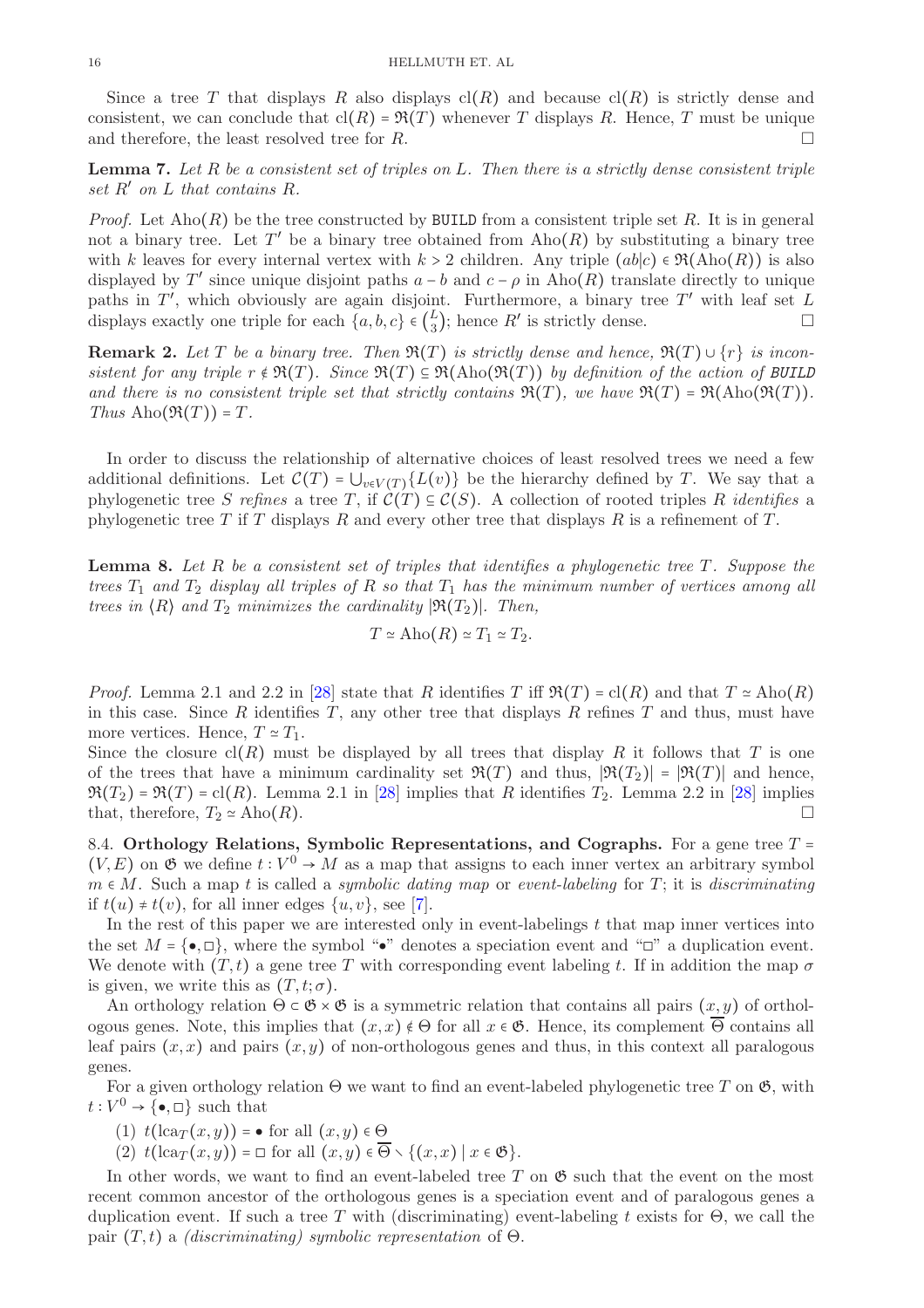Since a tree $T$ that displays $R$ also displays $\mathrm{cl}(R)$ and because $\mathrm{cl}(R)$ is strictly dense and consistent, we can conclude that $\mathrm{cl}(R) = \mathfrak{R}(T)$ whenever $T$ displays $R$. Hence, $T$ must be unique and therefore, the least resolved tree for $R$. □

**Lemma 7.** *Let $R$ be a consistent set of triples on $L$. Then there is a strictly dense consistent triple set $R'$ on $L$ that contains $R$.*

*Proof.* Let $\mathrm{Aho}(R)$ be the tree constructed by `BUILD` from a consistent triple set $R$. It is in general not a binary tree. Let $T'$ be a binary tree obtained from $\mathrm{Aho}(R)$ by substituting a binary tree with $k$ leaves for every internal vertex with $k > 2$ children. Any triple $(ab|c) \in \mathfrak{R}(\mathrm{Aho}(R))$ is also displayed by $T'$ since unique disjoint paths $a - b$ and $c - \rho$ in $\mathrm{Aho}(R)$ translate directly to unique paths in $T'$, which obviously are again disjoint. Furthermore, a binary tree $T'$ with leaf set $L$ displays exactly one triple for each $\{a, b, c\} \in \binom{L}{3}$; hence $R'$ is strictly dense. □

**Remark 2.** *Let $T$ be a binary tree. Then $\mathfrak{R}(T)$ is strictly dense and hence, $\mathfrak{R}(T) \cup \{r\}$ is inconsistent for any triple $r \notin \mathfrak{R}(T)$. Since $\mathfrak{R}(T) \subseteq \mathfrak{R}(\mathrm{Aho}(\mathfrak{R}(T))$ by definition of the action of `BUILD` and there is no consistent triple set that strictly contains $\mathfrak{R}(T)$, we have $\mathfrak{R}(T) = \mathfrak{R}(\mathrm{Aho}(\mathfrak{R}(T))$. Thus $\mathrm{Aho}(\mathfrak{R}(T)) = T$.*

In order to discuss the relationship of alternative choices of least resolved trees we need a few additional definitions. Let $\mathcal{C}(T) = \bigcup_{v \in V(T)} \{L(v)\}$ be the hierarchy defined by $T$. We say that a phylogenetic tree $S$ *refines* a tree $T$, if $\mathcal{C}(T) \subseteq \mathcal{C}(S)$. A collection of rooted triples $R$ *identifies* a phylogenetic tree $T$ if $T$ displays $R$ and every other tree that displays $R$ is a refinement of $T$.

**Lemma 8.** *Let $R$ be a consistent set of triples that identifies a phylogenetic tree $T$. Suppose the trees $T_1$ and $T_2$ display all triples of $R$ so that $T_1$ has the minimum number of vertices among all trees in $\langle R \rangle$ and $T_2$ minimizes the cardinality $|\mathfrak{R}(T_2)|$. Then,*

$$T \simeq \mathrm{Aho}(R) \simeq T_1 \simeq T_2.$$

*Proof.* Lemma 2.1 and 2.2 in [28] state that $R$ identifies $T$ iff $\mathfrak{R}(T) = \mathrm{cl}(R)$ and that $T \simeq \mathrm{Aho}(R)$ in this case. Since $R$ identifies $T$, any other tree that displays $R$ refines $T$ and thus, must have more vertices. Hence, $T \simeq T_1$.
Since the closure $\mathrm{cl}(R)$ must be displayed by all trees that display $R$ it follows that $T$ is one of the trees that have a minimum cardinality set $\mathfrak{R}(T)$ and thus, $|\mathfrak{R}(T_2)| = |\mathfrak{R}(T)|$ and hence, $\mathfrak{R}(T_2) = \mathfrak{R}(T) = \mathrm{cl}(R)$. Lemma 2.1 in [28] implies that $R$ identifies $T_2$. Lemma 2.2 in [28] implies that, therefore, $T_2 \simeq \mathrm{Aho}(R)$. □

### 8.4. Orthology Relations, Symbolic Representations, and Cographs.

For a gene tree $T = (V, E)$ on $\mathfrak{G}$ we define $t : V^0 \to M$ as a map that assigns to each inner vertex an arbitrary symbol $m \in M$. Such a map $t$ is called a *symbolic dating map* or *event-labeling* for $T$; it is *discriminating* if $t(u) \neq t(v)$, for all inner edges $\{u, v\}$, see [7].

In the rest of this paper we are interested only in event-labelings $t$ that map inner vertices into the set $M = \{\bullet, \square\}$, where the symbol "$\bullet$" denotes a speciation event and "$\square$" a duplication event. We denote with $(T, t)$ a gene tree $T$ with corresponding event labeling $t$. If in addition the map $\sigma$ is given, we write this as $(T, t; \sigma)$.

An orthology relation $\Theta \subset \mathfrak{G} \times \mathfrak{G}$ is a symmetric relation that contains all pairs $(x, y)$ of orthologous genes. Note, this implies that $(x, x) \notin \Theta$ for all $x \in \mathfrak{G}$. Hence, its complement $\overline{\Theta}$ contains all leaf pairs $(x, x)$ and pairs $(x, y)$ of non-orthologous genes and thus, in this context all paralogous genes.

For a given orthology relation $\Theta$ we want to find an event-labeled phylogenetic tree $T$ on $\mathfrak{G}$, with $t : V^0 \to \{\bullet, \square\}$ such that

1. $t(\mathrm{lca}_T(x, y)) = \bullet$ for all $(x, y) \in \Theta$
2. $t(\mathrm{lca}_T(x, y)) = \square$ for all $(x, y) \in \overline{\Theta} \setminus \{(x, x) \mid x \in \mathfrak{G}\}$.

In other words, we want to find an event-labeled tree $T$ on $\mathfrak{G}$ such that the event on the most recent common ancestor of the orthologous genes is a speciation event and of paralogous genes a duplication event. If such a tree $T$ with (discriminating) event-labeling $t$ exists for $\Theta$, we call the pair $(T, t)$ a *(discriminating) symbolic representation* of $\Theta$.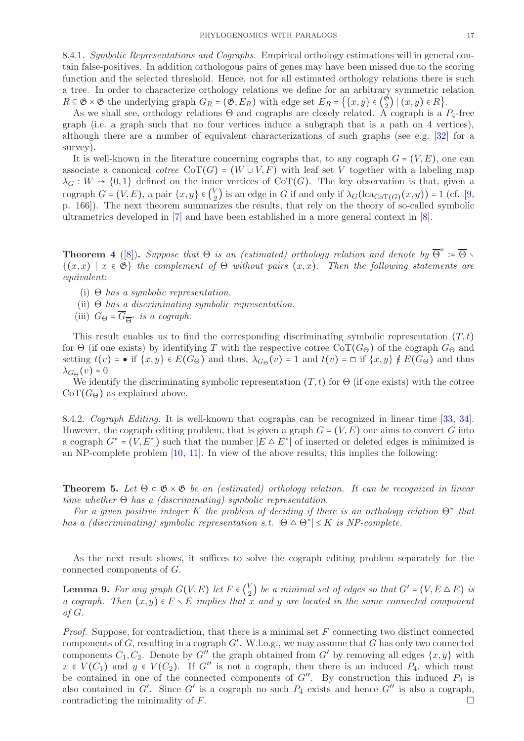8.4.1. *Symbolic Representations and Cographs.* Empirical orthology estimations will in general contain false-positives. In addition orthologous pairs of genes may have been missed due to the scoring function and the selected threshold. Hence, not for all estimated orthology relations there is such a tree. In order to characterize orthology relations we define for an arbitrary symmetric relation $R \subseteq \mathfrak{G} \times \mathfrak{G}$ the underlying graph $G_R = (\mathfrak{G}, E_R)$ with edge set $E_R = \{\{x,y\} \in \binom{\mathfrak{G}}{2} \mid (x,y) \in R\}$.

As we shall see, orthology relations $\Theta$ and cographs are closely related. A cograph is a $P_4$-free graph (i.e. a graph such that no four vertices induce a subgraph that is a path on 4 vertices), although there are a number of equivalent characterizations of such graphs (see e.g. [32] for a survey).

It is well-known in the literature concerning cographs that, to any cograph $G = (V,E)$, one can associate a canonical *cotree* $\mathrm{CoT}(G) = (W \cup V, F)$ with leaf set $V$ together with a labeling map $\lambda_G : W \to \{0,1\}$ defined on the inner vertices of $\mathrm{CoT}(G)$. The key observation is that, given a cograph $G = (V,E)$, a pair $\{x,y\} \in \binom{V}{2}$ is an edge in $G$ if and only if $\lambda_G(\mathrm{lca}_{\mathrm{CoT}(G)}(x,y)) = 1$ (cf. [9, p. 166]). The next theorem summarizes the results, that rely on the theory of so-called symbolic ultrametrics developed in [7] and have been established in a more general context in [8].

**Theorem 4** ([8]). *Suppose that $\Theta$ is an (estimated) orthology relation and denote by $\overline{\Theta}^{\neq} := \overline{\Theta} \setminus \{(x,x) \mid x \in \mathfrak{G}\}$ the complement of $\Theta$ without pairs $(x,x)$. Then the following statements are equivalent:*

(i) *$\Theta$ has a symbolic representation.*
(ii) *$\Theta$ has a discriminating symbolic representation.*
(iii) *$G_\Theta = \overline{G}_{\overline{\Theta}^{\neq}}$ is a cograph.*

This result enables us to find the corresponding discriminating symbolic representation $(T,t)$ for $\Theta$ (if one exists) by identifying $T$ with the respective cotree $\mathrm{CoT}(G_\Theta)$ of the cograph $G_\Theta$ and setting $t(v) = \bullet$ if $\{x,y\} \in E(G_\Theta)$ and thus, $\lambda_{G_\Theta}(v) = 1$ and $t(v) = \square$ if $\{x,y\} \notin E(G_\Theta)$ and thus $\lambda_{G_\Theta}(v) = 0$

We identify the discriminating symbolic representation $(T,t)$ for $\Theta$ (if one exists) with the cotree $\mathrm{CoT}(G_\Theta)$ as explained above.

8.4.2. *Cograph Editing.* It is well-known that cographs can be recognized in linear time [33, 34]. However, the cograph editing problem, that is given a graph $G = (V,E)$ one aims to convert $G$ into a cograph $G^* = (V, E^*)$ such that the number $|E \triangle E^*|$ of inserted or deleted edges is minimized is an NP-complete problem [10, 11]. In view of the above results, this implies the following:

**Theorem 5.** *Let $\Theta \subset \mathfrak{G} \times \mathfrak{G}$ be an (estimated) orthology relation. It can be recognized in linear time whether $\Theta$ has a (discriminating) symbolic representation.*

*For a given positive integer $K$ the problem of deciding if there is an orthology relation $\Theta^*$ that has a (discriminating) symbolic representation s.t. $|\Theta \triangle \Theta^*| \leq K$ is NP-complete.*

As the next result shows, it suffices to solve the cograph editing problem separately for the connected components of $G$.

**Lemma 9.** *For any graph $G(V,E)$ let $F \in \binom{V}{2}$ be a minimal set of edges so that $G' = (V, E \triangle F)$ is a cograph. Then $(x,y) \in F \setminus E$ implies that $x$ and $y$ are located in the same connected component of $G$.*

*Proof.* Suppose, for contradiction, that there is a minimal set $F$ connecting two distinct connected components of $G$, resulting in a cograph $G'$. W.l.o.g., we may assume that $G$ has only two connected components $C_1, C_2$. Denote by $G''$ the graph obtained from $G'$ by removing all edges $\{x,y\}$ with $x \in V(C_1)$ and $y \in V(C_2)$. If $G''$ is not a cograph, then there is an induced $P_4$, which must be contained in one of the connected components of $G''$. By construction this induced $P_4$ is also contained in $G'$. Since $G'$ is a cograph no such $P_4$ exists and hence $G''$ is also a cograph, contradicting the minimality of $F$. $\square$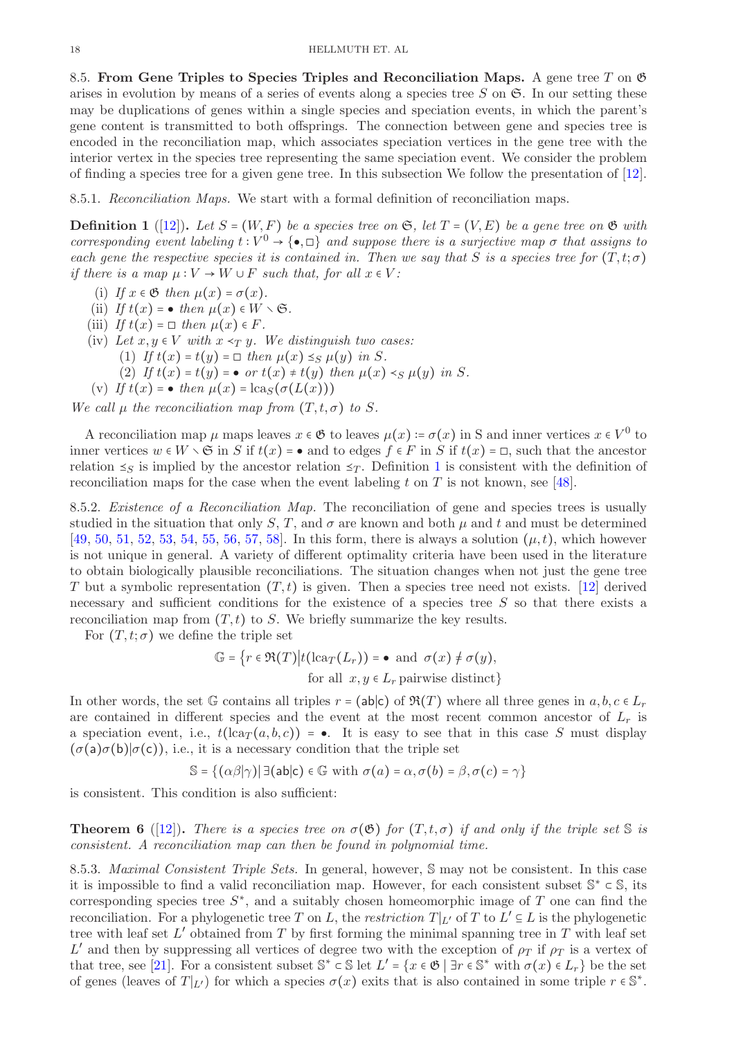## 8.5. From Gene Triples to Species Triples and Reconciliation Maps.

A gene tree $T$ on $\mathfrak{G}$ arises in evolution by means of a series of events along a species tree $S$ on $\mathfrak{S}$. In our setting these may be duplications of genes within a single species and speciation events, in which the parent's gene content is transmitted to both offsprings. The connection between gene and species tree is encoded in the reconciliation map, which associates speciation vertices in the gene tree with the interior vertex in the species tree representing the same speciation event. We consider the problem of finding a species tree for a given gene tree. In this subsection We follow the presentation of [12].

### 8.5.1. *Reconciliation Maps.*

We start with a formal definition of reconciliation maps.

**Definition 1** ([12])**.** *Let $S = (W, F)$ be a species tree on $\mathfrak{S}$, let $T = (V, E)$ be a gene tree on $\mathfrak{G}$ with corresponding event labeling $t : V^0 \to \{\bullet, \square\}$ and suppose there is a surjective map $\sigma$ that assigns to each gene the respective species it is contained in. Then we say that $S$ is a species tree for $(T, t; \sigma)$ if there is a map $\mu : V \to W \cup F$ such that, for all $x \in V$:*

- (i) *If $x \in \mathfrak{G}$ then $\mu(x) = \sigma(x)$.*
- (ii) *If $t(x) = \bullet$ then $\mu(x) \in W \setminus \mathfrak{S}$.*
- (iii) *If $t(x) = \square$ then $\mu(x) \in F$.*
- (iv) *Let $x, y \in V$ with $x \prec_T y$. We distinguish two cases:*
  - (1) *If $t(x) = t(y) = \square$ then $\mu(x) \preceq_S \mu(y)$ in $S$.*
  - (2) *If $t(x) = t(y) = \bullet$ or $t(x) \neq t(y)$ then $\mu(x) \prec_S \mu(y)$ in $S$.*
- (v) *If $t(x) = \bullet$ then $\mu(x) = \operatorname{lca}_S(\sigma(L(x)))$*

*We call $\mu$ the reconciliation map from $(T, t, \sigma)$ to $S$.*

A reconciliation map $\mu$ maps leaves $x \in \mathfrak{G}$ to leaves $\mu(x) := \sigma(x)$ in S and inner vertices $x \in V^0$ to inner vertices $w \in W \setminus \mathfrak{S}$ in $S$ if $t(x) = \bullet$ and to edges $f \in F$ in $S$ if $t(x) = \square$, such that the ancestor relation $\preceq_S$ is implied by the ancestor relation $\preceq_T$. Definition 1 is consistent with the definition of reconciliation maps for the case when the event labeling $t$ on $T$ is not known, see [48].

### 8.5.2. *Existence of a Reconciliation Map.*

The reconciliation of gene and species trees is usually studied in the situation that only $S$, $T$, and $\sigma$ are known and both $\mu$ and $t$ and must be determined [49, 50, 51, 52, 53, 54, 55, 56, 57, 58]. In this form, there is always a solution $(\mu, t)$, which however is not unique in general. A variety of different optimality criteria have been used in the literature to obtain biologically plausible reconciliations. The situation changes when not just the gene tree $T$ but a symbolic representation $(T, t)$ is given. Then a species tree need not exists. [12] derived necessary and sufficient conditions for the existence of a species tree $S$ so that there exists a reconciliation map from $(T, t)$ to $S$. We briefly summarize the key results.

For $(T, t; \sigma)$ we define the triple set

$$\mathbb{G} = \{r \in \mathfrak{R}(T) \big| t(\operatorname{lca}_T(L_r)) = \bullet \text{ and } \sigma(x) \neq \sigma(y), \text{ for all } x, y \in L_r \text{ pairwise distinct}\}$$

In other words, the set $\mathbb{G}$ contains all triples $r = (\mathsf{ab}|\mathsf{c})$ of $\mathfrak{R}(T)$ where all three genes in $a, b, c \in L_r$ are contained in different species and the event at the most recent common ancestor of $L_r$ is a speciation event, i.e., $t(\operatorname{lca}_T(a, b, c)) = \bullet$. It is easy to see that in this case $S$ must display $(\sigma(\mathsf{a})\sigma(\mathsf{b})|\sigma(\mathsf{c}))$, i.e., it is a necessary condition that the triple set

$$\mathbb{S} = \{(\alpha\beta|\gamma) | \exists (\mathsf{ab}|\mathsf{c}) \in \mathbb{G} \text{ with } \sigma(a) = \alpha, \sigma(b) = \beta, \sigma(c) = \gamma\}$$

is consistent. This condition is also sufficient:

**Theorem 6** ([12])**.** *There is a species tree on $\sigma(\mathfrak{G})$ for $(T, t, \sigma)$ if and only if the triple set $\mathbb{S}$ is consistent. A reconciliation map can then be found in polynomial time.*

### 8.5.3. *Maximal Consistent Triple Sets.*

In general, however, $\mathbb{S}$ may not be consistent. In this case it is impossible to find a valid reconciliation map. However, for each consistent subset $\mathbb{S}^* \subset \mathbb{S}$, its corresponding species tree $S^*$, and a suitably chosen homeomorphic image of $T$ one can find the reconciliation. For a phylogenetic tree $T$ on $L$, the *restriction* $T|_{L'}$ of $T$ to $L' \subseteq L$ is the phylogenetic tree with leaf set $L'$ obtained from $T$ by first forming the minimal spanning tree in $T$ with leaf set $L'$ and then by suppressing all vertices of degree two with the exception of $\rho_T$ if $\rho_T$ is a vertex of that tree, see [21]. For a consistent subset $\mathbb{S}^* \subset \mathbb{S}$ let $L' = \{x \in \mathfrak{G} \mid \exists r \in \mathbb{S}^* \text{ with } \sigma(x) \in L_r\}$ be the set of genes (leaves of $T|_{L'}$) for which a species $\sigma(x)$ exits that is also contained in some triple $r \in \mathbb{S}^*$.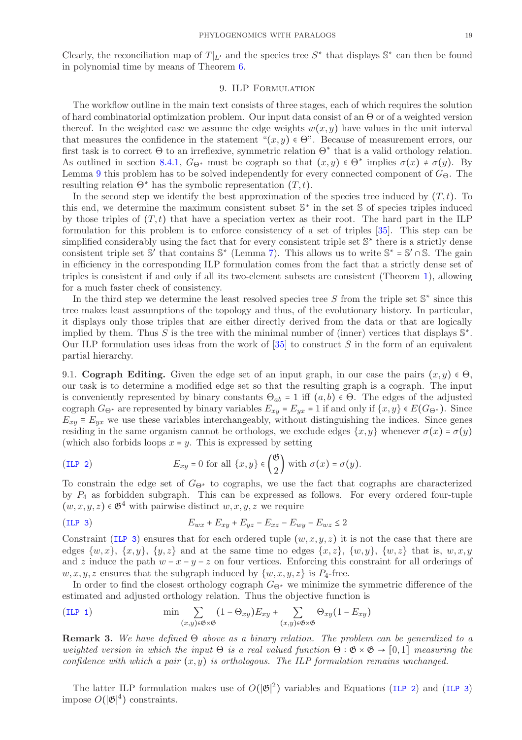Clearly, the reconciliation map of $T|_{L'}$ and the species tree $S^*$ that displays $\mathbb{S}^*$ can then be found in polynomial time by means of Theorem 6.

## 9. ILP Formulation

The workflow outline in the main text consists of three stages, each of which requires the solution of hard combinatorial optimization problem. Our input data consist of an $\Theta$ or of a weighted version thereof. In the weighted case we assume the edge weights $w(x,y)$ have values in the unit interval that measures the confidence in the statement "$(x,y) \in \Theta$". Because of measurement errors, our first task is to correct $\Theta$ to an irreflexive, symmetric relation $\Theta^*$ that is a valid orthology relation. As outlined in section 8.4.1, $G_{\Theta^*}$ must be cograph so that $(x,y) \in \Theta^*$ implies $\sigma(x) \neq \sigma(y)$. By Lemma 9 this problem has to be solved independently for every connected component of $G_\Theta$. The resulting relation $\Theta^*$ has the symbolic representation $(T,t)$.

In the second step we identify the best approximation of the species tree induced by $(T,t)$. To this end, we determine the maximum consistent subset $\mathbb{S}^*$ in the set $\mathbb{S}$ of species triples induced by those triples of $(T,t)$ that have a speciation vertex as their root. The hard part in the ILP formulation for this problem is to enforce consistency of a set of triples [35]. This step can be simplified considerably using the fact that for every consistent triple set $\mathbb{S}^*$ there is a strictly dense consistent triple set $\mathbb{S}'$ that contains $\mathbb{S}^*$ (Lemma 7). This allows us to write $\mathbb{S}^* = \mathbb{S}' \cap \mathbb{S}$. The gain in efficiency in the corresponding ILP formulation comes from the fact that a strictly dense set of triples is consistent if and only if all its two-element subsets are consistent (Theorem 1), allowing for a much faster check of consistency.

In the third step we determine the least resolved species tree $S$ from the triple set $\mathbb{S}^*$ since this tree makes least assumptions of the topology and thus, of the evolutionary history. In particular, it displays only those triples that are either directly derived from the data or that are logically implied by them. Thus $S$ is the tree with the minimal number of (inner) vertices that displays $\mathbb{S}^*$. Our ILP formulation uses ideas from the work of [35] to construct $S$ in the form of an equivalent partial hierarchy.

**9.1. Cograph Editing.** Given the edge set of an input graph, in our case the pairs $(x,y) \in \Theta$, our task is to determine a modified edge set so that the resulting graph is a cograph. The input is conveniently represented by binary constants $\Theta_{ab} = 1$ iff $(a,b) \in \Theta$. The edges of the adjusted cograph $G_{\Theta^*}$ are represented by binary variables $E_{xy} = E_{yx} = 1$ if and only if $\{x,y\} \in E(G_{\Theta^*})$. Since $E_{xy} \equiv E_{yx}$ we use these variables interchangeably, without distinguishing the indices. Since genes residing in the same organism cannot be orthologs, we exclude edges $\{x,y\}$ whenever $\sigma(x) = \sigma(y)$ (which also forbids loops $x = y$. This is expressed by setting

$$E_{xy} = 0 \text{ for all } \{x,y\} \in \binom{\mathfrak{G}}{2} \text{ with } \sigma(x) = \sigma(y). \tag{ILP 2}$$

To constrain the edge set of $G_{\Theta^*}$ to cographs, we use the fact that cographs are characterized by $P_4$ as forbidden subgraph. This can be expressed as follows. For every ordered four-tuple $(w,x,y,z) \in \mathfrak{G}^4$ with pairwise distinct $w,x,y,z$ we require

$$E_{wx} + E_{xy} + E_{yz} - E_{xz} - E_{wy} - E_{wz} \leq 2 \tag{ILP 3}$$

Constraint (ILP 3) ensures that for each ordered tuple $(w,x,y,z)$ it is not the case that there are edges $\{w,x\}$, $\{x,y\}$, $\{y,z\}$ and at the same time no edges $\{x,z\}$, $\{w,y\}$, $\{w,z\}$ that is, $w,x,y$ and $z$ induce the path $w - x - y - z$ on four vertices. Enforcing this constraint for all orderings of $w,x,y,z$ ensures that the subgraph induced by $\{w,x,y,z\}$ is $P_4$-free.

In order to find the closest orthology cograph $G_{\Theta^*}$ we minimize the symmetric difference of the estimated and adjusted orthology relation. Thus the objective function is

$$\min \sum_{(x,y)\in\mathfrak{G}\times\mathfrak{G}} (1-\Theta_{xy})E_{xy} + \sum_{(x,y)\in\mathfrak{G}\times\mathfrak{G}} \Theta_{xy}(1-E_{xy}) \tag{ILP 1}$$

**Remark 3.** *We have defined $\Theta$ above as a binary relation. The problem can be generalized to a weighted version in which the input $\Theta$ is a real valued function $\Theta : \mathfrak{G}\times\mathfrak{G} \to [0,1]$ measuring the confidence with which a pair $(x,y)$ is orthologous. The ILP formulation remains unchanged.*

The latter ILP formulation makes use of $O(|\mathfrak{G}|^2)$ variables and Equations (ILP 2) and (ILP 3) impose $O(|\mathfrak{G}|^4)$ constraints.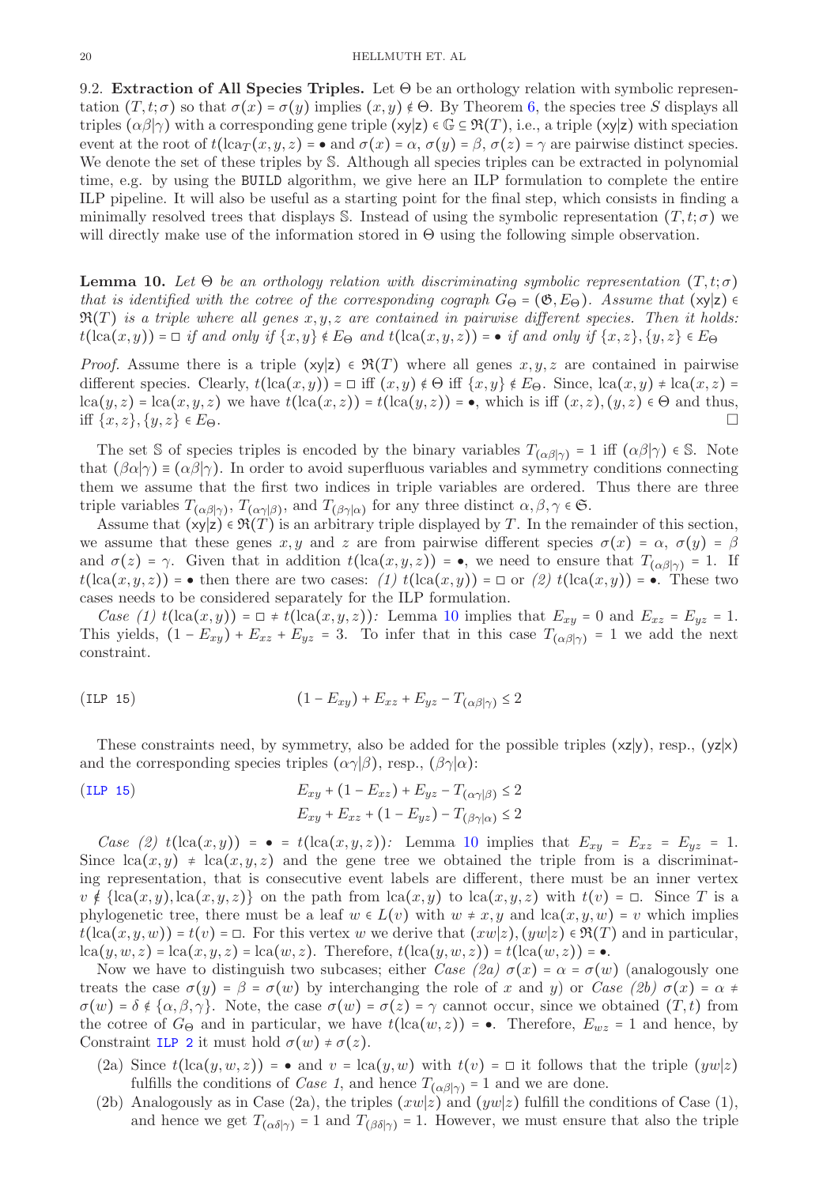### 9.2. Extraction of All Species Triples.

Let $\Theta$ be an orthology relation with symbolic representation $(T, t; \sigma)$ so that $\sigma(x) = \sigma(y)$ implies $(x, y) \notin \Theta$. By Theorem 6, the species tree $S$ displays all triples $(\alpha\beta|\gamma)$ with a corresponding gene triple $(\mathsf{xy}|\mathsf{z}) \in \mathbb{G} \subseteq \mathfrak{R}(T)$, i.e., a triple $(\mathsf{xy}|\mathsf{z})$ with speciation event at the root of $t(\text{lca}_T(x, y, z) = \bullet$ and $\sigma(x) = \alpha$, $\sigma(y) = \beta$, $\sigma(z) = \gamma$ are pairwise distinct species. We denote the set of these triples by $\mathbb{S}$. Although all species triples can be extracted in polynomial time, e.g. by using the `BUILD` algorithm, we give here an ILP formulation to complete the entire ILP pipeline. It will also be useful as a starting point for the final step, which consists in finding a minimally resolved trees that displays $\mathbb{S}$. Instead of using the symbolic representation $(T, t; \sigma)$ we will directly make use of the information stored in $\Theta$ using the following simple observation.

**Lemma 10.** *Let $\Theta$ be an orthology relation with discriminating symbolic representation $(T, t; \sigma)$ that is identified with the cotree of the corresponding cograph $G_\Theta = (\mathfrak{G}, E_\Theta)$. Assume that $(\mathsf{xy}|\mathsf{z}) \in \mathfrak{R}(T)$ is a triple where all genes $x, y, z$ are contained in pairwise different species. Then it holds: $t(\text{lca}(x, y)) = \square$ if and only if $\{x, y\} \notin E_\Theta$ and $t(\text{lca}(x, y, z)) = \bullet$ if and only if $\{x, z\}, \{y, z\} \in E_\Theta$*

*Proof.* Assume there is a triple $(\mathsf{xy}|\mathsf{z}) \in \mathfrak{R}(T)$ where all genes $x, y, z$ are contained in pairwise different species. Clearly, $t(\text{lca}(x, y)) = \square$ iff $(x, y) \notin \Theta$ iff $\{x, y\} \notin E_\Theta$. Since, $\text{lca}(x, y) \neq \text{lca}(x, z) = \text{lca}(y, z) = \text{lca}(x, y, z)$ we have $t(\text{lca}(x, z)) = t(\text{lca}(y, z)) = \bullet$, which is iff $(x, z), (y, z) \in \Theta$ and thus, iff $\{x, z\}, \{y, z\} \in E_\Theta$. $\square$

The set $\mathbb{S}$ of species triples is encoded by the binary variables $T_{(\alpha\beta|\gamma)} = 1$ iff $(\alpha\beta|\gamma) \in \mathbb{S}$. Note that $(\beta\alpha|\gamma) \equiv (\alpha\beta|\gamma)$. In order to avoid superfluous variables and symmetry conditions connecting them we assume that the first two indices in triple variables are ordered. Thus there are three triple variables $T_{(\alpha\beta|\gamma)}$, $T_{(\alpha\gamma|\beta)}$, and $T_{(\beta\gamma|\alpha)}$ for any three distinct $\alpha, \beta, \gamma \in \mathfrak{S}$.

Assume that $(\mathsf{xy}|\mathsf{z}) \in \mathfrak{R}(T)$ is an arbitrary triple displayed by $T$. In the remainder of this section, we assume that these genes $x, y$ and $z$ are from pairwise different species $\sigma(x) = \alpha$, $\sigma(y) = \beta$ and $\sigma(z) = \gamma$. Given that in addition $t(\text{lca}(x, y, z)) = \bullet$, we need to ensure that $T_{(\alpha\beta|\gamma)} = 1$. If $t(\text{lca}(x, y, z)) = \bullet$ then there are two cases: *(1)* $t(\text{lca}(x, y)) = \square$ or *(2)* $t(\text{lca}(x, y)) = \bullet$. These two cases needs to be considered separately for the ILP formulation.

*Case (1) $t(\text{lca}(x, y)) = \square \neq t(\text{lca}(x, y, z))$:* Lemma 10 implies that $E_{xy} = 0$ and $E_{xz} = E_{yz} = 1$. This yields, $(1 - E_{xy}) + E_{xz} + E_{yz} = 3$. To infer that in this case $T_{(\alpha\beta|\gamma)} = 1$ we add the next constraint.

$$(1 - E_{xy}) + E_{xz} + E_{yz} - T_{(\alpha\beta|\gamma)} \leq 2 \tag{ILP 15}$$

These constraints need, by symmetry, also be added for the possible triples $(\mathsf{xz}|\mathsf{y})$, resp., $(\mathsf{yz}|\mathsf{x})$ and the corresponding species triples $(\alpha\gamma|\beta)$, resp., $(\beta\gamma|\alpha)$:

$$\begin{aligned} E_{xy} + (1 - E_{xz}) + E_{yz} - T_{(\alpha\gamma|\beta)} &\leq 2 \\ E_{xy} + E_{xz} + (1 - E_{yz}) - T_{(\beta\gamma|\alpha)} &\leq 2 \end{aligned} \tag{ILP 15}$$

*Case (2) $t(\text{lca}(x, y)) = \bullet = t(\text{lca}(x, y, z))$:* Lemma 10 implies that $E_{xy} = E_{xz} = E_{yz} = 1$. Since $\text{lca}(x, y) \neq \text{lca}(x, y, z)$ and the gene tree we obtained the triple from is a discriminating representation, that is consecutive event labels are different, there must be an inner vertex $v \notin \{\text{lca}(x, y), \text{lca}(x, y, z)\}$ on the path from $\text{lca}(x, y)$ to $\text{lca}(x, y, z)$ with $t(v) = \square$. Since $T$ is a phylogenetic tree, there must be a leaf $w \in L(v)$ with $w \neq x, y$ and $\text{lca}(x, y, w) = v$ which implies $t(\text{lca}(x, y, w)) = t(v) = \square$. For this vertex $w$ we derive that $(xw|z), (yw|z) \in \mathfrak{R}(T)$ and in particular, $\text{lca}(y, w, z) = \text{lca}(x, y, z) = \text{lca}(w, z)$. Therefore, $t(\text{lca}(y, w, z)) = t(\text{lca}(w, z)) = \bullet$.

Now we have to distinguish two subcases; either *Case (2a)* $\sigma(x) = \alpha = \sigma(w)$ (analogously one treats the case $\sigma(y) = \beta = \sigma(w)$ by interchanging the role of $x$ and $y$) or *Case (2b)* $\sigma(x) = \alpha \neq \sigma(w) = \delta \notin \{\alpha, \beta, \gamma\}$. Note, the case $\sigma(w) = \sigma(z) = \gamma$ cannot occur, since we obtained $(T, t)$ from the cotree of $G_\Theta$ and in particular, we have $t(\text{lca}(w, z)) = \bullet$. Therefore, $E_{wz} = 1$ and hence, by Constraint ILP 2 it must hold $\sigma(w) \neq \sigma(z)$.

- (2a) Since $t(\text{lca}(y, w, z)) = \bullet$ and $v = \text{lca}(y, w)$ with $t(v) = \square$ it follows that the triple $(yw|z)$ fulfills the conditions of *Case 1*, and hence $T_{(\alpha\beta|\gamma)} = 1$ and we are done.
- (2b) Analogously as in Case (2a), the triples $(xw|z)$ and $(yw|z)$ fulfill the conditions of Case (1), and hence we get $T_{(\alpha\delta|\gamma)} = 1$ and $T_{(\beta\delta|\gamma)} = 1$. However, we must ensure that also the triple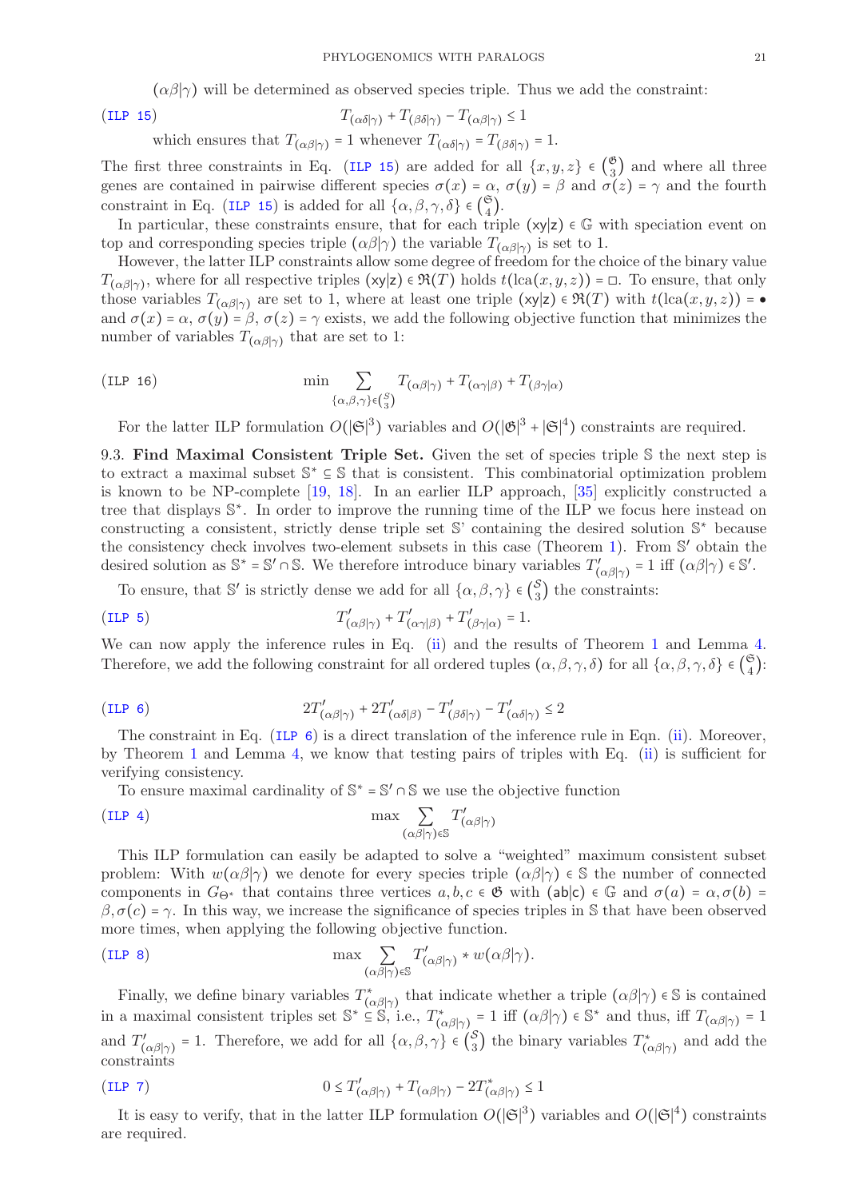$(\alpha\beta|\gamma)$ will be determined as observed species triple. Thus we add the constraint:

$$T_{(\alpha\delta|\gamma)} + T_{(\beta\delta|\gamma)} - T_{(\alpha\beta|\gamma)} \le 1 \qquad \text{(ILP 15)}$$

which ensures that $T_{(\alpha\beta|\gamma)} = 1$ whenever $T_{(\alpha\delta|\gamma)} = T_{(\beta\delta|\gamma)} = 1$.

The first three constraints in Eq. (ILP 15) are added for all $\{x,y,z\} \in \binom{\mathfrak{G}}{3}$ and where all three genes are contained in pairwise different species $\sigma(x) = \alpha$, $\sigma(y) = \beta$ and $\sigma(z) = \gamma$ and the fourth constraint in Eq. (ILP 15) is added for all $\{\alpha,\beta,\gamma,\delta\} \in \binom{\mathfrak{S}}{4}$.

In particular, these constraints ensure, that for each triple $(\mathsf{xy}|\mathsf{z}) \in \mathbb{G}$ with speciation event on top and corresponding species triple $(\alpha\beta|\gamma)$ the variable $T_{(\alpha\beta|\gamma)}$ is set to 1.

However, the latter ILP constraints allow some degree of freedom for the choice of the binary value $T_{(\alpha\beta|\gamma)}$, where for all respective triples $(\mathsf{xy}|\mathsf{z}) \in \mathfrak{R}(T)$ holds $t(\operatorname{lca}(x,y,z)) = \square$. To ensure, that only those variables $T_{(\alpha\beta|\gamma)}$ are set to 1, where at least one triple $(\mathsf{xy}|\mathsf{z}) \in \mathfrak{R}(T)$ with $t(\operatorname{lca}(x,y,z)) = \bullet$ and $\sigma(x) = \alpha$, $\sigma(y) = \beta$, $\sigma(z) = \gamma$ exists, we add the following objective function that minimizes the number of variables $T_{(\alpha\beta|\gamma)}$ that are set to 1:

$$\min \sum_{\{\alpha,\beta,\gamma\} \in \binom{S}{3}} T_{(\alpha\beta|\gamma)} + T_{(\alpha\gamma|\beta)} + T_{(\beta\gamma|\alpha)} \qquad \text{(ILP 16)}$$

For the latter ILP formulation $O(|\mathfrak{G}|^3)$ variables and $O(|\mathfrak{G}|^3 + |\mathfrak{S}|^4)$ constraints are required.

### 9.3. Find Maximal Consistent Triple Set.

Given the set of species triple $\mathbb{S}$ the next step is to extract a maximal subset $\mathbb{S}^* \subseteq \mathbb{S}$ that is consistent. This combinatorial optimization problem is known to be NP-complete [19, 18]. In an earlier ILP approach, [35] explicitly constructed a tree that displays $\mathbb{S}^*$. In order to improve the running time of the ILP we focus here instead on constructing a consistent, strictly dense triple set $\mathbb{S}'$ containing the desired solution $\mathbb{S}^*$ because the consistency check involves two-element subsets in this case (Theorem 1). From $\mathbb{S}'$ obtain the desired solution as $\mathbb{S}^* = \mathbb{S}' \cap \mathbb{S}$. We therefore introduce binary variables $T'_{(\alpha\beta|\gamma)} = 1$ iff $(\alpha\beta|\gamma) \in \mathbb{S}'$.

To ensure, that $\mathbb{S}'$ is strictly dense we add for all $\{\alpha,\beta,\gamma\} \in \binom{S}{3}$ the constraints:

$$T'_{(\alpha\beta|\gamma)} + T'_{(\alpha\gamma|\beta)} + T'_{(\beta\gamma|\alpha)} = 1. \qquad \text{(ILP 5)}$$

We can now apply the inference rules in Eq. (ii) and the results of Theorem 1 and Lemma 4. Therefore, we add the following constraint for all ordered tuples $(\alpha,\beta,\gamma,\delta)$ for all $\{\alpha,\beta,\gamma,\delta\} \in \binom{\mathfrak{S}}{4}$:

$$2T'_{(\alpha\beta|\gamma)} + 2T'_{(\alpha\delta|\beta)} - T'_{(\beta\delta|\gamma)} - T'_{(\alpha\delta|\gamma)} \le 2 \qquad \text{(ILP 6)}$$

The constraint in Eq. (ILP 6) is a direct translation of the inference rule in Eqn. (ii). Moreover, by Theorem 1 and Lemma 4, we know that testing pairs of triples with Eq. (ii) is sufficient for verifying consistency.

To ensure maximal cardinality of $\mathbb{S}^* = \mathbb{S}' \cap \mathbb{S}$ we use the objective function

$$\max \sum_{(\alpha\beta|\gamma) \in \mathbb{S}} T'_{(\alpha\beta|\gamma)} \qquad \text{(ILP 4)}$$

This ILP formulation can easily be adapted to solve a "weighted" maximum consistent subset problem: With $w(\alpha\beta|\gamma)$ we denote for every species triple $(\alpha\beta|\gamma) \in \mathbb{S}$ the number of connected components in $G_{\Theta^*}$ that contains three vertices $a,b,c \in \mathfrak{G}$ with $(\mathsf{ab}|\mathsf{c}) \in \mathbb{G}$ and $\sigma(a) = \alpha, \sigma(b) = \beta, \sigma(c) = \gamma$. In this way, we increase the significance of species triples in $\mathbb{S}$ that have been observed more times, when applying the following objective function.

$$\max \sum_{(\alpha\beta|\gamma) \in \mathbb{S}} T'_{(\alpha\beta|\gamma)} * w(\alpha\beta|\gamma). \qquad \text{(ILP 8)}$$

Finally, we define binary variables $T^*_{(\alpha\beta|\gamma)}$ that indicate whether a triple $(\alpha\beta|\gamma) \in \mathbb{S}$ is contained in a maximal consistent triples set $\mathbb{S}^* \subseteq \mathbb{S}$, i.e., $T^*_{(\alpha\beta|\gamma)} = 1$ iff $(\alpha\beta|\gamma) \in \mathbb{S}^*$ and thus, iff $T_{(\alpha\beta|\gamma)} = 1$ and $T'_{(\alpha\beta|\gamma)} = 1$. Therefore, we add for all $\{\alpha,\beta,\gamma\} \in \binom{S}{3}$ the binary variables $T^*_{(\alpha\beta|\gamma)}$ and add the constraints

$$0 \le T'_{(\alpha\beta|\gamma)} + T_{(\alpha\beta|\gamma)} - 2T^*_{(\alpha\beta|\gamma)} \le 1 \qquad \text{(ILP 7)}$$

It is easy to verify, that in the latter ILP formulation $O(|\mathfrak{S}|^3)$ variables and $O(|\mathfrak{S}|^4)$ constraints are required.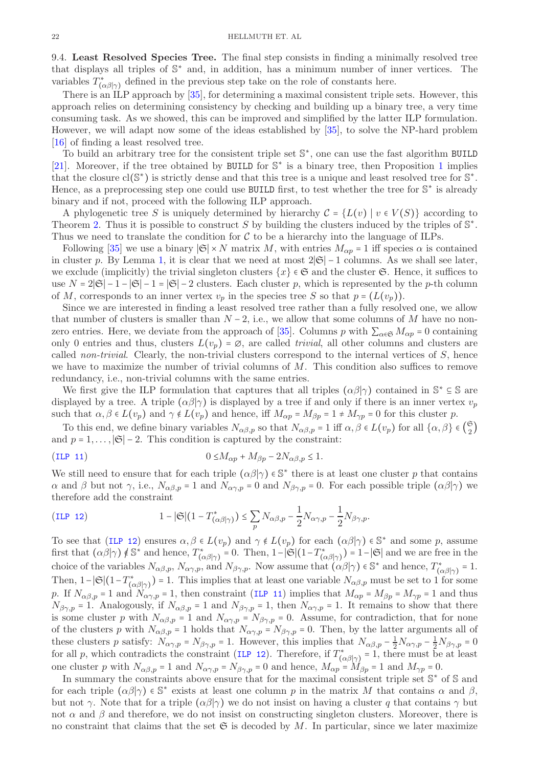## 9.4. Least Resolved Species Tree.

The final step consists in finding a minimally resolved tree that displays all triples of $\mathbb{S}^*$ and, in addition, has a minimum number of inner vertices. The variables $T^*_{(\alpha\beta|\gamma)}$ defined in the previous step take on the role of constants here.

There is an ILP approach by [35], for determining a maximal consistent triple sets. However, this approach relies on determining consistency by checking and building up a binary tree, a very time consuming task. As we showed, this can be improved and simplified by the latter ILP formulation. However, we will adapt now some of the ideas established by [35], to solve the NP-hard problem [16] of finding a least resolved tree.

To build an arbitrary tree for the consistent triple set $\mathbb{S}^*$, one can use the fast algorithm BUILD [21]. Moreover, if the tree obtained by BUILD for $\mathbb{S}^*$ is a binary tree, then Proposition 1 implies that the closure $\mathrm{cl}(\mathbb{S}^*)$ is strictly dense and that this tree is a unique and least resolved tree for $\mathbb{S}^*$. Hence, as a preprocessing step one could use BUILD first, to test whether the tree for $\mathbb{S}^*$ is already binary and if not, proceed with the following ILP approach.

A phylogenetic tree $S$ is uniquely determined by hierarchy $\mathcal{C} = \{L(v) \mid v \in V(S)\}$ according to Theorem 2. Thus it is possible to construct $S$ by building the clusters induced by the triples of $\mathbb{S}^*$. Thus we need to translate the condition for $\mathcal{C}$ to be a hierarchy into the language of ILPs.

Following [35] we use a binary $|\mathfrak{S}| \times N$ matrix $M$, with entries $M_{\alpha p} = 1$ iff species $\alpha$ is contained in cluster $p$. By Lemma 1, it is clear that we need at most $2|\mathfrak{S}| - 1$ columns. As we shall see later, we exclude (implicitly) the trivial singleton clusters $\{x\} \in \mathfrak{S}$ and the cluster $\mathfrak{S}$. Hence, it suffices to use $N = 2|\mathfrak{S}| - 1 - |\mathfrak{S}| - 1 = |\mathfrak{S}| - 2$ clusters. Each cluster $p$, which is represented by the $p$-th column of $M$, corresponds to an inner vertex $v_p$ in the species tree $S$ so that $p = (L(v_p))$.

Since we are interested in finding a least resolved tree rather than a fully resolved one, we allow that number of clusters is smaller than $N - 2$, i.e., we allow that some columns of $M$ have no non-zero entries. Here, we deviate from the approach of [35]. Columns $p$ with $\sum_{\alpha \in \mathfrak{S}} M_{\alpha p} = 0$ containing only 0 entries and thus, clusters $L(v_p) = \emptyset$, are called *trivial*, all other columns and clusters are called *non-trivial*. Clearly, the non-trivial clusters correspond to the internal vertices of $S$, hence we have to maximize the number of trivial columns of $M$. This condition also suffices to remove redundancy, i.e., non-trivial columns with the same entries.

We first give the ILP formulation that captures that all triples $(\alpha\beta|\gamma)$ contained in $\mathbb{S}^* \subseteq \mathbb{S}$ are displayed by a tree. A triple $(\alpha\beta|\gamma)$ is displayed by a tree if and only if there is an inner vertex $v_p$ such that $\alpha, \beta \in L(v_p)$ and $\gamma \notin L(v_p)$ and hence, iff $M_{\alpha p} = M_{\beta p} = 1 \neq M_{\gamma p} = 0$ for this cluster $p$.

To this end, we define binary variables $N_{\alpha\beta,p}$ so that $N_{\alpha\beta,p} = 1$ iff $\alpha, \beta \in L(v_p)$ for all $\{\alpha, \beta\} \in \binom{\mathfrak{S}}{2}$ and $p = 1, \ldots, |\mathfrak{S}| - 2$. This condition is captured by the constraint:

$$0 \leq M_{\alpha p} + M_{\beta p} - 2N_{\alpha\beta,p} \leq 1. \tag{ILP 11}$$

We still need to ensure that for each triple $(\alpha\beta|\gamma) \in \mathbb{S}^*$ there is at least one cluster $p$ that contains $\alpha$ and $\beta$ but not $\gamma$, i.e., $N_{\alpha\beta,p} = 1$ and $N_{\alpha\gamma,p} = 0$ and $N_{\beta\gamma,p} = 0$. For each possible triple $(\alpha\beta|\gamma)$ we therefore add the constraint

$$1 - |\mathfrak{S}|(1 - T^*_{(\alpha\beta|\gamma)}) \leq \sum_p N_{\alpha\beta,p} - \frac{1}{2}N_{\alpha\gamma,p} - \frac{1}{2}N_{\beta\gamma,p}. \tag{ILP 12}$$

To see that (ILP 12) ensures $\alpha, \beta \in L(v_p)$ and $\gamma \notin L(v_p)$ for each $(\alpha\beta|\gamma) \in \mathbb{S}^*$ and some $p$, assume first that $(\alpha\beta|\gamma) \notin \mathbb{S}^*$ and hence, $T^*_{(\alpha\beta|\gamma)} = 0$. Then, $1 - |\mathfrak{S}|(1 - T^*_{(\alpha\beta|\gamma)}) = 1 - |\mathfrak{S}|$ and we are free in the choice of the variables $N_{\alpha\beta,p}$, $N_{\alpha\gamma,p}$, and $N_{\beta\gamma,p}$. Now assume that $(\alpha\beta|\gamma) \in \mathbb{S}^*$ and hence, $T^*_{(\alpha\beta|\gamma)} = 1$. Then, $1 - |\mathfrak{S}|(1 - T^*_{(\alpha\beta|\gamma)}) = 1$. This implies that at least one variable $N_{\alpha\beta,p}$ must be set to 1 for some $p$. If $N_{\alpha\beta,p} = 1$ and $N_{\alpha\gamma,p} = 1$, then constraint (ILP 11) implies that $M_{\alpha p} = M_{\beta p} = M_{\gamma p} = 1$ and thus $N_{\beta\gamma,p} = 1$. Analogously, if $N_{\alpha\beta,p} = 1$ and $N_{\beta\gamma,p} = 1$, then $N_{\alpha\gamma,p} = 1$. It remains to show that there is some cluster $p$ with $N_{\alpha\beta,p} = 1$ and $N_{\alpha\gamma,p} = N_{\beta\gamma,p} = 0$. Assume, for contradiction, that for none of the clusters $p$ with $N_{\alpha\beta,p} = 1$ holds that $N_{\alpha\gamma,p} = N_{\beta\gamma,p} = 0$. Then, by the latter arguments all of these clusters $p$ satisfy: $N_{\alpha\gamma,p} = N_{\beta\gamma,p} = 1$. However, this implies that $N_{\alpha\beta,p} - \frac{1}{2}N_{\alpha\gamma,p} - \frac{1}{2}N_{\beta\gamma,p} = 0$ for all $p$, which contradicts the constraint (ILP 12). Therefore, if $T^*_{(\alpha\beta|\gamma)} = 1$, there must be at least one cluster $p$ with $N_{\alpha\beta,p} = 1$ and $N_{\alpha\gamma,p} = N_{\beta\gamma,p} = 0$ and hence, $M_{\alpha p} = M_{\beta p} = 1$ and $M_{\gamma p} = 0$.

In summary the constraints above ensure that for the maximal consistent triple set $\mathbb{S}^*$ of $\mathbb{S}$ and for each triple $(\alpha\beta|\gamma) \in \mathbb{S}^*$ exists at least one column $p$ in the matrix $M$ that contains $\alpha$ and $\beta$, but not $\gamma$. Note that for a triple $(\alpha\beta|\gamma)$ we do not insist on having a cluster $q$ that contains $\gamma$ but not $\alpha$ and $\beta$ and therefore, we do not insist on constructing singleton clusters. Moreover, there is no constraint that claims that the set $\mathfrak{S}$ is decoded by $M$. In particular, since we later maximize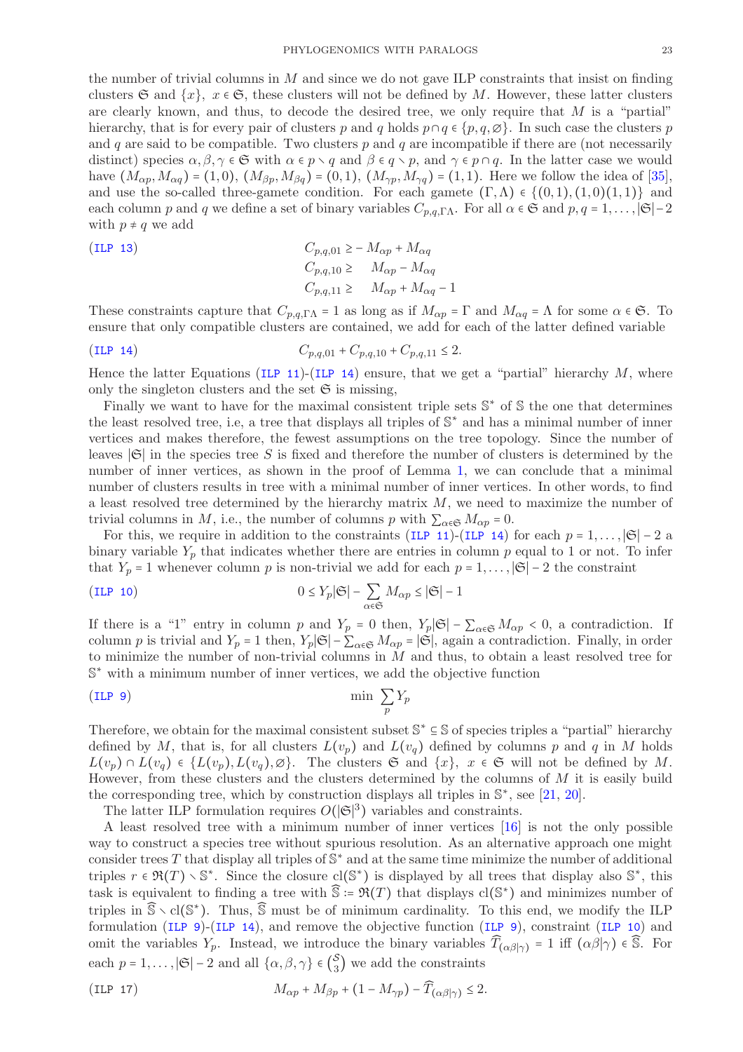the number of trivial columns in $M$ and since we do not gave ILP constraints that insist on finding clusters $\mathfrak{S}$ and $\{x\}$, $x \in \mathfrak{S}$, these clusters will not be defined by $M$. However, these latter clusters are clearly known, and thus, to decode the desired tree, we only require that $M$ is a "partial" hierarchy, that is for every pair of clusters $p$ and $q$ holds $p \cap q \in \{p, q, \varnothing\}$. In such case the clusters $p$ and $q$ are said to be compatible. Two clusters $p$ and $q$ are incompatible if there are (not necessarily distinct) species $\alpha, \beta, \gamma \in \mathfrak{S}$ with $\alpha \in p \smallsetminus q$ and $\beta \in q \smallsetminus p$, and $\gamma \in p \cap q$. In the latter case we would have $(M_{\alpha p}, M_{\alpha q}) = (1, 0)$, $(M_{\beta p}, M_{\beta q}) = (0, 1)$, $(M_{\gamma p}, M_{\gamma q}) = (1, 1)$. Here we follow the idea of [35], and use the so-called three-gamete condition. For each gamete $(\Gamma, \Lambda) \in \{(0, 1), (1, 0)(1, 1)\}$ and each column $p$ and $q$ we define a set of binary variables $C_{p,q,\Gamma\Lambda}$. For all $\alpha \in \mathfrak{S}$ and $p, q = 1, \ldots, |\mathfrak{S}| - 2$ with $p \neq q$ we add

$$\text{(ILP 13)} \qquad \begin{aligned} C_{p,q,01} &\geq -M_{\alpha p} + M_{\alpha q} \\ C_{p,q,10} &\geq \phantom{-}M_{\alpha p} - M_{\alpha q} \\ C_{p,q,11} &\geq \phantom{-}M_{\alpha p} + M_{\alpha q} - 1 \end{aligned}$$

These constraints capture that $C_{p,q,\Gamma\Lambda} = 1$ as long as if $M_{\alpha p} = \Gamma$ and $M_{\alpha q} = \Lambda$ for some $\alpha \in \mathfrak{S}$. To ensure that only compatible clusters are contained, we add for each of the latter defined variable

$$\text{(ILP 14)} \qquad C_{p,q,01} + C_{p,q,10} + C_{p,q,11} \leq 2.$$

Hence the latter Equations (ILP 11)-(ILP 14) ensure, that we get a "partial" hierarchy $M$, where only the singleton clusters and the set $\mathfrak{S}$ is missing,

Finally we want to have for the maximal consistent triple sets $\mathbb{S}^*$ of $\mathbb{S}$ the one that determines the least resolved tree, i.e, a tree that displays all triples of $\mathbb{S}^*$ and has a minimal number of inner vertices and makes therefore, the fewest assumptions on the tree topology. Since the number of leaves $|\mathfrak{S}|$ in the species tree $S$ is fixed and therefore the number of clusters is determined by the number of inner vertices, as shown in the proof of Lemma 1, we can conclude that a minimal number of clusters results in tree with a minimal number of inner vertices. In other words, to find a least resolved tree determined by the hierarchy matrix $M$, we need to maximize the number of trivial columns in $M$, i.e., the number of columns $p$ with $\sum_{\alpha \in \mathfrak{S}} M_{\alpha p} = 0$.

For this, we require in addition to the constraints (ILP 11)-(ILP 14) for each $p = 1, \ldots, |\mathfrak{S}| - 2$ a binary variable $Y_p$ that indicates whether there are entries in column $p$ equal to 1 or not. To infer that $Y_p = 1$ whenever column $p$ is non-trivial we add for each $p = 1, \ldots, |\mathfrak{S}| - 2$ the constraint

$$\text{(ILP 10)} \qquad 0 \leq Y_p |\mathfrak{S}| - \sum_{\alpha \in \mathfrak{S}} M_{\alpha p} \leq |\mathfrak{S}| - 1$$

If there is a "1" entry in column $p$ and $Y_p = 0$ then, $Y_p |\mathfrak{S}| - \sum_{\alpha \in \mathfrak{S}} M_{\alpha p} < 0$, a contradiction. If column $p$ is trivial and $Y_p = 1$ then, $Y_p |\mathfrak{S}| - \sum_{\alpha \in \mathfrak{S}} M_{\alpha p} = |\mathfrak{S}|$, again a contradiction. Finally, in order to minimize the number of non-trivial columns in $M$ and thus, to obtain a least resolved tree for $\mathbb{S}^*$ with a minimum number of inner vertices, we add the objective function

$$\text{(ILP 9)} \qquad \min \sum_p Y_p$$

Therefore, we obtain for the maximal consistent subset $\mathbb{S}^* \subseteq \mathbb{S}$ of species triples a "partial" hierarchy defined by $M$, that is, for all clusters $L(v_p)$ and $L(v_q)$ defined by columns $p$ and $q$ in $M$ holds $L(v_p) \cap L(v_q) \in \{L(v_p), L(v_q), \varnothing\}$. The clusters $\mathfrak{S}$ and $\{x\}$, $x \in \mathfrak{S}$ will not be defined by $M$. However, from these clusters and the clusters determined by the columns of $M$ it is easily build the corresponding tree, which by construction displays all triples in $\mathbb{S}^*$, see [21, 20].

The latter ILP formulation requires $O(|\mathfrak{S}|^3)$ variables and constraints.

A least resolved tree with a minimum number of inner vertices [16] is not the only possible way to construct a species tree without spurious resolution. As an alternative approach one might consider trees $T$ that display all triples of $\mathbb{S}^*$ and at the same time minimize the number of additional triples $r \in \mathfrak{R}(T) \smallsetminus \mathbb{S}^*$. Since the closure $\text{cl}(\mathbb{S}^*)$ is displayed by all trees that display also $\mathbb{S}^*$, this task is equivalent to finding a tree with $\widehat{\mathbb{S}} \coloneqq \mathfrak{R}(T)$ that displays $\text{cl}(\mathbb{S}^*)$ and minimizes number of triples in $\widehat{\mathbb{S}} \smallsetminus \text{cl}(\mathbb{S}^*)$. Thus, $\widehat{\mathbb{S}}$ must be of minimum cardinality. To this end, we modify the ILP formulation (ILP 9)-(ILP 14), and remove the objective function (ILP 9), constraint (ILP 10) and omit the variables $Y_p$. Instead, we introduce the binary variables $\widehat{T}_{(\alpha\beta|\gamma)} = 1$ iff $(\alpha\beta|\gamma) \in \widehat{\mathbb{S}}$. For each $p = 1, \ldots, |\mathfrak{S}| - 2$ and all $\{\alpha, \beta, \gamma\} \in \binom{S}{3}$ we add the constraints

$$\text{(ILP 17)} \qquad M_{\alpha p} + M_{\beta p} + (1 - M_{\gamma p}) - \widehat{T}_{(\alpha\beta|\gamma)} \leq 2.$$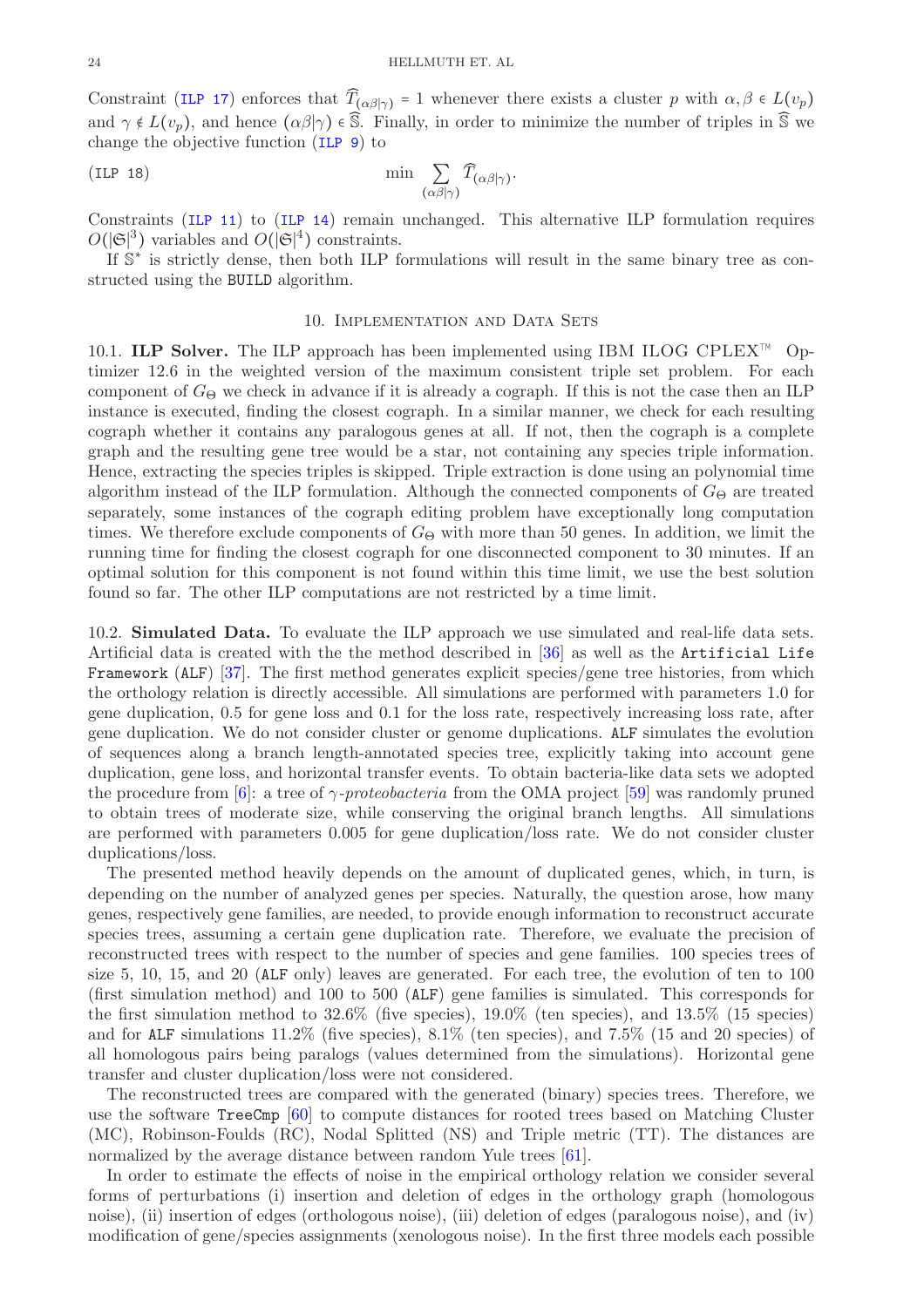Constraint (ILP 17) enforces that $\widehat{T}_{(\alpha\beta|\gamma)} = 1$ whenever there exists a cluster $p$ with $\alpha, \beta \in L(v_p)$ and $\gamma \notin L(v_p)$, and hence $(\alpha\beta|\gamma) \in \widehat{\mathbb{S}}$. Finally, in order to minimize the number of triples in $\widehat{\mathbb{S}}$ we change the objective function (ILP 9) to

$$\min \sum_{(\alpha\beta|\gamma)} \widehat{T}_{(\alpha\beta|\gamma)}. \tag{ILP 18}$$

Constraints (ILP 11) to (ILP 14) remain unchanged. This alternative ILP formulation requires $O(|\mathfrak{S}|^3)$ variables and $O(|\mathfrak{S}|^4)$ constraints.

If $\mathbb{S}^*$ is strictly dense, then both ILP formulations will result in the same binary tree as constructed using the BUILD algorithm.

## 10. Implementation and Data Sets

**10.1. ILP Solver.** The ILP approach has been implemented using IBM ILOG CPLEX™ Optimizer 12.6 in the weighted version of the maximum consistent triple set problem. For each component of $G_\Theta$ we check in advance if it is already a cograph. If this is not the case then an ILP instance is executed, finding the closest cograph. In a similar manner, we check for each resulting cograph whether it contains any paralogous genes at all. If not, then the cograph is a complete graph and the resulting gene tree would be a star, not containing any species triple information. Hence, extracting the species triples is skipped. Triple extraction is done using an polynomial time algorithm instead of the ILP formulation. Although the connected components of $G_\Theta$ are treated separately, some instances of the cograph editing problem have exceptionally long computation times. We therefore exclude components of $G_\Theta$ with more than 50 genes. In addition, we limit the running time for finding the closest cograph for one disconnected component to 30 minutes. If an optimal solution for this component is not found within this time limit, we use the best solution found so far. The other ILP computations are not restricted by a time limit.

**10.2. Simulated Data.** To evaluate the ILP approach we use simulated and real-life data sets. Artificial data is created with the the method described in [36] as well as the `Artificial Life Framework` (`ALF`) [37]. The first method generates explicit species/gene tree histories, from which the orthology relation is directly accessible. All simulations are performed with parameters 1.0 for gene duplication, 0.5 for gene loss and 0.1 for the loss rate, respectively increasing loss rate, after gene duplication. We do not consider cluster or genome duplications. `ALF` simulates the evolution of sequences along a branch length-annotated species tree, explicitly taking into account gene duplication, gene loss, and horizontal transfer events. To obtain bacteria-like data sets we adopted the procedure from [6]: a tree of *γ-proteobacteria* from the OMA project [59] was randomly pruned to obtain trees of moderate size, while conserving the original branch lengths. All simulations are performed with parameters 0.005 for gene duplication/loss rate. We do not consider cluster duplications/loss.

The presented method heavily depends on the amount of duplicated genes, which, in turn, is depending on the number of analyzed genes per species. Naturally, the question arose, how many genes, respectively gene families, are needed, to provide enough information to reconstruct accurate species trees, assuming a certain gene duplication rate. Therefore, we evaluate the precision of reconstructed trees with respect to the number of species and gene families. 100 species trees of size 5, 10, 15, and 20 (`ALF` only) leaves are generated. For each tree, the evolution of ten to 100 (first simulation method) and 100 to 500 (`ALF`) gene families is simulated. This corresponds for the first simulation method to 32.6% (five species), 19.0% (ten species), and 13.5% (15 species) and for `ALF` simulations 11.2% (five species), 8.1% (ten species), and 7.5% (15 and 20 species) of all homologous pairs being paralogs (values determined from the simulations). Horizontal gene transfer and cluster duplication/loss were not considered.

The reconstructed trees are compared with the generated (binary) species trees. Therefore, we use the software `TreeCmp` [60] to compute distances for rooted trees based on Matching Cluster (MC), Robinson-Foulds (RC), Nodal Splitted (NS) and Triple metric (TT). The distances are normalized by the average distance between random Yule trees [61].

In order to estimate the effects of noise in the empirical orthology relation we consider several forms of perturbations (i) insertion and deletion of edges in the orthology graph (homologous noise), (ii) insertion of edges (orthologous noise), (iii) deletion of edges (paralogous noise), and (iv) modification of gene/species assignments (xenologous noise). In the first three models each possible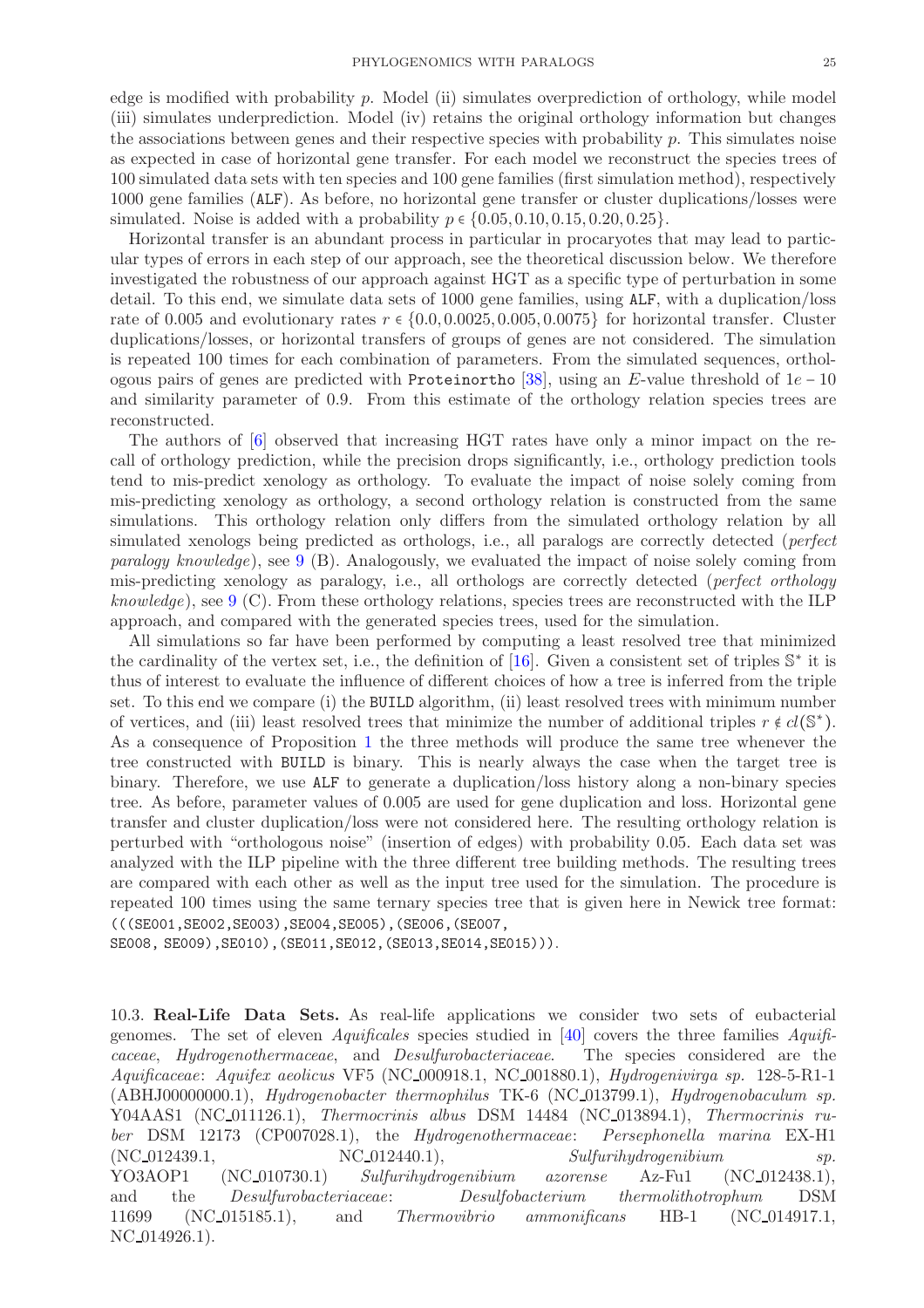edge is modified with probability $p$. Model (ii) simulates overprediction of orthology, while model (iii) simulates underprediction. Model (iv) retains the original orthology information but changes the associations between genes and their respective species with probability $p$. This simulates noise as expected in case of horizontal gene transfer. For each model we reconstruct the species trees of 100 simulated data sets with ten species and 100 gene families (first simulation method), respectively 1000 gene families (ALF). As before, no horizontal gene transfer or cluster duplications/losses were simulated. Noise is added with a probability $p \in \{0.05, 0.10, 0.15, 0.20, 0.25\}$.

Horizontal transfer is an abundant process in particular in procaryotes that may lead to particular types of errors in each step of our approach, see the theoretical discussion below. We therefore investigated the robustness of our approach against HGT as a specific type of perturbation in some detail. To this end, we simulate data sets of 1000 gene families, using ALF, with a duplication/loss rate of 0.005 and evolutionary rates $r \in \{0.0, 0.0025, 0.005, 0.0075\}$ for horizontal transfer. Cluster duplications/losses, or horizontal transfers of groups of genes are not considered. The simulation is repeated 100 times for each combination of parameters. From the simulated sequences, orthologous pairs of genes are predicted with Proteinortho [38], using an $E$-value threshold of $1e-10$ and similarity parameter of 0.9. From this estimate of the orthology relation species trees are reconstructed.

The authors of [6] observed that increasing HGT rates have only a minor impact on the recall of orthology prediction, while the precision drops significantly, i.e., orthology prediction tools tend to mis-predict xenology as orthology. To evaluate the impact of noise solely coming from mis-predicting xenology as orthology, a second orthology relation is constructed from the same simulations. This orthology relation only differs from the simulated orthology relation by all simulated xenologs being predicted as orthologs, i.e., all paralogs are correctly detected (*perfect paralogy knowledge*), see 9 (B). Analogously, we evaluated the impact of noise solely coming from mis-predicting xenology as paralogy, i.e., all orthologs are correctly detected (*perfect orthology knowledge*), see 9 (C). From these orthology relations, species trees are reconstructed with the ILP approach, and compared with the generated species trees, used for the simulation.

All simulations so far have been performed by computing a least resolved tree that minimized the cardinality of the vertex set, i.e., the definition of [16]. Given a consistent set of triples $\mathbb{S}^*$ it is thus of interest to evaluate the influence of different choices of how a tree is inferred from the triple set. To this end we compare (i) the BUILD algorithm, (ii) least resolved trees with minimum number of vertices, and (iii) least resolved trees that minimize the number of additional triples $r \notin cl(\mathbb{S}^*)$. As a consequence of Proposition 1 the three methods will produce the same tree whenever the tree constructed with BUILD is binary. This is nearly always the case when the target tree is binary. Therefore, we use ALF to generate a duplication/loss history along a non-binary species tree. As before, parameter values of 0.005 are used for gene duplication and loss. Horizontal gene transfer and cluster duplication/loss were not considered here. The resulting orthology relation is perturbed with "orthologous noise" (insertion of edges) with probability 0.05. Each data set was analyzed with the ILP pipeline with the three different tree building methods. The resulting trees are compared with each other as well as the input tree used for the simulation. The procedure is repeated 100 times using the same ternary species tree that is given here in Newick tree format: (((SE001,SE002,SE003),SE004,SE005),(SE006,(SE007, SE008, SE009),SE010),(SE011,SE012,(SE013,SE014,SE015))).

10.3. **Real-Life Data Sets.** As real-life applications we consider two sets of eubacterial genomes. The set of eleven *Aquificales* species studied in [40] covers the three families *Aquificaceae*, *Hydrogenothermaceae*, and *Desulfurobacteriaceae*. The species considered are the *Aquificaceae*: *Aquifex aeolicus* VF5 (NC_000918.1, NC_001880.1), *Hydrogenivirga sp.* 128-5-R1-1 (ABHJ00000000.1), *Hydrogenobacter thermophilus* TK-6 (NC_013799.1), *Hydrogenobaculum sp.* Y04AAS1 (NC_011126.1), *Thermocrinis albus* DSM 14484 (NC_013894.1), *Thermocrinis ruber* DSM 12173 (CP007028.1), the *Hydrogenothermaceae*: *Persephonella marina* EX-H1 (NC_012439.1, NC_012440.1), *Sulfurihydrogenibium sp.* YO3AOP1 (NC_010730.1) *Sulfurihydrogenibium azorense* Az-Fu1 (NC_012438.1), and the *Desulfurobacteriaceae*: *Desulfobacterium thermolithotrophum* DSM 11699 (NC_015185.1), and *Thermovibrio ammonificans* HB-1 (NC_014917.1, NC_014926.1).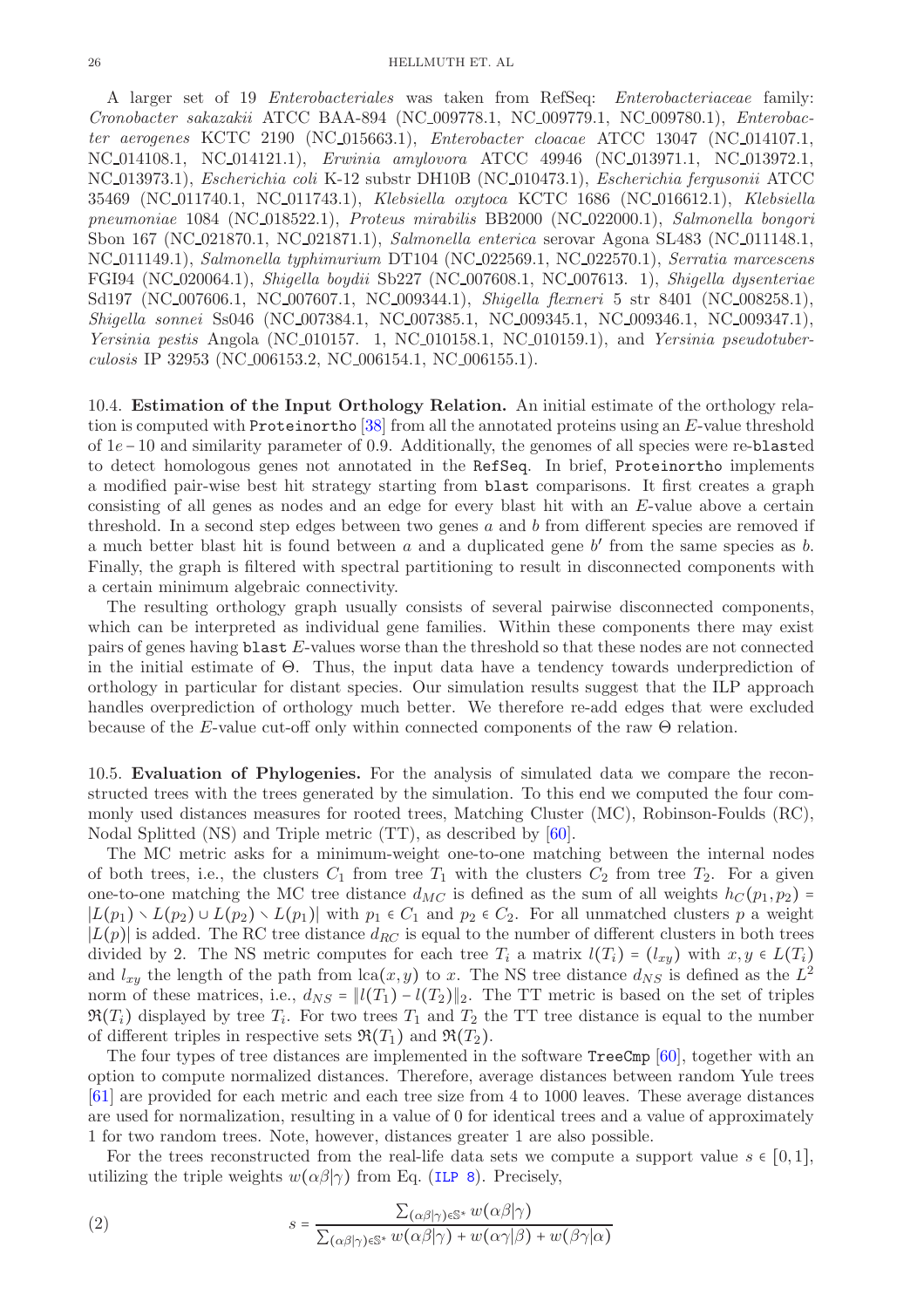A larger set of 19 *Enterobacteriales* was taken from RefSeq: *Enterobacteriaceae* family: *Cronobacter sakazakii* ATCC BAA-894 (NC_009778.1, NC_009779.1, NC_009780.1), *Enterobacter aerogenes* KCTC 2190 (NC_015663.1), *Enterobacter cloacae* ATCC 13047 (NC_014107.1, NC_014108.1, NC_014121.1), *Erwinia amylovora* ATCC 49946 (NC_013971.1, NC_013972.1, NC_013973.1), *Escherichia coli* K-12 substr DH10B (NC_010473.1), *Escherichia fergusonii* ATCC 35469 (NC_011740.1, NC_011743.1), *Klebsiella oxytoca* KCTC 1686 (NC_016612.1), *Klebsiella pneumoniae* 1084 (NC_018522.1), *Proteus mirabilis* BB2000 (NC_022000.1), *Salmonella bongori* Sbon 167 (NC_021870.1, NC_021871.1), *Salmonella enterica* serovar Agona SL483 (NC_011148.1, NC_011149.1), *Salmonella typhimurium* DT104 (NC_022569.1, NC_022570.1), *Serratia marcescens* FGI94 (NC_020064.1), *Shigella boydii* Sb227 (NC_007608.1, NC_007613. 1), *Shigella dysenteriae* Sd197 (NC_007606.1, NC_007607.1, NC_009344.1), *Shigella flexneri* 5 str 8401 (NC_008258.1), *Shigella sonnei* Ss046 (NC_007384.1, NC_007385.1, NC_009345.1, NC_009346.1, NC_009347.1), *Yersinia pestis* Angola (NC_010157. 1, NC_010158.1, NC_010159.1), and *Yersinia pseudotuberculosis* IP 32953 (NC_006153.2, NC_006154.1, NC_006155.1).

## 10.4. Estimation of the Input Orthology Relation.

An initial estimate of the orthology relation is computed with `Proteinortho` [38] from all the annotated proteins using an $E$-value threshold of $1e-10$ and similarity parameter of 0.9. Additionally, the genomes of all species were re-`blast`ed to detect homologous genes not annotated in the `RefSeq`. In brief, `Proteinortho` implements a modified pair-wise best hit strategy starting from `blast` comparisons. It first creates a graph consisting of all genes as nodes and an edge for every blast hit with an $E$-value above a certain threshold. In a second step edges between two genes $a$ and $b$ from different species are removed if a much better blast hit is found between $a$ and a duplicated gene $b'$ from the same species as $b$. Finally, the graph is filtered with spectral partitioning to result in disconnected components with a certain minimum algebraic connectivity.

The resulting orthology graph usually consists of several pairwise disconnected components, which can be interpreted as individual gene families. Within these components there may exist pairs of genes having `blast` $E$-values worse than the threshold so that these nodes are not connected in the initial estimate of $\Theta$. Thus, the input data have a tendency towards underprediction of orthology in particular for distant species. Our simulation results suggest that the ILP approach handles overprediction of orthology much better. We therefore re-add edges that were excluded because of the $E$-value cut-off only within connected components of the raw $\Theta$ relation.

## 10.5. Evaluation of Phylogenies.

For the analysis of simulated data we compare the reconstructed trees with the trees generated by the simulation. To this end we computed the four commonly used distances measures for rooted trees, Matching Cluster (MC), Robinson-Foulds (RC), Nodal Splitted (NS) and Triple metric (TT), as described by [60].

The MC metric asks for a minimum-weight one-to-one matching between the internal nodes of both trees, i.e., the clusters $C_1$ from tree $T_1$ with the clusters $C_2$ from tree $T_2$. For a given one-to-one matching the MC tree distance $d_{MC}$ is defined as the sum of all weights $h_C(p_1, p_2) = |L(p_1) \setminus L(p_2) \cup L(p_2) \setminus L(p_1)|$ with $p_1 \in C_1$ and $p_2 \in C_2$. For all unmatched clusters $p$ a weight $|L(p)|$ is added. The RC tree distance $d_{RC}$ is equal to the number of different clusters in both trees divided by 2. The NS metric computes for each tree $T_i$ a matrix $l(T_i) = (l_{xy})$ with $x, y \in L(T_i)$ and $l_{xy}$ the length of the path from $\operatorname{lca}(x, y)$ to $x$. The NS tree distance $d_{NS}$ is defined as the $L^2$ norm of these matrices, i.e., $d_{NS} = \|l(T_1) - l(T_2)\|_2$. The TT metric is based on the set of triples $\mathfrak{R}(T_i)$ displayed by tree $T_i$. For two trees $T_1$ and $T_2$ the TT tree distance is equal to the number of different triples in respective sets $\mathfrak{R}(T_1)$ and $\mathfrak{R}(T_2)$.

The four types of tree distances are implemented in the software `TreeCmp` [60], together with an option to compute normalized distances. Therefore, average distances between random Yule trees [61] are provided for each metric and each tree size from 4 to 1000 leaves. These average distances are used for normalization, resulting in a value of 0 for identical trees and a value of approximately 1 for two random trees. Note, however, distances greater 1 are also possible.

For the trees reconstructed from the real-life data sets we compute a support value $s \in [0, 1]$, utilizing the triple weights $w(\alpha\beta|\gamma)$ from Eq. (ILP 8). Precisely,

$$s = \frac{\sum_{(\alpha\beta|\gamma) \in \mathbb{S}^*} w(\alpha\beta|\gamma)}{\sum_{(\alpha\beta|\gamma) \in \mathbb{S}^*} w(\alpha\beta|\gamma) + w(\alpha\gamma|\beta) + w(\beta\gamma|\alpha)} \tag{2}$$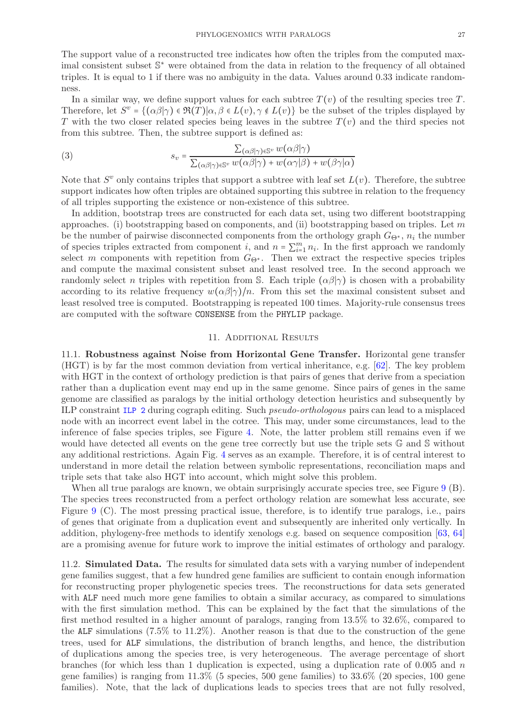The support value of a reconstructed tree indicates how often the triples from the computed maximal consistent subset $\mathbb{S}^*$ were obtained from the data in relation to the frequency of all obtained triples. It is equal to 1 if there was no ambiguity in the data. Values around 0.33 indicate randomness.

In a similar way, we define support values for each subtree $T(v)$ of the resulting species tree $T$. Therefore, let $S^v = \{(\alpha\beta|\gamma) \in \mathfrak{R}(T) | \alpha, \beta \in L(v), \gamma \notin L(v)\}$ be the subset of the triples displayed by $T$ with the two closer related species being leaves in the subtree $T(v)$ and the third species not from this subtree. Then, the subtree support is defined as:

$$s_v = \frac{\sum_{(\alpha\beta|\gamma) \in \mathbb{S}^v} w(\alpha\beta|\gamma)}{\sum_{(\alpha\beta|\gamma) \in \mathbb{S}^v} w(\alpha\beta|\gamma) + w(\alpha\gamma|\beta) + w(\beta\gamma|\alpha)} \tag{3}$$

Note that $S^v$ only contains triples that support a subtree with leaf set $L(v)$. Therefore, the subtree support indicates how often triples are obtained supporting this subtree in relation to the frequency of all triples supporting the existence or non-existence of this subtree.

In addition, bootstrap trees are constructed for each data set, using two different bootstrapping approaches. (i) bootstrapping based on components, and (ii) bootstrapping based on triples. Let $m$ be the number of pairwise disconnected components from the orthology graph $G_{\Theta^*}$, $n_i$ the number of species triples extracted from component $i$, and $n = \sum_{i=1}^{m} n_i$. In the first approach we randomly select $m$ components with repetition from $G_{\Theta^*}$. Then we extract the respective species triples and compute the maximal consistent subset and least resolved tree. In the second approach we randomly select $n$ triples with repetition from $\mathbb{S}$. Each triple $(\alpha\beta|\gamma)$ is chosen with a probability according to its relative frequency $w(\alpha\beta|\gamma)/n$. From this set the maximal consistent subset and least resolved tree is computed. Bootstrapping is repeated 100 times. Majority-rule consensus trees are computed with the software `CONSENSE` from the `PHYLIP` package.

## 11. Additional Results

**11.1. Robustness against Noise from Horizontal Gene Transfer.** Horizontal gene transfer (HGT) is by far the most common deviation from vertical inheritance, e.g. [62]. The key problem with HGT in the context of orthology prediction is that pairs of genes that derive from a speciation rather than a duplication event may end up in the same genome. Since pairs of genes in the same genome are classified as paralogs by the initial orthology detection heuristics and subsequently by ILP constraint ILP 2 during cograph editing. Such *pseudo-orthologous* pairs can lead to a misplaced node with an incorrect event label in the cotree. This may, under some circumstances, lead to the inference of false species triples, see Figure 4. Note, the latter problem still remains even if we would have detected all events on the gene tree correctly but use the triple sets $\mathbb{G}$ and $\mathbb{S}$ without any additional restrictions. Again Fig. 4 serves as an example. Therefore, it is of central interest to understand in more detail the relation between symbolic representations, reconciliation maps and triple sets that take also HGT into account, which might solve this problem.

When all true paralogs are known, we obtain surprisingly accurate species tree, see Figure 9 (B). The species trees reconstructed from a perfect orthology relation are somewhat less accurate, see Figure 9 (C). The most pressing practical issue, therefore, is to identify true paralogs, i.e., pairs of genes that originate from a duplication event and subsequently are inherited only vertically. In addition, phylogeny-free methods to identify xenologs e.g. based on sequence composition [63, 64] are a promising avenue for future work to improve the initial estimates of orthology and paralogy.

**11.2. Simulated Data.** The results for simulated data sets with a varying number of independent gene families suggest, that a few hundred gene families are sufficient to contain enough information for reconstructing proper phylogenetic species trees. The reconstructions for data sets generated with `ALF` need much more gene families to obtain a similar accuracy, as compared to simulations with the first simulation method. This can be explained by the fact that the simulations of the first method resulted in a higher amount of paralogs, ranging from 13.5% to 32.6%, compared to the `ALF` simulations (7.5% to 11.2%). Another reason is that due to the construction of the gene trees, used for `ALF` simulations, the distribution of branch lengths, and hence, the distribution of duplications among the species tree, is very heterogeneous. The average percentage of short branches (for which less than 1 duplication is expected, using a duplication rate of 0.005 and $n$ gene families) is ranging from 11.3% (5 species, 500 gene families) to 33.6% (20 species, 100 gene families). Note, that the lack of duplications leads to species trees that are not fully resolved,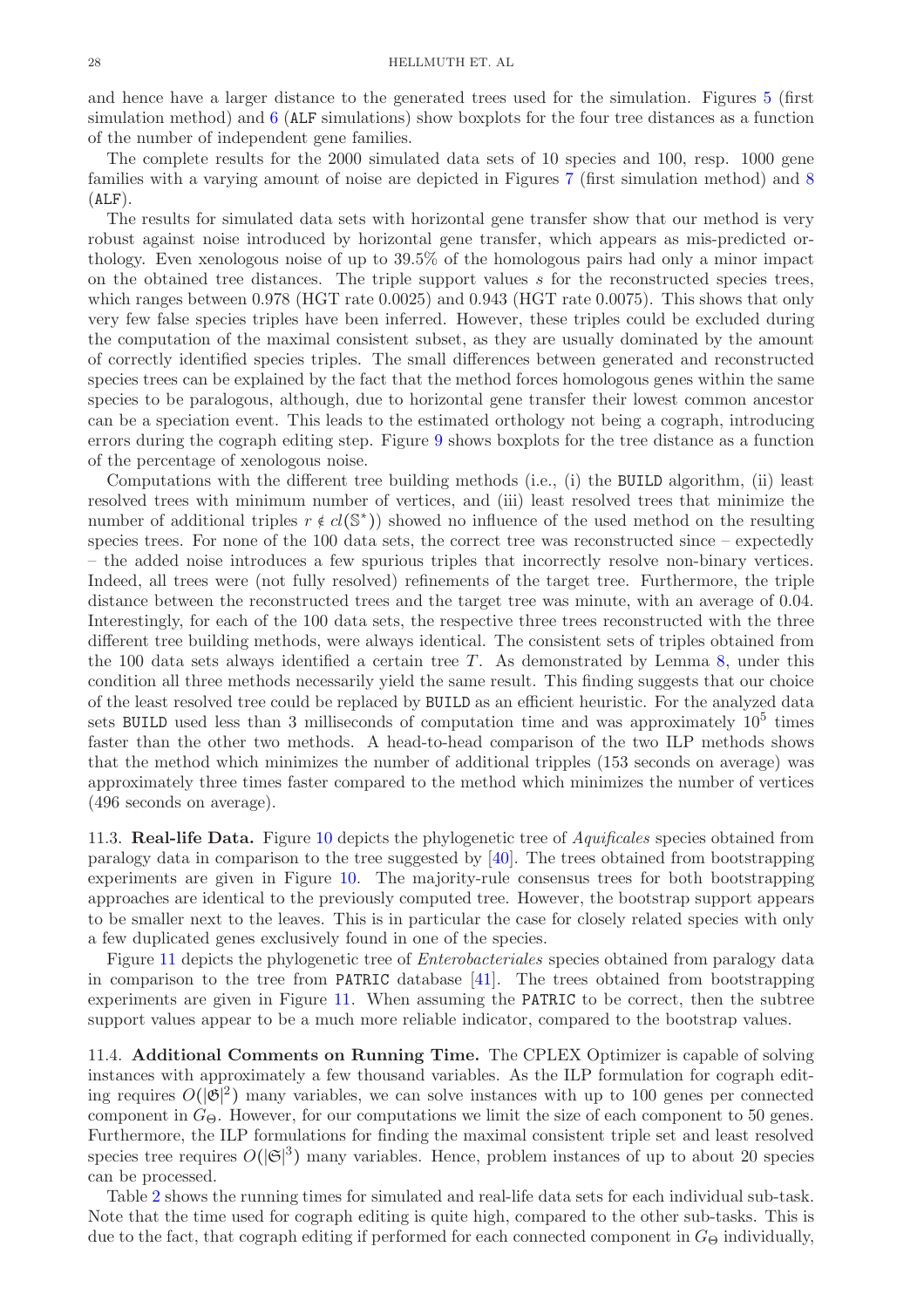and hence have a larger distance to the generated trees used for the simulation. Figures 5 (first simulation method) and 6 (ALF simulations) show boxplots for the four tree distances as a function of the number of independent gene families.

The complete results for the 2000 simulated data sets of 10 species and 100, resp. 1000 gene families with a varying amount of noise are depicted in Figures 7 (first simulation method) and 8 (ALF).

The results for simulated data sets with horizontal gene transfer show that our method is very robust against noise introduced by horizontal gene transfer, which appears as mis-predicted orthology. Even xenologous noise of up to 39.5% of the homologous pairs had only a minor impact on the obtained tree distances. The triple support values $s$ for the reconstructed species trees, which ranges between 0.978 (HGT rate 0.0025) and 0.943 (HGT rate 0.0075). This shows that only very few false species triples have been inferred. However, these triples could be excluded during the computation of the maximal consistent subset, as they are usually dominated by the amount of correctly identified species triples. The small differences between generated and reconstructed species trees can be explained by the fact that the method forces homologous genes within the same species to be paralogous, although, due to horizontal gene transfer their lowest common ancestor can be a speciation event. This leads to the estimated orthology not being a cograph, introducing errors during the cograph editing step. Figure 9 shows boxplots for the tree distance as a function of the percentage of xenologous noise.

Computations with the different tree building methods (i.e., (i) the BUILD algorithm, (ii) least resolved trees with minimum number of vertices, and (iii) least resolved trees that minimize the number of additional triples $r \notin cl(\mathbb{S}^*)$) showed no influence of the used method on the resulting species trees. For none of the 100 data sets, the correct tree was reconstructed since – expectedly – the added noise introduces a few spurious triples that incorrectly resolve non-binary vertices. Indeed, all trees were (not fully resolved) refinements of the target tree. Furthermore, the triple distance between the reconstructed trees and the target tree was minute, with an average of 0.04. Interestingly, for each of the 100 data sets, the respective three trees reconstructed with the three different tree building methods, were always identical. The consistent sets of triples obtained from the 100 data sets always identified a certain tree $T$. As demonstrated by Lemma 8, under this condition all three methods necessarily yield the same result. This finding suggests that our choice of the least resolved tree could be replaced by BUILD as an efficient heuristic. For the analyzed data sets BUILD used less than 3 milliseconds of computation time and was approximately $10^5$ times faster than the other two methods. A head-to-head comparison of the two ILP methods shows that the method which minimizes the number of additional tripples (153 seconds on average) was approximately three times faster compared to the method which minimizes the number of vertices (496 seconds on average).

**11.3. Real-life Data.** Figure 10 depicts the phylogenetic tree of *Aquificales* species obtained from paralogy data in comparison to the tree suggested by [40]. The trees obtained from bootstrapping experiments are given in Figure 10. The majority-rule consensus trees for both bootstrapping approaches are identical to the previously computed tree. However, the bootstrap support appears to be smaller next to the leaves. This is in particular the case for closely related species with only a few duplicated genes exclusively found in one of the species.

Figure 11 depicts the phylogenetic tree of *Enterobacteriales* species obtained from paralogy data in comparison to the tree from PATRIC database [41]. The trees obtained from bootstrapping experiments are given in Figure 11. When assuming the PATRIC to be correct, then the subtree support values appear to be a much more reliable indicator, compared to the bootstrap values.

**11.4. Additional Comments on Running Time.** The CPLEX Optimizer is capable of solving instances with approximately a few thousand variables. As the ILP formulation for cograph editing requires $O(|\mathfrak{G}|^2)$ many variables, we can solve instances with up to 100 genes per connected component in $G_\Theta$. However, for our computations we limit the size of each component to 50 genes. Furthermore, the ILP formulations for finding the maximal consistent triple set and least resolved species tree requires $O(|\mathfrak{S}|^3)$ many variables. Hence, problem instances of up to about 20 species can be processed.

Table 2 shows the running times for simulated and real-life data sets for each individual sub-task. Note that the time used for cograph editing is quite high, compared to the other sub-tasks. This is due to the fact, that cograph editing if performed for each connected component in $G_\Theta$ individually,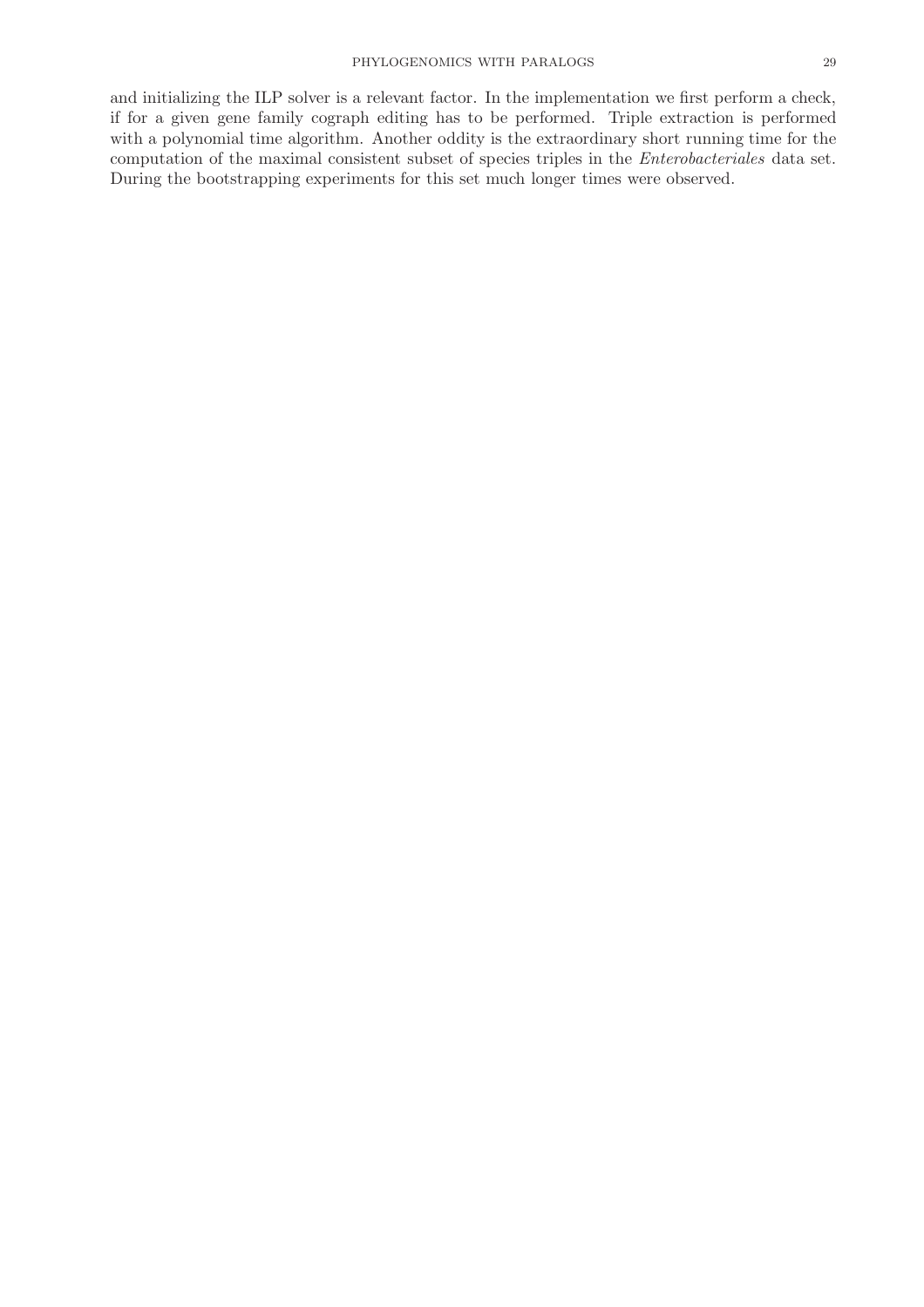and initializing the ILP solver is a relevant factor. In the implementation we first perform a check, if for a given gene family cograph editing has to be performed. Triple extraction is performed with a polynomial time algorithm. Another oddity is the extraordinary short running time for the computation of the maximal consistent subset of species triples in the *Enterobacteriales* data set. During the bootstrapping experiments for this set much longer times were observed.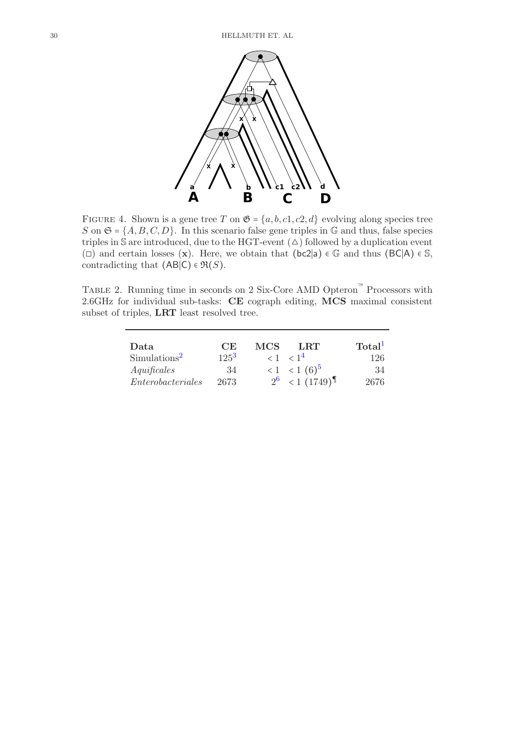Figure 4. Shown is a gene tree $T$ on $\mathfrak{G} = \{a, b, c1, c2, d\}$ evolving along species tree $S$ on $\mathfrak{S} = \{A, B, C, D\}$. In this scenario false gene triples in $\mathbb{G}$ and thus, false species triples in $\mathbb{S}$ are introduced, due to the HGT-event ($\triangle$) followed by a duplication event ($\square$) and certain losses (**x**). Here, we obtain that $(\mathsf{bc2|a}) \in \mathbb{G}$ and thus $(\mathsf{BC|A}) \in \mathbb{S}$, contradicting that $(\mathsf{AB|C}) \in \mathfrak{R}(S)$.

Table 2. Running time in seconds on 2 Six-Core AMD Opteron™ Processors with 2.6GHz for individual sub-tasks: **CE** cograph editing, **MCS** maximal consistent subset of triples, **LRT** least resolved tree.

| **Data** | **CE** | **MCS** | **LRT** | **Total**[1] |
|---|---|---|---|---|
| Simulations[2] | 125[3] | $< 1$ | $< 1$[4] | 126 |
| *Aquificales* | 34 | $< 1$ | $< 1$ (6)[5] | 34 |
| *Enterobacteriales* | 2673 | 2[6] | $< 1$ (1749)[¶] | 2676 |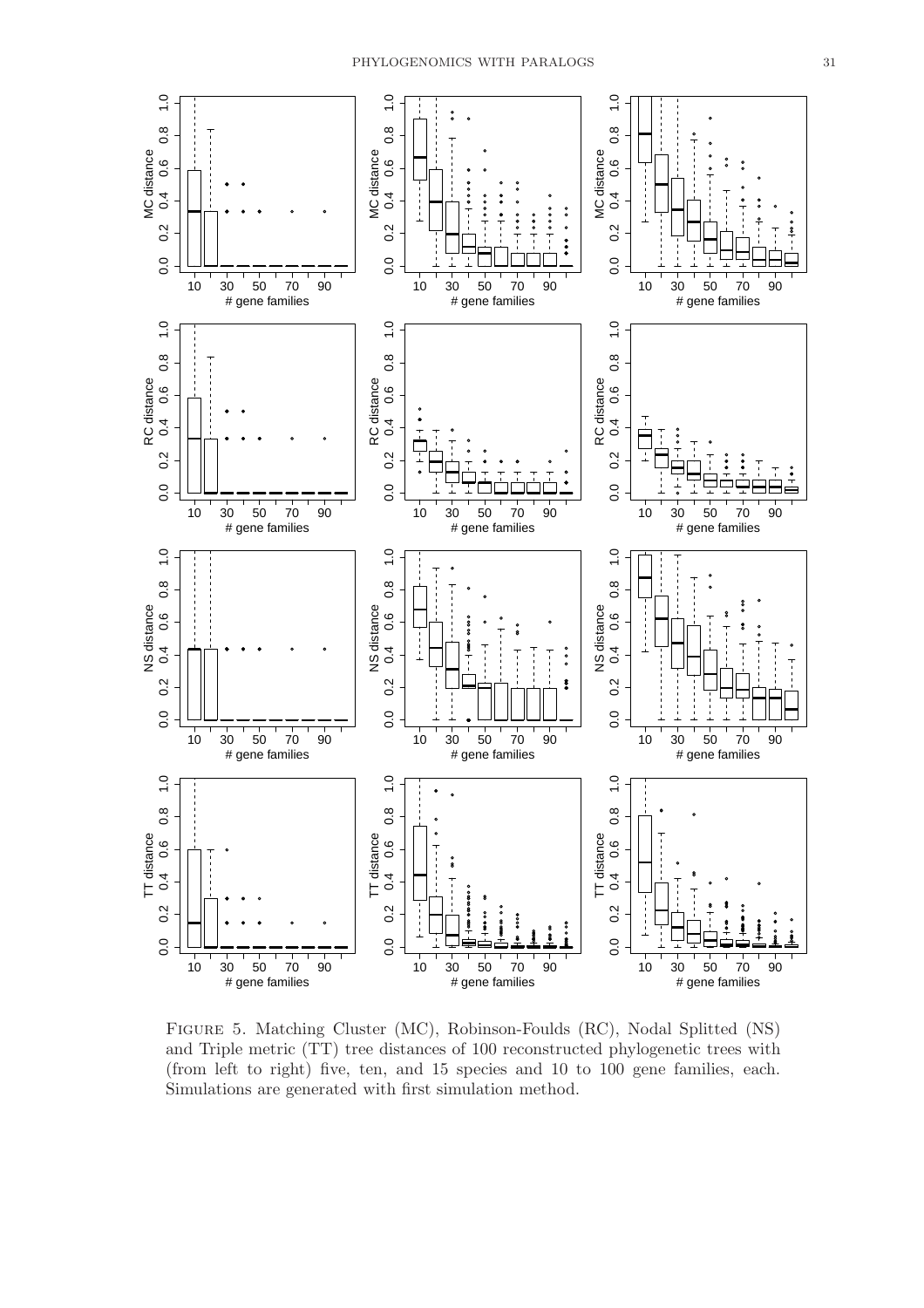Figure 5. Matching Cluster (MC), Robinson-Foulds (RC), Nodal Splitted (NS) and Triple metric (TT) tree distances of 100 reconstructed phylogenetic trees with (from left to right) five, ten, and 15 species and 10 to 100 gene families, each. Simulations are generated with first simulation method.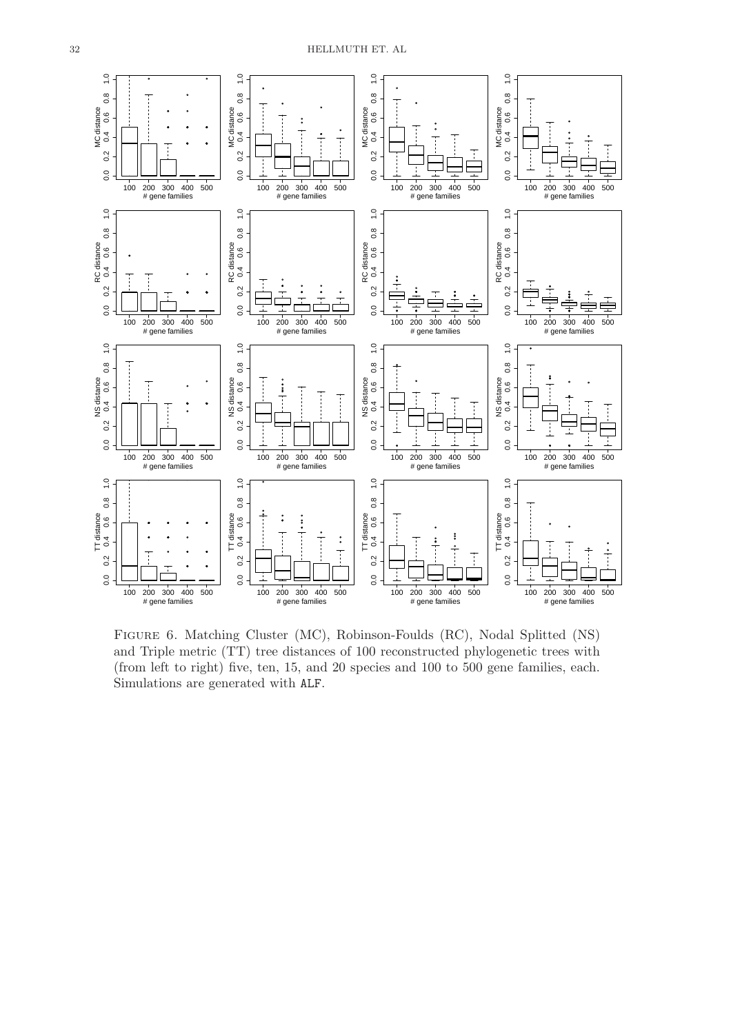Figure 6. Matching Cluster (MC), Robinson-Foulds (RC), Nodal Splitted (NS) and Triple metric (TT) tree distances of 100 reconstructed phylogenetic trees with (from left to right) five, ten, 15, and 20 species and 100 to 500 gene families, each. Simulations are generated with ALF.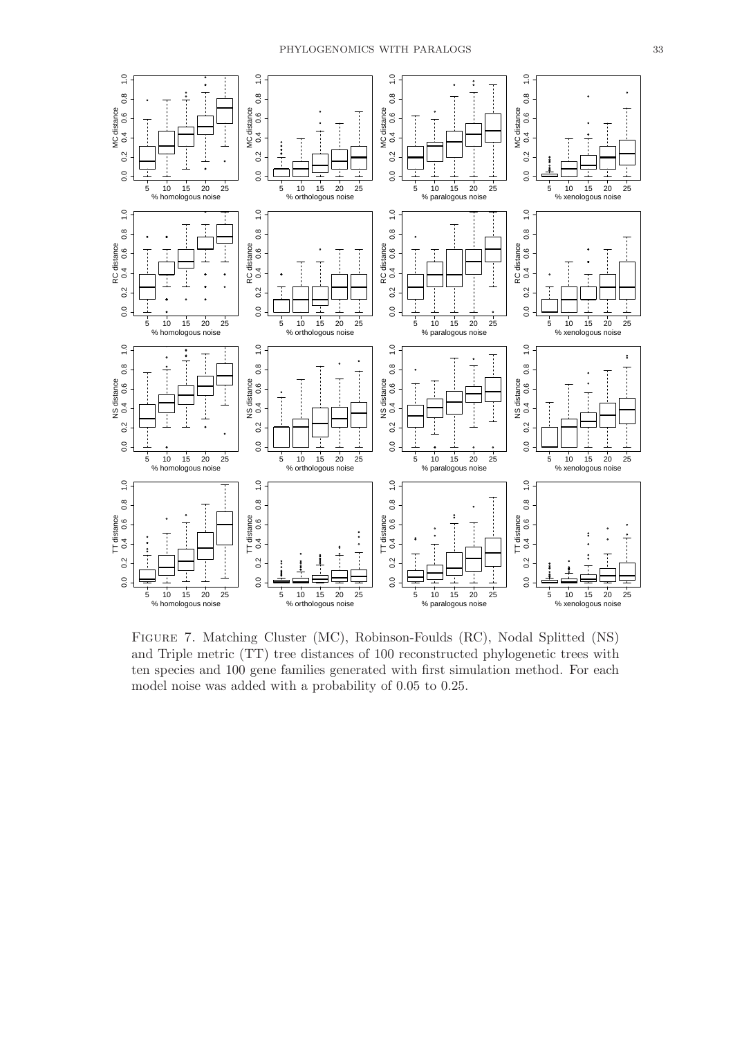FIGURE 7. Matching Cluster (MC), Robinson-Foulds (RC), Nodal Splitted (NS) and Triple metric (TT) tree distances of 100 reconstructed phylogenetic trees with ten species and 100 gene families generated with first simulation method. For each model noise was added with a probability of 0.05 to 0.25.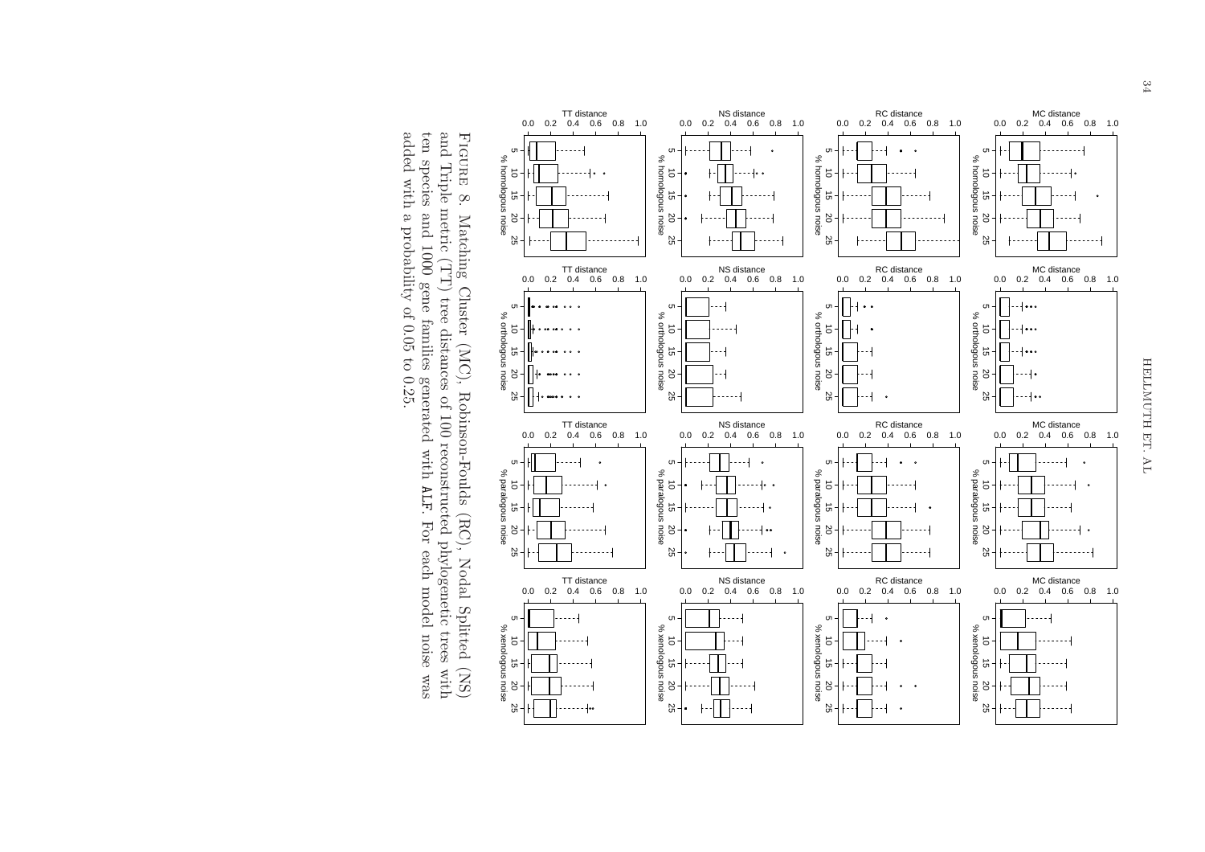FIGURE 8. Matching Cluster (MC), Robinson-Foulds (RC), Nodal Splitted (NS) and Triple metric (TT) tree distances of 100 reconstructed phylogenetic trees with ten species and 1000 gene families generated with ALF. For each model noise was added with a probability of 0.05 to 0.25.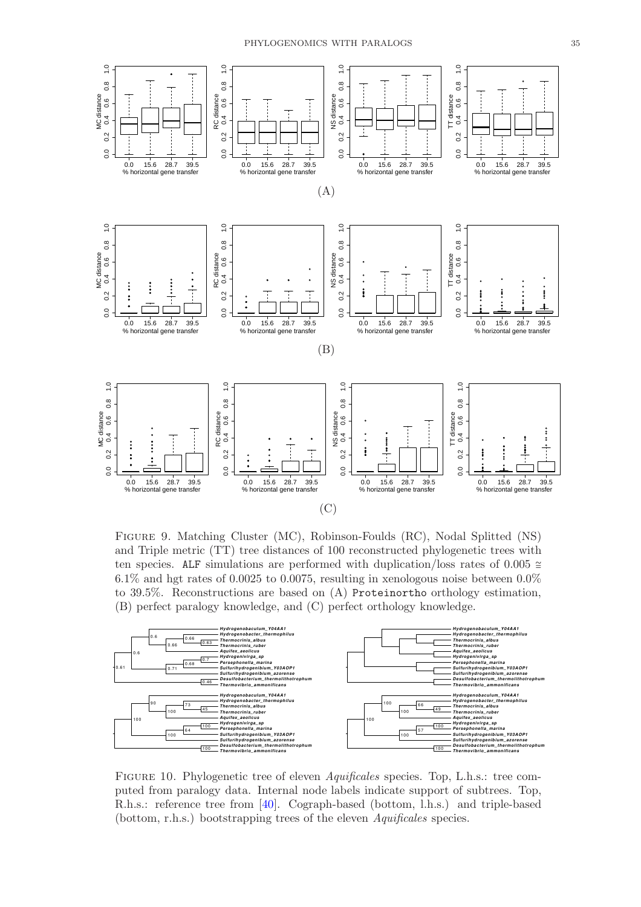Figure 9. Matching Cluster (MC), Robinson-Foulds (RC), Nodal Splitted (NS) and Triple metric (TT) tree distances of 100 reconstructed phylogenetic trees with ten species. ALF simulations are performed with duplication/loss rates of $0.005 \cong 6.1\%$ and hgt rates of 0.0025 to 0.0075, resulting in xenologous noise between 0.0% to 39.5%. Reconstructions are based on (A) Proteinortho orthology estimation, (B) perfect paralogy knowledge, and (C) perfect orthology knowledge.

Figure 10. Phylogenetic tree of eleven *Aquificales* species. Top, L.h.s.: tree computed from paralogy data. Internal node labels indicate support of subtrees. Top, R.h.s.: reference tree from [40]. Cograph-based (bottom, l.h.s.) and triple-based (bottom, r.h.s.) bootstrapping trees of the eleven *Aquificales* species.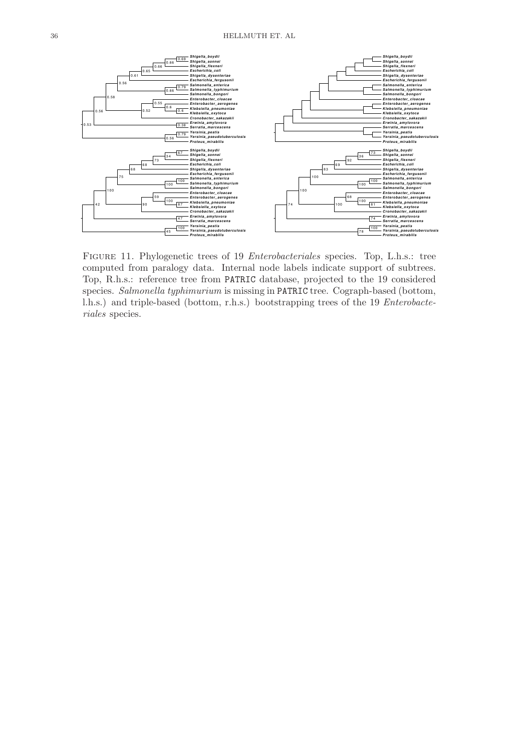FIGURE 11. Phylogenetic trees of 19 *Enterobacteriales* species. Top, L.h.s.: tree computed from paralogy data. Internal node labels indicate support of subtrees. Top, R.h.s.: reference tree from PATRIC database, projected to the 19 considered species. *Salmonella typhimurium* is missing in PATRIC tree. Cograph-based (bottom, l.h.s.) and triple-based (bottom, r.h.s.) bootstrapping trees of the 19 *Enterobacteriales* species.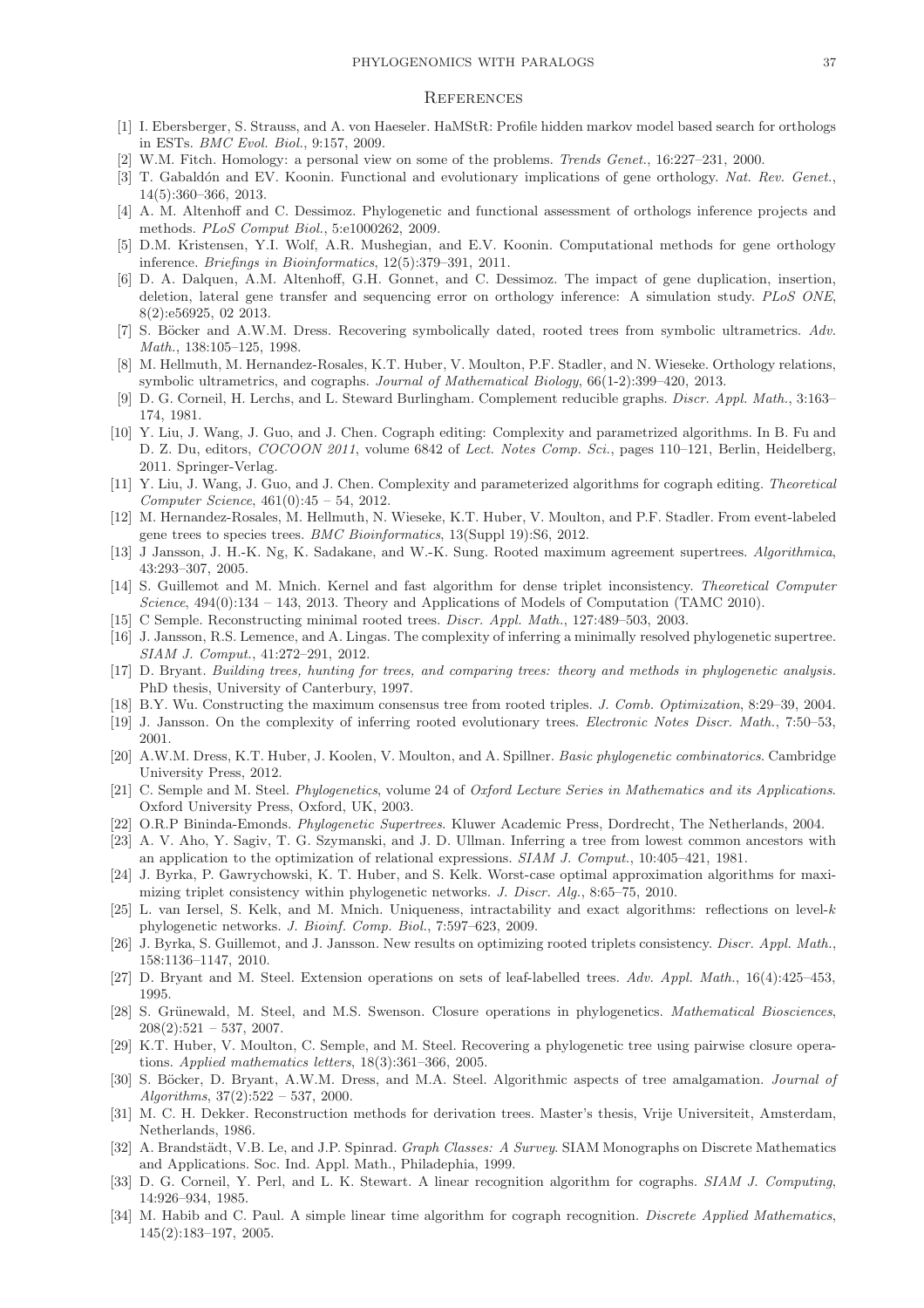## References

[1] I. Ebersberger, S. Strauss, and A. von Haeseler. HaMStR: Profile hidden markov model based search for orthologs in ESTs. *BMC Evol. Biol.*, 9:157, 2009.

[2] W.M. Fitch. Homology: a personal view on some of the problems. *Trends Genet.*, 16:227–231, 2000.

[3] T. Gabaldón and EV. Koonin. Functional and evolutionary implications of gene orthology. *Nat. Rev. Genet.*, 14(5):360–366, 2013.

[4] A. M. Altenhoff and C. Dessimoz. Phylogenetic and functional assessment of orthologs inference projects and methods. *PLoS Comput Biol.*, 5:e1000262, 2009.

[5] D.M. Kristensen, Y.I. Wolf, A.R. Mushegian, and E.V. Koonin. Computational methods for gene orthology inference. *Briefings in Bioinformatics*, 12(5):379–391, 2011.

[6] D. A. Dalquen, A.M. Altenhoff, G.H. Gonnet, and C. Dessimoz. The impact of gene duplication, insertion, deletion, lateral gene transfer and sequencing error on orthology inference: A simulation study. *PLoS ONE*, 8(2):e56925, 02 2013.

[7] S. Böcker and A.W.M. Dress. Recovering symbolically dated, rooted trees from symbolic ultrametrics. *Adv. Math.*, 138:105–125, 1998.

[8] M. Hellmuth, M. Hernandez-Rosales, K.T. Huber, V. Moulton, P.F. Stadler, and N. Wieseke. Orthology relations, symbolic ultrametrics, and cographs. *Journal of Mathematical Biology*, 66(1-2):399–420, 2013.

[9] D. G. Corneil, H. Lerchs, and L. Steward Burlingham. Complement reducible graphs. *Discr. Appl. Math.*, 3:163–174, 1981.

[10] Y. Liu, J. Wang, J. Guo, and J. Chen. Cograph editing: Complexity and parametrized algorithms. In B. Fu and D. Z. Du, editors, *COCOON 2011*, volume 6842 of *Lect. Notes Comp. Sci.*, pages 110–121, Berlin, Heidelberg, 2011. Springer-Verlag.

[11] Y. Liu, J. Wang, J. Guo, and J. Chen. Complexity and parameterized algorithms for cograph editing. *Theoretical Computer Science*, 461(0):45 – 54, 2012.

[12] M. Hernandez-Rosales, M. Hellmuth, N. Wieseke, K.T. Huber, V. Moulton, and P.F. Stadler. From event-labeled gene trees to species trees. *BMC Bioinformatics*, 13(Suppl 19):S6, 2012.

[13] J Jansson, J. H.-K. Ng, K. Sadakane, and W.-K. Sung. Rooted maximum agreement supertrees. *Algorithmica*, 43:293–307, 2005.

[14] S. Guillemot and M. Mnich. Kernel and fast algorithm for dense triplet inconsistency. *Theoretical Computer Science*, 494(0):134 – 143, 2013. Theory and Applications of Models of Computation (TAMC 2010).

[15] C Semple. Reconstructing minimal rooted trees. *Discr. Appl. Math.*, 127:489–503, 2003.

[16] J. Jansson, R.S. Lemence, and A. Lingas. The complexity of inferring a minimally resolved phylogenetic supertree. *SIAM J. Comput.*, 41:272–291, 2012.

[17] D. Bryant. *Building trees, hunting for trees, and comparing trees: theory and methods in phylogenetic analysis.* PhD thesis, University of Canterbury, 1997.

[18] B.Y. Wu. Constructing the maximum consensus tree from rooted triples. *J. Comb. Optimization*, 8:29–39, 2004.

[19] J. Jansson. On the complexity of inferring rooted evolutionary trees. *Electronic Notes Discr. Math.*, 7:50–53, 2001.

[20] A.W.M. Dress, K.T. Huber, J. Koolen, V. Moulton, and A. Spillner. *Basic phylogenetic combinatorics*. Cambridge University Press, 2012.

[21] C. Semple and M. Steel. *Phylogenetics*, volume 24 of *Oxford Lecture Series in Mathematics and its Applications*. Oxford University Press, Oxford, UK, 2003.

[22] O.R.P Bininda-Emonds. *Phylogenetic Supertrees*. Kluwer Academic Press, Dordrecht, The Netherlands, 2004.

[23] A. V. Aho, Y. Sagiv, T. G. Szymanski, and J. D. Ullman. Inferring a tree from lowest common ancestors with an application to the optimization of relational expressions. *SIAM J. Comput.*, 10:405–421, 1981.

[24] J. Byrka, P. Gawrychowski, K. T. Huber, and S. Kelk. Worst-case optimal approximation algorithms for maximizing triplet consistency within phylogenetic networks. *J. Discr. Alg.*, 8:65–75, 2010.

[25] L. van Iersel, S. Kelk, and M. Mnich. Uniqueness, intractability and exact algorithms: reflections on level-$k$ phylogenetic networks. *J. Bioinf. Comp. Biol.*, 7:597–623, 2009.

[26] J. Byrka, S. Guillemot, and J. Jansson. New results on optimizing rooted triplets consistency. *Discr. Appl. Math.*, 158:1136–1147, 2010.

[27] D. Bryant and M. Steel. Extension operations on sets of leaf-labelled trees. *Adv. Appl. Math.*, 16(4):425–453, 1995.

[28] S. Grünewald, M. Steel, and M.S. Swenson. Closure operations in phylogenetics. *Mathematical Biosciences*, 208(2):521 – 537, 2007.

[29] K.T. Huber, V. Moulton, C. Semple, and M. Steel. Recovering a phylogenetic tree using pairwise closure operations. *Applied mathematics letters*, 18(3):361–366, 2005.

[30] S. Böcker, D. Bryant, A.W.M. Dress, and M.A. Steel. Algorithmic aspects of tree amalgamation. *Journal of Algorithms*, 37(2):522 – 537, 2000.

[31] M. C. H. Dekker. Reconstruction methods for derivation trees. Master's thesis, Vrije Universiteit, Amsterdam, Netherlands, 1986.

[32] A. Brandstädt, V.B. Le, and J.P. Spinrad. *Graph Classes: A Survey.* SIAM Monographs on Discrete Mathematics and Applications. Soc. Ind. Appl. Math., Philadephia, 1999.

[33] D. G. Corneil, Y. Perl, and L. K. Stewart. A linear recognition algorithm for cographs. *SIAM J. Computing*, 14:926–934, 1985.

[34] M. Habib and C. Paul. A simple linear time algorithm for cograph recognition. *Discrete Applied Mathematics*, 145(2):183–197, 2005.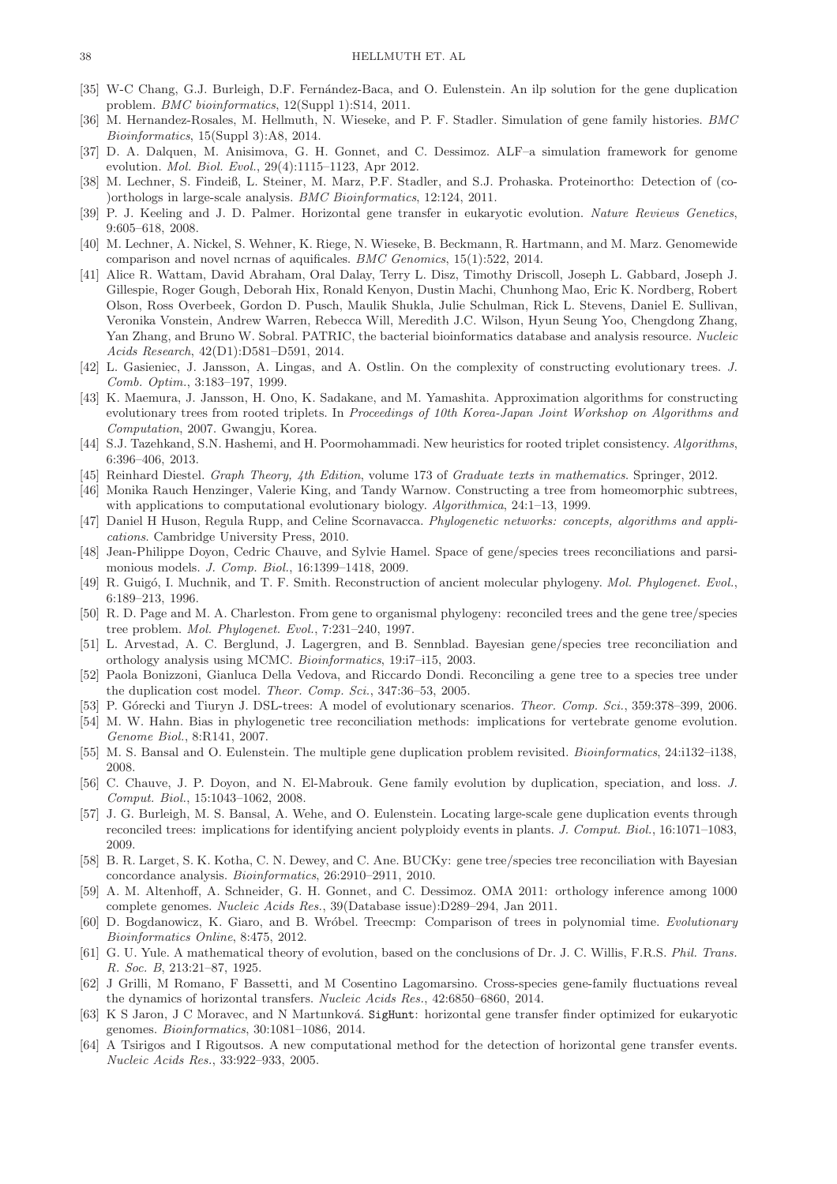[35] W-C Chang, G.J. Burleigh, D.F. Fernández-Baca, and O. Eulenstein. An ilp solution for the gene duplication problem. *BMC bioinformatics*, 12(Suppl 1):S14, 2011.

[36] M. Hernandez-Rosales, M. Hellmuth, N. Wieseke, and P. F. Stadler. Simulation of gene family histories. *BMC Bioinformatics*, 15(Suppl 3):A8, 2014.

[37] D. A. Dalquen, M. Anisimova, G. H. Gonnet, and C. Dessimoz. ALF–a simulation framework for genome evolution. *Mol. Biol. Evol.*, 29(4):1115–1123, Apr 2012.

[38] M. Lechner, S. Findeiß, L. Steiner, M. Marz, P.F. Stadler, and S.J. Prohaska. Proteinortho: Detection of (co-)orthologs in large-scale analysis. *BMC Bioinformatics*, 12:124, 2011.

[39] P. J. Keeling and J. D. Palmer. Horizontal gene transfer in eukaryotic evolution. *Nature Reviews Genetics*, 9:605–618, 2008.

[40] M. Lechner, A. Nickel, S. Wehner, K. Riege, N. Wieseke, B. Beckmann, R. Hartmann, and M. Marz. Genomewide comparison and novel ncrnas of aquificales. *BMC Genomics*, 15(1):522, 2014.

[41] Alice R. Wattam, David Abraham, Oral Dalay, Terry L. Disz, Timothy Driscoll, Joseph L. Gabbard, Joseph J. Gillespie, Roger Gough, Deborah Hix, Ronald Kenyon, Dustin Machi, Chunhong Mao, Eric K. Nordberg, Robert Olson, Ross Overbeek, Gordon D. Pusch, Maulik Shukla, Julie Schulman, Rick L. Stevens, Daniel E. Sullivan, Veronika Vonstein, Andrew Warren, Rebecca Will, Meredith J.C. Wilson, Hyun Seung Yoo, Chengdong Zhang, Yan Zhang, and Bruno W. Sobral. PATRIC, the bacterial bioinformatics database and analysis resource. *Nucleic Acids Research*, 42(D1):D581–D591, 2014.

[42] L. Gasieniec, J. Jansson, A. Lingas, and A. Ostlin. On the complexity of constructing evolutionary trees. *J. Comb. Optim.*, 3:183–197, 1999.

[43] K. Maemura, J. Jansson, H. Ono, K. Sadakane, and M. Yamashita. Approximation algorithms for constructing evolutionary trees from rooted triplets. In *Proceedings of 10th Korea-Japan Joint Workshop on Algorithms and Computation*, 2007. Gwangju, Korea.

[44] S.J. Tazehkand, S.N. Hashemi, and H. Poormohammadi. New heuristics for rooted triplet consistency. *Algorithms*, 6:396–406, 2013.

[45] Reinhard Diestel. *Graph Theory, 4th Edition*, volume 173 of *Graduate texts in mathematics*. Springer, 2012.

[46] Monika Rauch Henzinger, Valerie King, and Tandy Warnow. Constructing a tree from homeomorphic subtrees, with applications to computational evolutionary biology. *Algorithmica*, 24:1–13, 1999.

[47] Daniel H Huson, Regula Rupp, and Celine Scornavacca. *Phylogenetic networks: concepts, algorithms and applications*. Cambridge University Press, 2010.

[48] Jean-Philippe Doyon, Cedric Chauve, and Sylvie Hamel. Space of gene/species trees reconciliations and parsimonious models. *J. Comp. Biol.*, 16:1399–1418, 2009.

[49] R. Guigó, I. Muchnik, and T. F. Smith. Reconstruction of ancient molecular phylogeny. *Mol. Phylogenet. Evol.*, 6:189–213, 1996.

[50] R. D. Page and M. A. Charleston. From gene to organismal phylogeny: reconciled trees and the gene tree/species tree problem. *Mol. Phylogenet. Evol.*, 7:231–240, 1997.

[51] L. Arvestad, A. C. Berglund, J. Lagergren, and B. Sennblad. Bayesian gene/species tree reconciliation and orthology analysis using MCMC. *Bioinformatics*, 19:i7–i15, 2003.

[52] Paola Bonizzoni, Gianluca Della Vedova, and Riccardo Dondi. Reconciling a gene tree to a species tree under the duplication cost model. *Theor. Comp. Sci.*, 347:36–53, 2005.

[53] P. Górecki and Tiuryn J. DSL-trees: A model of evolutionary scenarios. *Theor. Comp. Sci.*, 359:378–399, 2006.

[54] M. W. Hahn. Bias in phylogenetic tree reconciliation methods: implications for vertebrate genome evolution. *Genome Biol.*, 8:R141, 2007.

[55] M. S. Bansal and O. Eulenstein. The multiple gene duplication problem revisited. *Bioinformatics*, 24:i132–i138, 2008.

[56] C. Chauve, J. P. Doyon, and N. El-Mabrouk. Gene family evolution by duplication, speciation, and loss. *J. Comput. Biol.*, 15:1043–1062, 2008.

[57] J. G. Burleigh, M. S. Bansal, A. Wehe, and O. Eulenstein. Locating large-scale gene duplication events through reconciled trees: implications for identifying ancient polyploidy events in plants. *J. Comput. Biol.*, 16:1071–1083, 2009.

[58] B. R. Larget, S. K. Kotha, C. N. Dewey, and C. Ane. BUCKy: gene tree/species tree reconciliation with Bayesian concordance analysis. *Bioinformatics*, 26:2910–2911, 2010.

[59] A. M. Altenhoff, A. Schneider, G. H. Gonnet, and C. Dessimoz. OMA 2011: orthology inference among 1000 complete genomes. *Nucleic Acids Res.*, 39(Database issue):D289–294, Jan 2011.

[60] D. Bogdanowicz, K. Giaro, and B. Wróbel. Treecmp: Comparison of trees in polynomial time. *Evolutionary Bioinformatics Online*, 8:475, 2012.

[61] G. U. Yule. A mathematical theory of evolution, based on the conclusions of Dr. J. C. Willis, F.R.S. *Phil. Trans. R. Soc. B*, 213:21–87, 1925.

[62] J Grilli, M Romano, F Bassetti, and M Cosentino Lagomarsino. Cross-species gene-family fluctuations reveal the dynamics of horizontal transfers. *Nucleic Acids Res.*, 42:6850–6860, 2014.

[63] K S Jaron, J C Moravec, and N Martınková. `SigHunt`: horizontal gene transfer finder optimized for eukaryotic genomes. *Bioinformatics*, 30:1081–1086, 2014.

[64] A Tsirigos and I Rigoutsos. A new computational method for the detection of horizontal gene transfer events. *Nucleic Acids Res.*, 33:922–933, 2005.